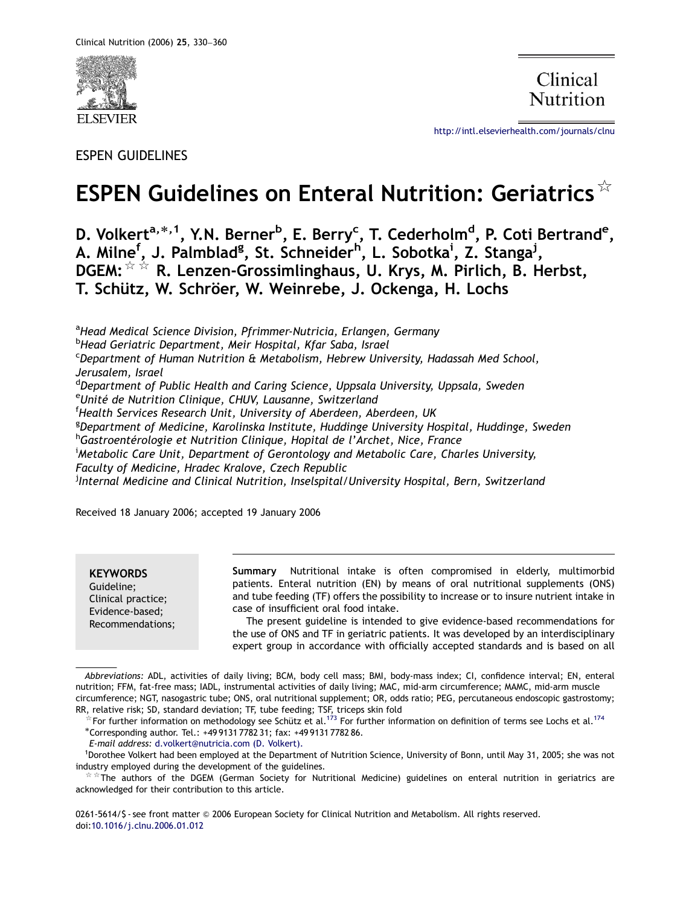ESPEN GUIDELINES

# ESPEN Guidelines on Enteral Nutrition: Geriatrics ☆

**D. Volkert[a,*,1], Y.N. Berner[b], E. Berry[c], T. Cederholm[d], P. Coti Bertrand[e], A. Milne[f], J. Palmblad[g], St. Schneider[h], L. Sobotka[i], Z. Stanga[j], DGEM: ☆☆ R. Lenzen-Grossimlinghaus, U. Krys, M. Pirlich, B. Herbst, T. Schütz, W. Schröer, W. Weinrebe, J. Ockenga, H. Lochs**

[a] *Head Medical Science Division, Pfrimmer-Nutricia, Erlangen, Germany*
[b] *Head Geriatric Department, Meir Hospital, Kfar Saba, Israel*
[c] *Department of Human Nutrition & Metabolism, Hebrew University, Hadassah Med School, Jerusalem, Israel*
[d] *Department of Public Health and Caring Science, Uppsala University, Uppsala, Sweden*
[e] *Unité de Nutrition Clinique, CHUV, Lausanne, Switzerland*
[f] *Health Services Research Unit, University of Aberdeen, Aberdeen, UK*
[g] *Department of Medicine, Karolinska Institute, Huddinge University Hospital, Huddinge, Sweden*
[h] *Gastroentérologie et Nutrition Clinique, Hopital de l'Archet, Nice, France*
[i] *Metabolic Care Unit, Department of Gerontology and Metabolic Care, Charles University, Faculty of Medicine, Hradec Kralove, Czech Republic*
[j] *Internal Medicine and Clinical Nutrition, Inselspital/University Hospital, Bern, Switzerland*

Received 18 January 2006; accepted 19 January 2006

**KEYWORDS**
Guideline;
Clinical practice;
Evidence-based;
Recommendations;

**Summary** Nutritional intake is often compromised in elderly, multimorbid patients. Enteral nutrition (EN) by means of oral nutritional supplements (ONS) and tube feeding (TF) offers the possibility to increase or to insure nutrient intake in case of insufficient oral food intake.

The present guideline is intended to give evidence-based recommendations for the use of ONS and TF in geriatric patients. It was developed by an interdisciplinary expert group in accordance with officially accepted standards and is based on all

*Abbreviations:* ADL, activities of daily living; BCM, body cell mass; BMI, body-mass index; CI, confidence interval; EN, enteral nutrition; FFM, fat-free mass; IADL, instrumental activities of daily living; MAC, mid-arm circumference; MAMC, mid-arm muscle circumference; NGT, nasogastric tube; ONS, oral nutritional supplement; OR, odds ratio; PEG, percutaneous endoscopic gastrostomy; RR, relative risk; SD, standard deviation; TF, tube feeding; TSF, triceps skin fold

☆ For further information on methodology see Schütz et al.[173] For further information on definition of terms see Lochs et al.[174]

*Corresponding author. Tel.: +49 9131 7782 31; fax: +49 9131 7782 86.

*E-mail address:* d.volkert@nutricia.com (D. Volkert).

[1] Dorothee Volkert had been employed at the Department of Nutrition Science, University of Bonn, until May 31, 2005; she was not industry employed during the development of the guidelines.

☆☆ The authors of the DGEM (German Society for Nutritional Medicine) guidelines on enteral nutrition in geriatrics are acknowledged for their contribution to this article.

0261-5614/$ - see front matter © 2006 European Society for Clinical Nutrition and Metabolism. All rights reserved.
doi:10.1016/j.clnu.2006.01.012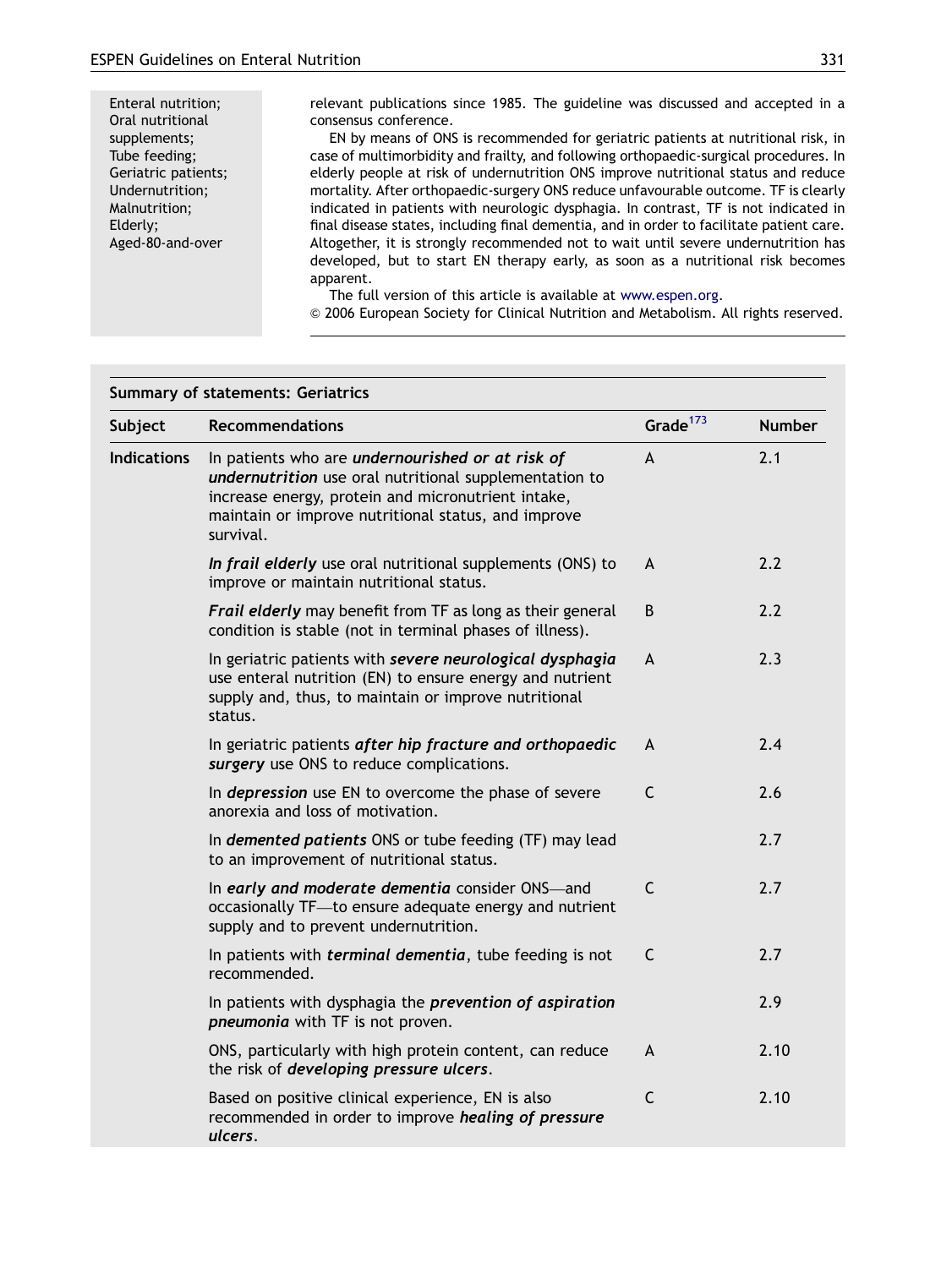Enteral nutrition; Oral nutritional supplements; Tube feeding; Geriatric patients; Undernutrition; Malnutrition; Elderly; Aged-80-and-over

relevant publications since 1985. The guideline was discussed and accepted in a consensus conference.

EN by means of ONS is recommended for geriatric patients at nutritional risk, in case of multimorbidity and frailty, and following orthopaedic-surgical procedures. In elderly people at risk of undernutrition ONS improve nutritional status and reduce mortality. After orthopaedic-surgery ONS reduce unfavourable outcome. TF is clearly indicated in patients with neurologic dysphagia. In contrast, TF is not indicated in final disease states, including final dementia, and in order to facilitate patient care. Altogether, it is strongly recommended not to wait until severe undernutrition has developed, but to start EN therapy early, as soon as a nutritional risk becomes apparent.

The full version of this article is available at www.espen.org.

© 2006 European Society for Clinical Nutrition and Metabolism. All rights reserved.

**Summary of statements: Geriatrics**

| Subject | Recommendations | Grade[173] | Number |
|---|---|---|---|
| **Indications** | In patients who are ***undernourished or at risk of undernutrition*** use oral nutritional supplementation to increase energy, protein and micronutrient intake, maintain or improve nutritional status, and improve survival. | A | 2.1 |
| | ***In frail elderly*** use oral nutritional supplements (ONS) to improve or maintain nutritional status. | A | 2.2 |
| | ***Frail elderly*** may benefit from TF as long as their general condition is stable (not in terminal phases of illness). | B | 2.2 |
| | In geriatric patients with ***severe neurological dysphagia*** use enteral nutrition (EN) to ensure energy and nutrient supply and, thus, to maintain or improve nutritional status. | A | 2.3 |
| | In geriatric patients ***after hip fracture and orthopaedic surgery*** use ONS to reduce complications. | A | 2.4 |
| | In ***depression*** use EN to overcome the phase of severe anorexia and loss of motivation. | C | 2.6 |
| | In ***demented patients*** ONS or tube feeding (TF) may lead to an improvement of nutritional status. | | 2.7 |
| | In ***early and moderate dementia*** consider ONS—and occasionally TF—to ensure adequate energy and nutrient supply and to prevent undernutrition. | C | 2.7 |
| | In patients with ***terminal dementia***, tube feeding is not recommended. | C | 2.7 |
| | In patients with dysphagia the ***prevention of aspiration pneumonia*** with TF is not proven. | | 2.9 |
| | ONS, particularly with high protein content, can reduce the risk of ***developing pressure ulcers***. | A | 2.10 |
| | Based on positive clinical experience, EN is also recommended in order to improve ***healing of pressure ulcers***. | C | 2.10 |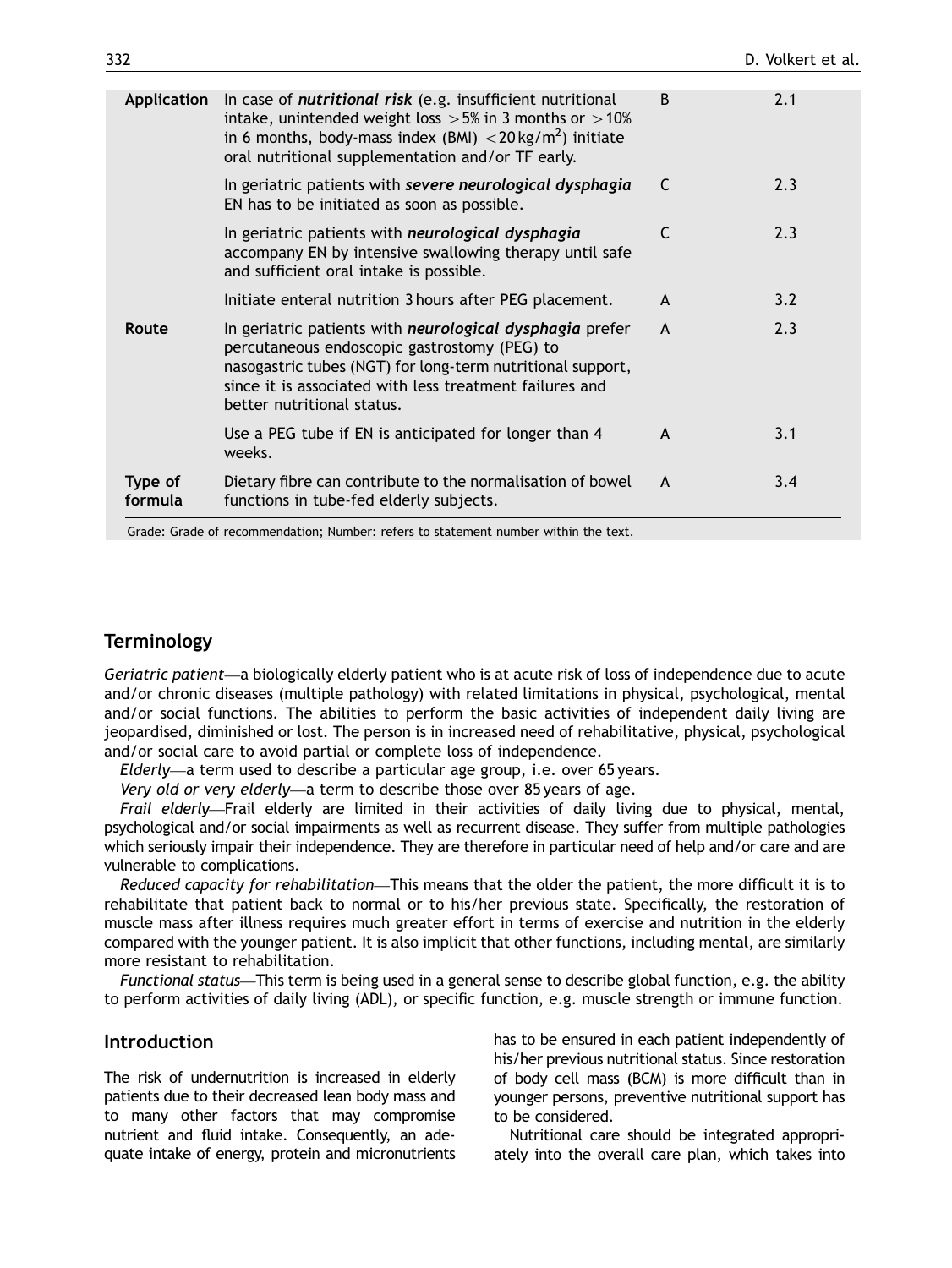| | | | |
|---|---|---|---|
| Application | In case of ***nutritional risk*** (e.g. insufficient nutritional intake, unintended weight loss >5% in 3 months or >10% in 6 months, body-mass index (BMI) <20 kg/m$^2$) initiate oral nutritional supplementation and/or TF early. | B | 2.1 |
| | In geriatric patients with ***severe neurological dysphagia*** EN has to be initiated as soon as possible. | C | 2.3 |
| | In geriatric patients with ***neurological dysphagia*** accompany EN by intensive swallowing therapy until safe and sufficient oral intake is possible. | C | 2.3 |
| | Initiate enteral nutrition 3 hours after PEG placement. | A | 3.2 |
| Route | In geriatric patients with ***neurological dysphagia*** prefer percutaneous endoscopic gastrostomy (PEG) to nasogastric tubes (NGT) for long-term nutritional support, since it is associated with less treatment failures and better nutritional status. | A | 2.3 |
| | Use a PEG tube if EN is anticipated for longer than 4 weeks. | A | 3.1 |
| Type of formula | Dietary fibre can contribute to the normalisation of bowel functions in tube-fed elderly subjects. | A | 3.4 |

Grade: Grade of recommendation; Number: refers to statement number within the text.

## Terminology

*Geriatric patient*—a biologically elderly patient who is at acute risk of loss of independence due to acute and/or chronic diseases (multiple pathology) with related limitations in physical, psychological, mental and/or social functions. The abilities to perform the basic activities of independent daily living are jeopardised, diminished or lost. The person is in increased need of rehabilitative, physical, psychological and/or social care to avoid partial or complete loss of independence.

*Elderly*—a term used to describe a particular age group, i.e. over 65 years.

*Very old or very elderly*—a term to describe those over 85 years of age.

*Frail elderly*—Frail elderly are limited in their activities of daily living due to physical, mental, psychological and/or social impairments as well as recurrent disease. They suffer from multiple pathologies which seriously impair their independence. They are therefore in particular need of help and/or care and are vulnerable to complications.

*Reduced capacity for rehabilitation*—This means that the older the patient, the more difficult it is to rehabilitate that patient back to normal or to his/her previous state. Specifically, the restoration of muscle mass after illness requires much greater effort in terms of exercise and nutrition in the elderly compared with the younger patient. It is also implicit that other functions, including mental, are similarly more resistant to rehabilitation.

*Functional status*—This term is being used in a general sense to describe global function, e.g. the ability to perform activities of daily living (ADL), or specific function, e.g. muscle strength or immune function.

## Introduction

The risk of undernutrition is increased in elderly patients due to their decreased lean body mass and to many other factors that may compromise nutrient and fluid intake. Consequently, an adequate intake of energy, protein and micronutrients has to be ensured in each patient independently of his/her previous nutritional status. Since restoration of body cell mass (BCM) is more difficult than in younger persons, preventive nutritional support has to be considered.

Nutritional care should be integrated appropriately into the overall care plan, which takes into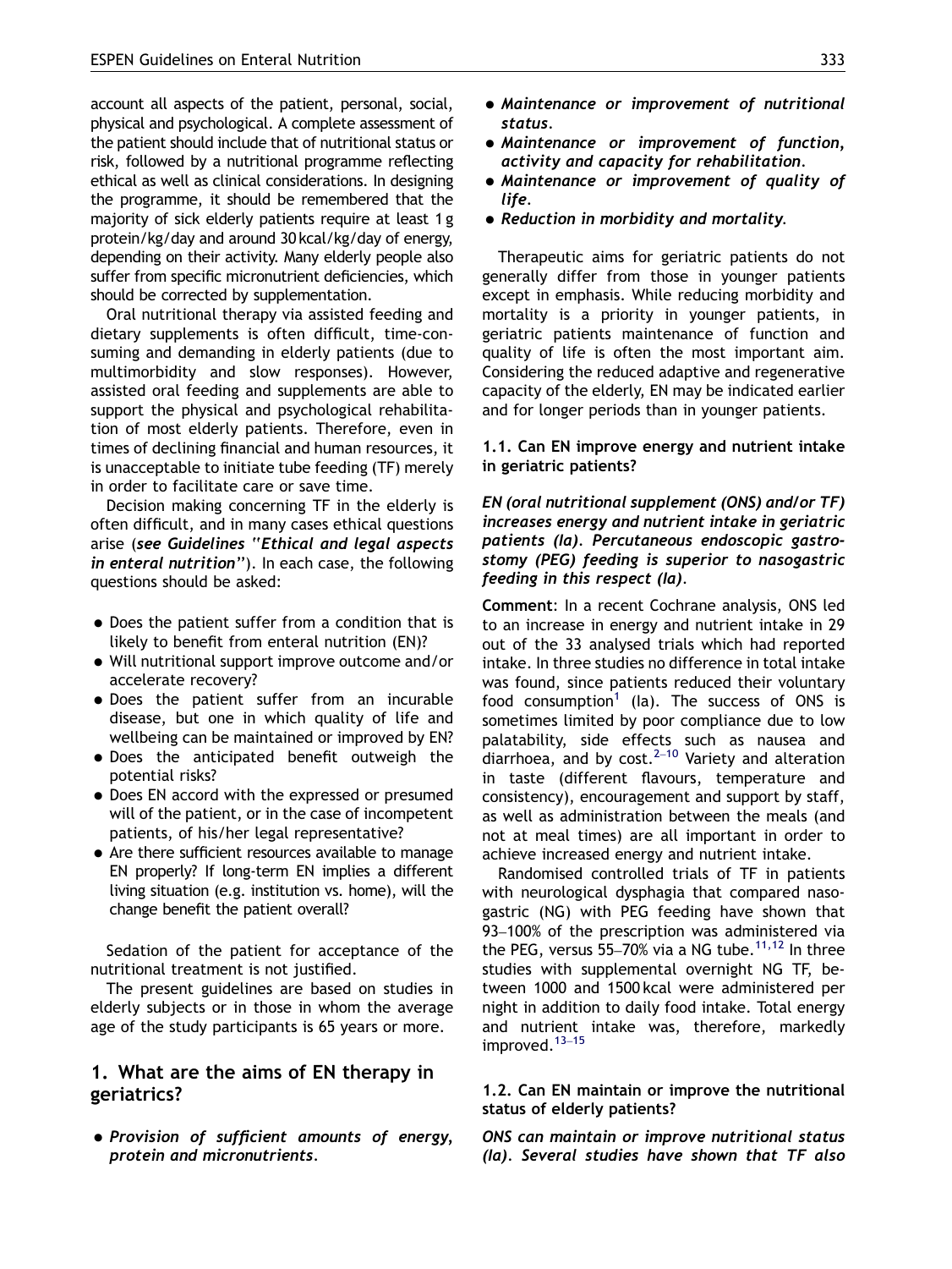account all aspects of the patient, personal, social, physical and psychological. A complete assessment of the patient should include that of nutritional status or risk, followed by a nutritional programme reflecting ethical as well as clinical considerations. In designing the programme, it should be remembered that the majority of sick elderly patients require at least 1 g protein/kg/day and around 30 kcal/kg/day of energy, depending on their activity. Many elderly people also suffer from specific micronutrient deficiencies, which should be corrected by supplementation.

Oral nutritional therapy via assisted feeding and dietary supplements is often difficult, time-consuming and demanding in elderly patients (due to multimorbidity and slow responses). However, assisted oral feeding and supplements are able to support the physical and psychological rehabilitation of most elderly patients. Therefore, even in times of declining financial and human resources, it is unacceptable to initiate tube feeding (TF) merely in order to facilitate care or save time.

Decision making concerning TF in the elderly is often difficult, and in many cases ethical questions arise (***see Guidelines "Ethical and legal aspects in enteral nutrition"***). In each case, the following questions should be asked:

- Does the patient suffer from a condition that is likely to benefit from enteral nutrition (EN)?
- Will nutritional support improve outcome and/or accelerate recovery?
- Does the patient suffer from an incurable disease, but one in which quality of life and wellbeing can be maintained or improved by EN?
- Does the anticipated benefit outweigh the potential risks?
- Does EN accord with the expressed or presumed will of the patient, or in the case of incompetent patients, of his/her legal representative?
- Are there sufficient resources available to manage EN properly? If long-term EN implies a different living situation (e.g. institution vs. home), will the change benefit the patient overall?

Sedation of the patient for acceptance of the nutritional treatment is not justified.

The present guidelines are based on studies in elderly subjects or in those in whom the average age of the study participants is 65 years or more.

## 1. What are the aims of EN therapy in geriatrics?

- ***Provision of sufficient amounts of energy, protein and micronutrients.***
- ***Maintenance or improvement of nutritional status.***
- ***Maintenance or improvement of function, activity and capacity for rehabilitation.***
- ***Maintenance or improvement of quality of life.***
- ***Reduction in morbidity and mortality.***

Therapeutic aims for geriatric patients do not generally differ from those in younger patients except in emphasis. While reducing morbidity and mortality is a priority in younger patients, in geriatric patients maintenance of function and quality of life is often the most important aim. Considering the reduced adaptive and regenerative capacity of the elderly, EN may be indicated earlier and for longer periods than in younger patients.

### 1.1. Can EN improve energy and nutrient intake in geriatric patients?

***EN (oral nutritional supplement (ONS) and/or TF) increases energy and nutrient intake in geriatric patients (Ia). Percutaneous endoscopic gastrostomy (PEG) feeding is superior to nasogastric feeding in this respect (Ia).***

**Comment**: In a recent Cochrane analysis, ONS led to an increase in energy and nutrient intake in 29 out of the 33 analysed trials which had reported intake. In three studies no difference in total intake was found, since patients reduced their voluntary food consumption[1] (Ia). The success of ONS is sometimes limited by poor compliance due to low palatability, side effects such as nausea and diarrhoea, and by cost.[2–10] Variety and alteration in taste (different flavours, temperature and consistency), encouragement and support by staff, as well as administration between the meals (and not at meal times) are all important in order to achieve increased energy and nutrient intake.

Randomised controlled trials of TF in patients with neurological dysphagia that compared nasogastric (NG) with PEG feeding have shown that 93–100% of the prescription was administered via the PEG, versus 55–70% via a NG tube.[11,12] In three studies with supplemental overnight NG TF, between 1000 and 1500 kcal were administered per night in addition to daily food intake. Total energy and nutrient intake was, therefore, markedly improved.[13–15]

### 1.2. Can EN maintain or improve the nutritional status of elderly patients?

***ONS can maintain or improve nutritional status (Ia). Several studies have shown that TF also***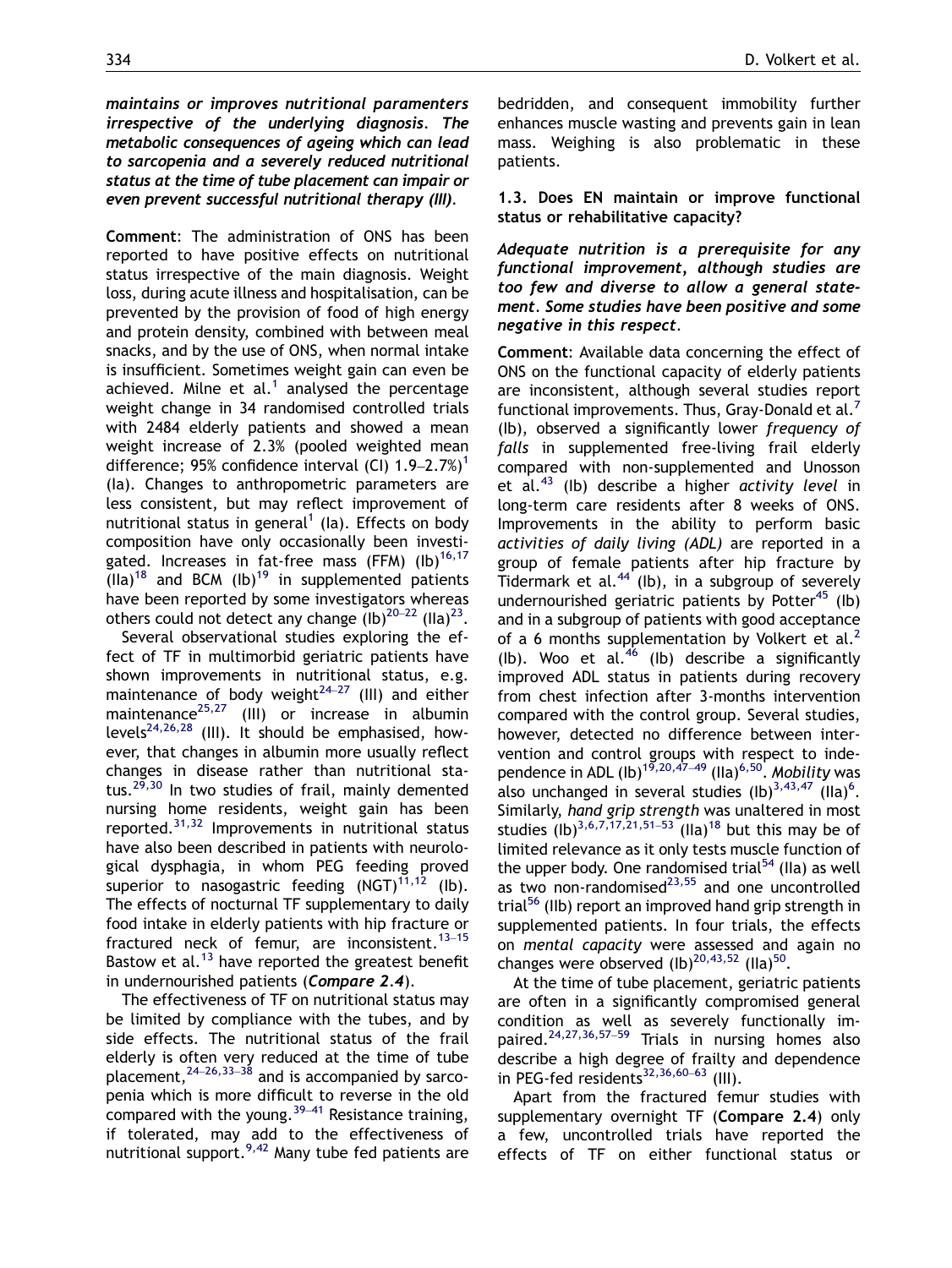***maintains or improves nutritional paramenters irrespective of the underlying diagnosis. The metabolic consequences of ageing which can lead to sarcopenia and a severely reduced nutritional status at the time of tube placement can impair or even prevent successful nutritional therapy (III).***

**Comment**: The administration of ONS has been reported to have positive effects on nutritional status irrespective of the main diagnosis. Weight loss, during acute illness and hospitalisation, can be prevented by the provision of food of high energy and protein density, combined with between meal snacks, and by the use of ONS, when normal intake is insufficient. Sometimes weight gain can even be achieved. Milne et al.[1] analysed the percentage weight change in 34 randomised controlled trials with 2484 elderly patients and showed a mean weight increase of 2.3% (pooled weighted mean difference; 95% confidence interval (CI) 1.9–2.7%)[1] (Ia). Changes to anthropometric parameters are less consistent, but may reflect improvement of nutritional status in general[1] (Ia). Effects on body composition have only occasionally been investigated. Increases in fat-free mass (FFM) (Ib)[16,17] (IIa)[18] and BCM (Ib)[19] in supplemented patients have been reported by some investigators whereas others could not detect any change (Ib)[20–22] (IIa)[23].

Several observational studies exploring the effect of TF in multimorbid geriatric patients have shown improvements in nutritional status, e.g. maintenance of body weight[24–27] (III) and either maintenance[25,27] (III) or increase in albumin levels[24,26,28] (III). It should be emphasised, however, that changes in albumin more usually reflect changes in disease rather than nutritional status.[29,30] In two studies of frail, mainly demented nursing home residents, weight gain has been reported.[31,32] Improvements in nutritional status have also been described in patients with neurological dysphagia, in whom PEG feeding proved superior to nasogastric feeding (NGT)[11,12] (Ib). The effects of nocturnal TF supplementary to daily food intake in elderly patients with hip fracture or fractured neck of femur, are inconsistent.[13–15] Bastow et al.[13] have reported the greatest benefit in undernourished patients (***Compare 2.4***).

The effectiveness of TF on nutritional status may be limited by compliance with the tubes, and by side effects. The nutritional status of the frail elderly is often very reduced at the time of tube placement,[24–26,33–38] and is accompanied by sarcopenia which is more difficult to reverse in the old compared with the young.[39–41] Resistance training, if tolerated, may add to the effectiveness of nutritional support.[9,42] Many tube fed patients are bedridden, and consequent immobility further enhances muscle wasting and prevents gain in lean mass. Weighing is also problematic in these patients.

### 1.3. Does EN maintain or improve functional status or rehabilitative capacity?

***Adequate nutrition is a prerequisite for any functional improvement, although studies are too few and diverse to allow a general statement. Some studies have been positive and some negative in this respect.***

**Comment**: Available data concerning the effect of ONS on the functional capacity of elderly patients are inconsistent, although several studies report functional improvements. Thus, Gray-Donald et al.[7] (Ib), observed a significantly lower *frequency of falls* in supplemented free-living frail elderly compared with non-supplemented and Unosson et al.[43] (Ib) describe a higher *activity level* in long-term care residents after 8 weeks of ONS. Improvements in the ability to perform basic *activities of daily living (ADL)* are reported in a group of female patients after hip fracture by Tidermark et al.[44] (Ib), in a subgroup of severely undernourished geriatric patients by Potter[45] (Ib) and in a subgroup of patients with good acceptance of a 6 months supplementation by Volkert et al.[2] (Ib). Woo et al.[46] (Ib) describe a significantly improved ADL status in patients during recovery from chest infection after 3-months intervention compared with the control group. Several studies, however, detected no difference between intervention and control groups with respect to independence in ADL (Ib)[19,20,47–49] (IIa)[6,50]. *Mobility* was also unchanged in several studies (Ib)[3,43,47] (IIa)[6]. Similarly, *hand grip strength* was unaltered in most studies (Ib)[3,6,7,17,21,51–53] (IIa)[18] but this may be of limited relevance as it only tests muscle function of the upper body. One randomised trial[54] (IIa) as well as two non-randomised[23,55] and one uncontrolled trial[56] (IIb) report an improved hand grip strength in supplemented patients. In four trials, the effects on *mental capacity* were assessed and again no changes were observed (Ib)[20,43,52] (IIa)[50].

At the time of tube placement, geriatric patients are often in a significantly compromised general condition as well as severely functionally impaired.[24,27,36,57–59] Trials in nursing homes also describe a high degree of frailty and dependence in PEG-fed residents[32,36,60–63] (III).

Apart from the fractured femur studies with supplementary overnight TF (**Compare 2.4**) only a few, uncontrolled trials have reported the effects of TF on either functional status or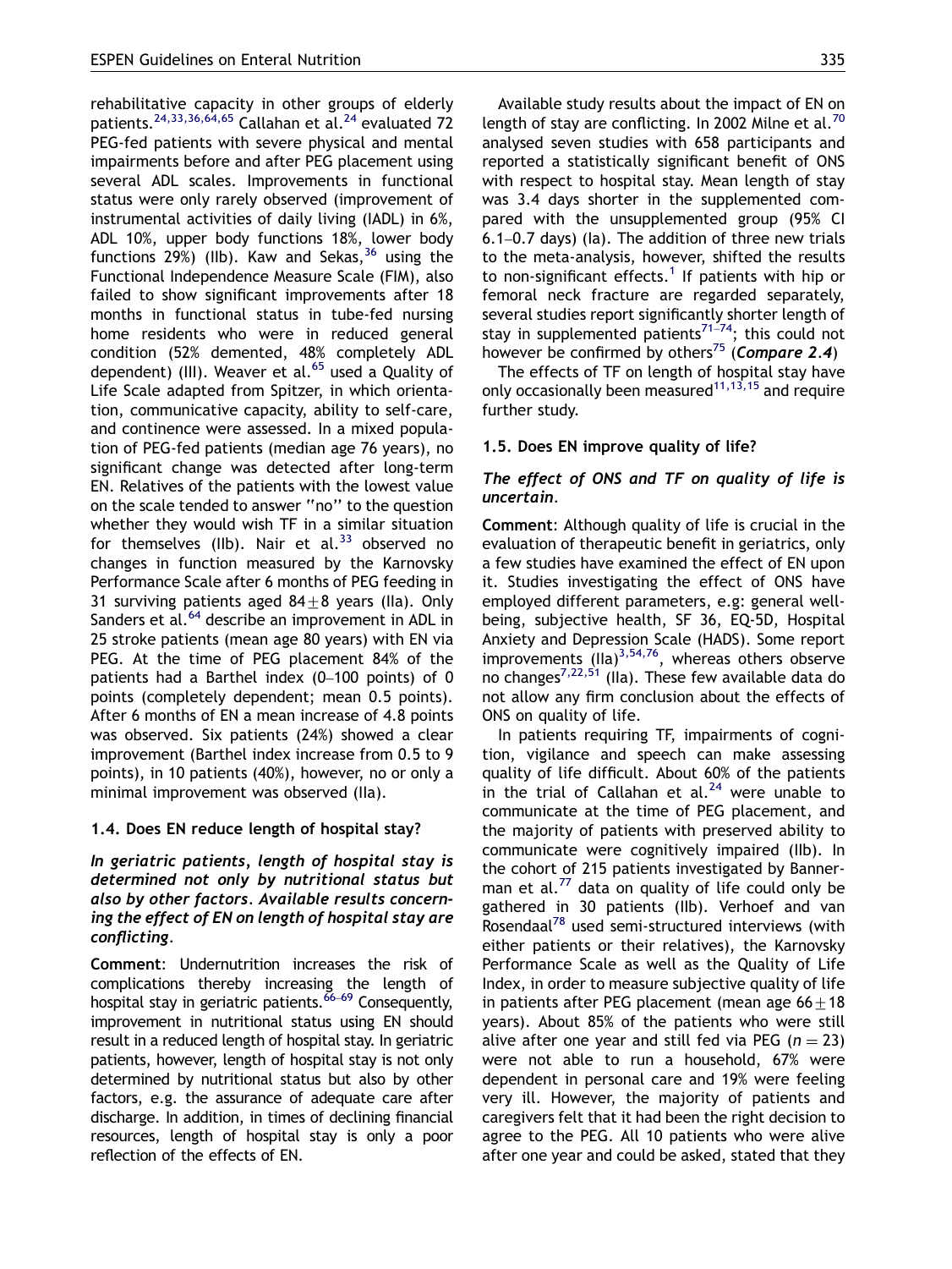rehabilitative capacity in other groups of elderly patients.[24,33,36,64,65] Callahan et al.[24] evaluated 72 PEG-fed patients with severe physical and mental impairments before and after PEG placement using several ADL scales. Improvements in functional status were only rarely observed (improvement of instrumental activities of daily living (IADL) in 6%, ADL 10%, upper body functions 18%, lower body functions 29%) (IIb). Kaw and Sekas,[36] using the Functional Independence Measure Scale (FIM), also failed to show significant improvements after 18 months in functional status in tube-fed nursing home residents who were in reduced general condition (52% demented, 48% completely ADL dependent) (III). Weaver et al.[65] used a Quality of Life Scale adapted from Spitzer, in which orientation, communicative capacity, ability to self-care, and continence were assessed. In a mixed population of PEG-fed patients (median age 76 years), no significant change was detected after long-term EN. Relatives of the patients with the lowest value on the scale tended to answer "no" to the question whether they would wish TF in a similar situation for themselves (IIb). Nair et al.[33] observed no changes in function measured by the Karnovsky Performance Scale after 6 months of PEG feeding in 31 surviving patients aged $84 \pm 8$ years (IIa). Only Sanders et al.[64] describe an improvement in ADL in 25 stroke patients (mean age 80 years) with EN via PEG. At the time of PEG placement 84% of the patients had a Barthel index (0–100 points) of 0 points (completely dependent; mean 0.5 points). After 6 months of EN a mean increase of 4.8 points was observed. Six patients (24%) showed a clear improvement (Barthel index increase from 0.5 to 9 points), in 10 patients (40%), however, no or only a minimal improvement was observed (IIa).

### 1.4. Does EN reduce length of hospital stay?

***In geriatric patients, length of hospital stay is determined not only by nutritional status but also by other factors. Available results concerning the effect of EN on length of hospital stay are conflicting.***

**Comment**: Undernutrition increases the risk of complications thereby increasing the length of hospital stay in geriatric patients.[66–69] Consequently, improvement in nutritional status using EN should result in a reduced length of hospital stay. In geriatric patients, however, length of hospital stay is not only determined by nutritional status but also by other factors, e.g. the assurance of adequate care after discharge. In addition, in times of declining financial resources, length of hospital stay is only a poor reflection of the effects of EN.

Available study results about the impact of EN on length of stay are conflicting. In 2002 Milne et al.[70] analysed seven studies with 658 participants and reported a statistically significant benefit of ONS with respect to hospital stay. Mean length of stay was 3.4 days shorter in the supplemented compared with the unsupplemented group (95% CI 6.1–0.7 days) (Ia). The addition of three new trials to the meta-analysis, however, shifted the results to non-significant effects.[1] If patients with hip or femoral neck fracture are regarded separately, several studies report significantly shorter length of stay in supplemented patients[71–74]; this could not however be confirmed by others[75] (***Compare 2.4***)

The effects of TF on length of hospital stay have only occasionally been measured[11,13,15] and require further study.

### 1.5. Does EN improve quality of life?

***The effect of ONS and TF on quality of life is uncertain.***

**Comment**: Although quality of life is crucial in the evaluation of therapeutic benefit in geriatrics, only a few studies have examined the effect of EN upon it. Studies investigating the effect of ONS have employed different parameters, e.g: general well-being, subjective health, SF 36, EQ-5D, Hospital Anxiety and Depression Scale (HADS). Some report improvements (IIa)[3,54,76], whereas others observe no changes[7,22,51] (IIa). These few available data do not allow any firm conclusion about the effects of ONS on quality of life.

In patients requiring TF, impairments of cognition, vigilance and speech can make assessing quality of life difficult. About 60% of the patients in the trial of Callahan et al.[24] were unable to communicate at the time of PEG placement, and the majority of patients with preserved ability to communicate were cognitively impaired (IIb). In the cohort of 215 patients investigated by Bannerman et al.[77] data on quality of life could only be gathered in 30 patients (IIb). Verhoef and van Rosendaal[78] used semi-structured interviews (with either patients or their relatives), the Karnovsky Performance Scale as well as the Quality of Life Index, in order to measure subjective quality of life in patients after PEG placement (mean age $66 \pm 18$ years). About 85% of the patients who were still alive after one year and still fed via PEG ($n = 23$) were not able to run a household, 67% were dependent in personal care and 19% were feeling very ill. However, the majority of patients and caregivers felt that it had been the right decision to agree to the PEG. All 10 patients who were alive after one year and could be asked, stated that they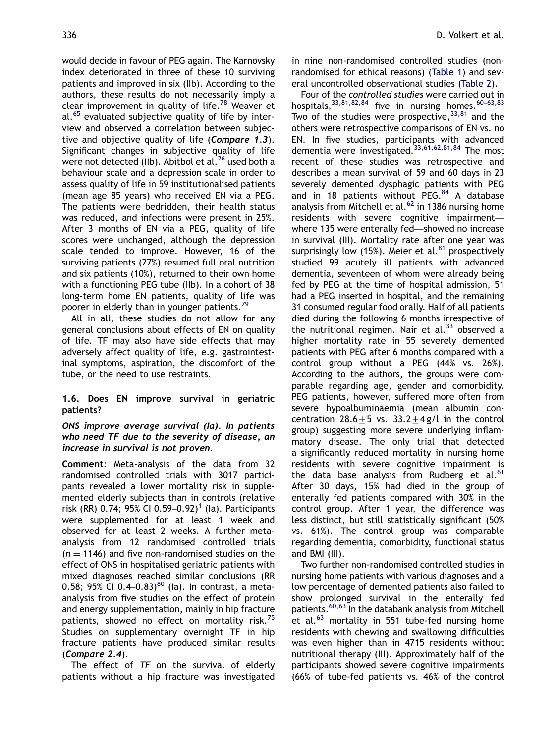would decide in favour of PEG again. The Karnovsky index deteriorated in three of these 10 surviving patients and improved in six (IIb). According to the authors, these results do not necessarily imply a clear improvement in quality of life.[78] Weaver et al.[65] evaluated subjective quality of life by interview and observed a correlation between subjective and objective quality of life (***Compare 1.3***). Significant changes in subjective quality of life were not detected (IIb). Abitbol et al.[26] used both a behaviour scale and a depression scale in order to assess quality of life in 59 institutionalised patients (mean age 85 years) who received EN via a PEG. The patients were bedridden, their health status was reduced, and infections were present in 25%. After 3 months of EN via a PEG, quality of life scores were unchanged, although the depression scale tended to improve. However, 16 of the surviving patients (27%) resumed full oral nutrition and six patients (10%), returned to their own home with a functioning PEG tube (IIb). In a cohort of 38 long-term home EN patients, quality of life was poorer in elderly than in younger patients.[79]

All in all, these studies do not allow for any general conclusions about effects of EN on quality of life. TF may also have side effects that may adversely affect quality of life, e.g. gastrointestinal symptoms, aspiration, the discomfort of the tube, or the need to use restraints.

### 1.6. Does EN improve survival in geriatric patients?

***ONS improve average survival (Ia). In patients who need TF due to the severity of disease, an increase in survival is not proven.***

**Comment**: Meta-analysis of the data from 32 randomised controlled trials with 3017 participants revealed a lower mortality risk in supplemented elderly subjects than in controls (relative risk (RR) 0.74; 95% CI 0.59–0.92)[1] (Ia). Participants were supplemented for at least 1 week and observed for at least 2 weeks. A further meta-analysis from 12 randomised controlled trials ($n = 1146$) and five non-randomised studies on the effect of ONS in hospitalised geriatric patients with mixed diagnoses reached similar conclusions (RR 0.58; 95% CI 0.4–0.83)[80] (Ia). In contrast, a meta-analysis from five studies on the effect of protein and energy supplementation, mainly in hip fracture patients, showed no effect on mortality risk.[75] Studies on supplementary overnight TF in hip fracture patients have produced similar results (***Compare 2.4***).

The effect of *TF* on the survival of elderly patients without a hip fracture was investigated in nine non-randomised controlled studies (non-randomised for ethical reasons) (Table 1) and several uncontrolled observational studies (Table 2).

Four of the *controlled studies* were carried out in hospitals,[33,81,82,84] five in nursing homes.[60–63,83] Two of the studies were prospective,[33,81] and the others were retrospective comparisons of EN vs. no EN. In five studies, participants with advanced dementia were investigated.[33,61,62,81,84] The most recent of these studies was retrospective and describes a mean survival of 59 and 60 days in 23 severely demented dysphagic patients with PEG and in 18 patients without PEG.[84] A database analysis from Mitchell et al.[62] in 1386 nursing home residents with severe cognitive impairment—where 135 were enterally fed—showed no increase in survival (III). Mortality rate after one year was surprisingly low (15%). Meier et al.[81] prospectively studied 99 acutely ill patients with advanced dementia, seventeen of whom were already being fed by PEG at the time of hospital admission, 51 had a PEG inserted in hospital, and the remaining 31 consumed regular food orally. Half of all patients died during the following 6 months irrespective of the nutritional regimen. Nair et al.[33] observed a higher mortality rate in 55 severely demented patients with PEG after 6 months compared with a control group without a PEG (44% vs. 26%). According to the authors, the groups were comparable regarding age, gender and comorbidity. PEG patients, however, suffered more often from severe hypoalbuminaemia (mean albumin concentration $28.6 \pm 5$ vs. $33.2 \pm 4$ g/l in the control group) suggesting more severe underlying inflammatory disease. The only trial that detected a significantly reduced mortality in nursing home residents with severe cognitive impairment is the data base analysis from Rudberg et al.[61] After 30 days, 15% had died in the group of enterally fed patients compared with 30% in the control group. After 1 year, the difference was less distinct, but still statistically significant (50% vs. 61%). The control group was comparable regarding dementia, comorbidity, functional status and BMI (III).

Two further non-randomised controlled studies in nursing home patients with various diagnoses and a low percentage of demented patients also failed to show prolonged survival in the enterally fed patients.[60,63] In the databank analysis from Mitchell et al.[63] mortality in 551 tube-fed nursing home residents with chewing and swallowing difficulties was even higher than in 4715 residents without nutritional therapy (III). Approximately half of the participants showed severe cognitive impairments (66% of tube-fed patients vs. 46% of the control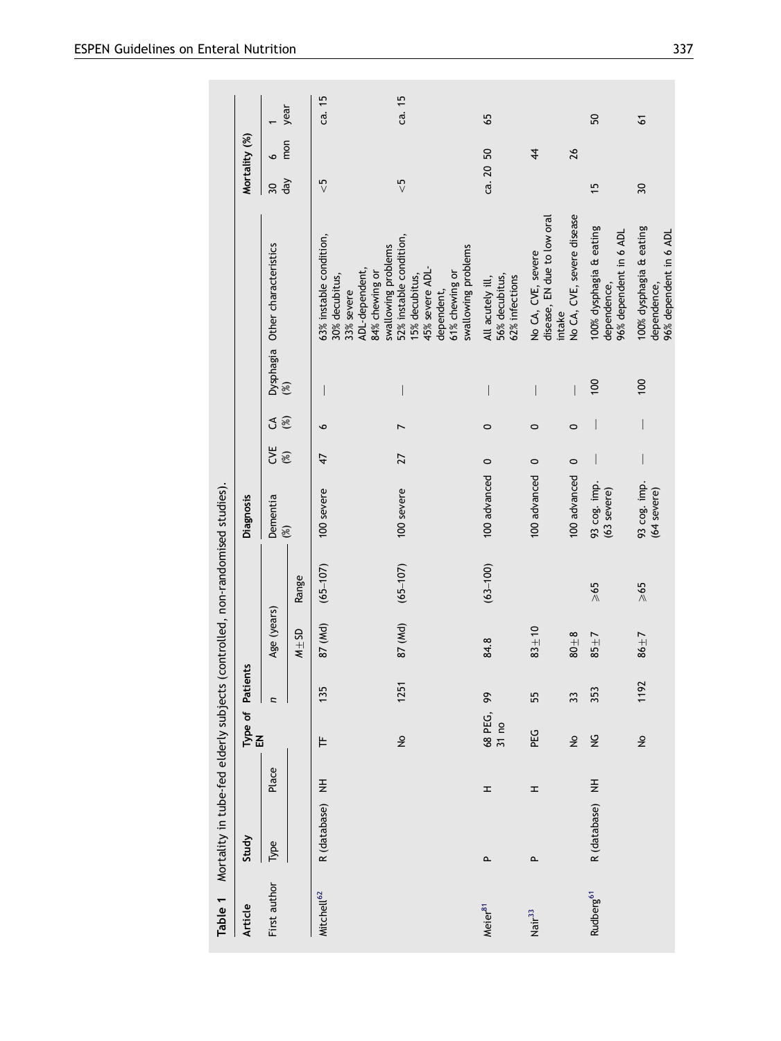**Table 1** Mortality in tube-fed elderly subjects (controlled, non-randomised studies).

| Article | Study | | Type of EN | Patients | | | Diagnosis | | | | | Mortality (%) | | |
|---|---|---|---|---|---|---|---|---|---|---|---|---|---|---|
| First author | Type | Place | | n | Age (years) | | Dementia (%) | CVE (%) | CA (%) | Dysphagia (%) | Other characteristics | 30 day | 6 mon | 1 year |
| | | | | | M ± SD | Range | | | | | | | | |
| Mitchell[62] | R (database) | NH | TF | 135 | 87 (Md) | (65–107) | 100 severe | 47 | 6 | — | 63% instable condition, 30% decubitus, 33% severe ADL-dependent, 84% chewing or swallowing problems | <5 | | ca. 15 |
| | | | No | 1251 | 87 (Md) | (65–107) | 100 severe | 27 | 7 | — | 52% instable condition, 15% decubitus, 45% severe ADL-dependent, 61% chewing or swallowing problems | <5 | | ca. 15 |
| Meier[81] | P | H | 68 PEG, 31 no | 99 | 84.8 | (63–100) | 100 advanced | 0 | 0 | — | All acutely ill, 56% decubitus, 62% infections | ca. 20 | 50 | 65 |
| Nair[33] | P | H | PEG | 55 | 83 ± 10 | | 100 advanced | 0 | 0 | — | No CA, CVE, severe disease, EN due to low oral intake | | 44 | |
| | | | No | 33 | 80 ± 8 | | 100 advanced | 0 | 0 | — | No CA, CVE, severe disease | | 26 | |
| Rudberg[61] | R (database) | NH | NG | 353 | 85 ± 7 | ≥65 | 93 cog. imp. (63 severe) | — | — | 100 | 100% dysphagia & eating dependence, 96% dependent in 6 ADL | 15 | | 50 |
| | | | No | 1192 | 86 ± 7 | ≥65 | 93 cog. imp. (64 severe) | — | — | 100 | 100% dysphagia & eating dependence, 96% dependent in 6 ADL | 30 | | 61 |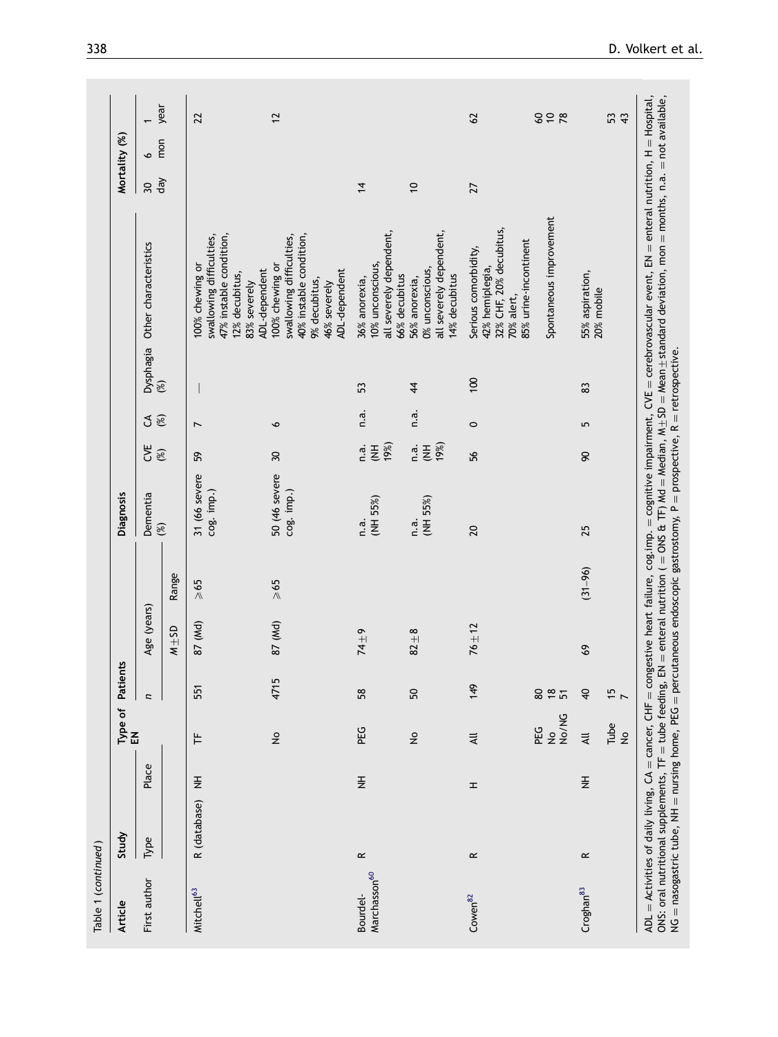Table 1 (continued)

| Article | Study | | Type of EN | Patients | | | Diagnosis | | | | Other characteristics | Mortality (%) | | |
|---|---|---|---|---|---|---|---|---|---|---|---|---|---|---|
| First author | Type | Place | | n | Age (years) | | Dementia (%) | CVE (%) | CA (%) | Dysphagia (%) | | 30 day | 6 mon | 1 year |
| | | | | | M±SD | Range | | | | | | | | |
| Mitchell[63] | R (database) | NH | TF | 551 | 87 (Md) | ⩾65 | 31 (66 severe cog. imp.) | 59 | 7 | — | 100% chewing or swallowing difficulties, 47% instable condition, 12% decubitus, 83% severely ADL-dependent | | | 22 |
| | | | No | 4715 | 87 (Md) | ⩾65 | 50 (46 severe cog. imp.) | 30 | 6 | | 100% chewing or swallowing difficulties, 40% instable condition, 9% decubitus, 46% severely ADL-dependent | | | 12 |
| Bourdel-Marchasson[60] | R | NH | PEG | 58 | 74±9 | | n.a. (NH 55%) | n.a. (NH 19%) | n.a. | 53 | 36% anorexia, 10% unconscious, all severely dependent, 66% decubitus | 14 | | |
| | | | No | 50 | 82±8 | | n.a. (NH 55%) | n.a. (NH 19%) | n.a. | 44 | 56% anorexia, 0% unconscious, all severely dependent, 14% decubitus | 10 | | |
| Cowen[82] | R | H | All | 149 | 76±12 | | 20 | 56 | 0 | 100 | Serious comorbidity, 42% hemiplegia, 32% CHF, 20% decubitus, 70% alert, 85% urine-incontinent | 27 | | 62 |
| | | | PEG | 80 | | | | | | | | | | 60 |
| | | | No | 18 | | | | | | | Spontaneous improvement | | | 10 |
| | | | No/NG | 51 | | | | | | | | | | 78 |
| Croghan[83] | R | NH | All | 40 | 69 | (31–96) | 25 | 90 | 5 | 83 | 55% aspiration, 20% mobile | | | |
| | | | Tube | 15 | | | | | | | | | | 53 |
| | | | No | 7 | | | | | | | | | | 43 |

ADL = Activities of daily living, CA = cancer, CHF = congestive heart failure, cog.imp. = cognitive impairment, CVE = cerebrovascular event, EN = enteral nutrition, H = Hospital, ONS: oral nutritional supplements, TF = tube feeding, EN = enteral nutrition ( = ONS & TF) Md = Median, M±SD = Mean±standard deviation, mon = months, n.a. = not available, NG = nasogastric tube, NH = nursing home, PEG = percutaneous endoscopic gastrostomy, P = prospective, R = retrospective.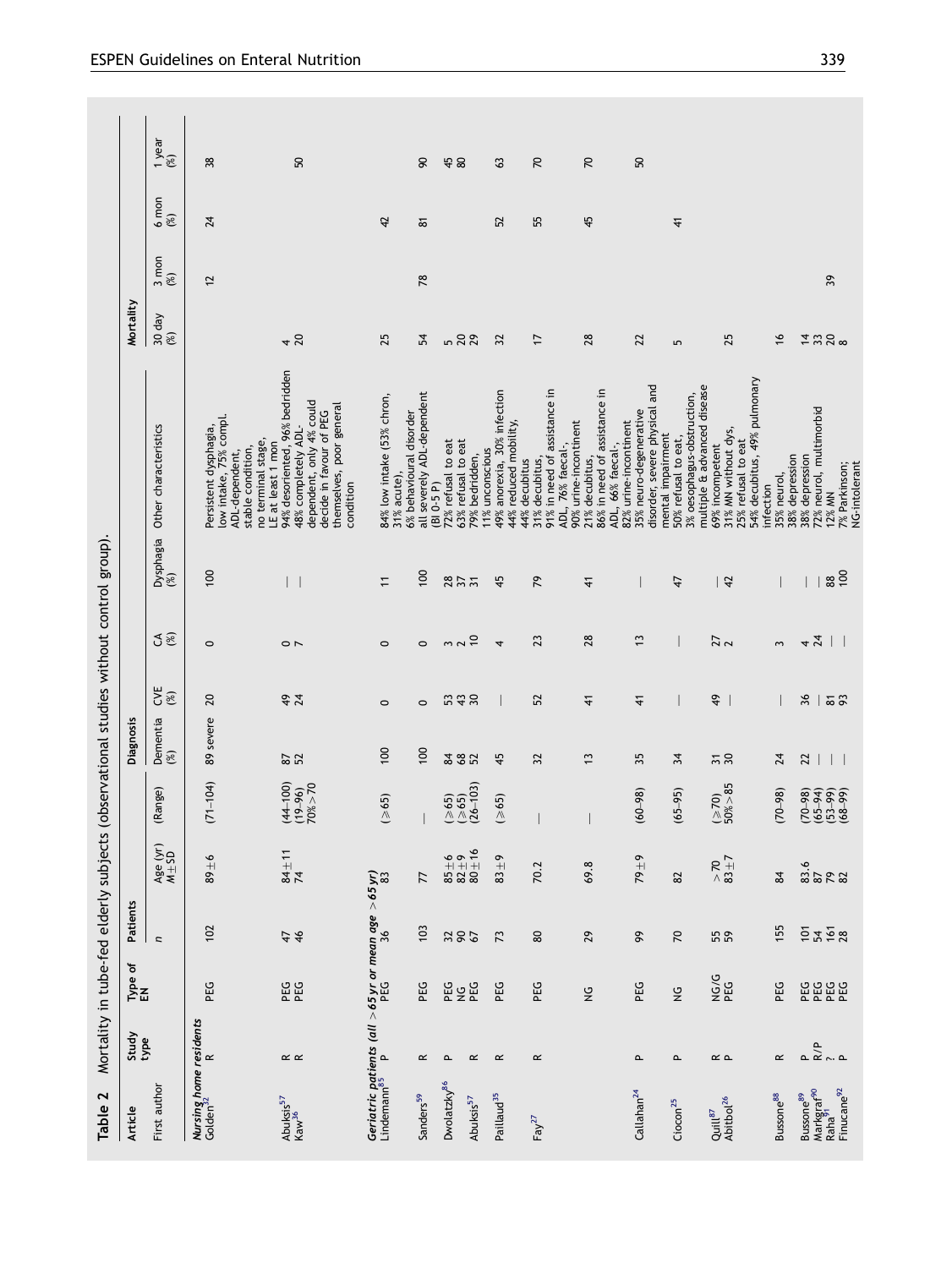**Table 2** Mortality in tube-fed elderly subjects (observational studies without control group).

| Article | Study type | Type of EN | Patients | | | Diagnosis | | | | Other characteristics | Mortality | | | |
|---|---|---|---|---|---|---|---|---|---|---|---|---|---|---|
| First author | | | n | Age (yr) M±SD | (Range) | Dementia (%) | CVE (%) | CA (%) | Dysphagia (%) | | 30 day (%) | 3 mon (%) | 6 mon (%) | 1 year (%) |
| *Nursing home residents* | | | | | | | | | | | | | | |
| Golden[32] | R | PEG | 102 | 89±6 | (71–104) | 89 severe | 20 | 0 | 100 | Persistent dysphagia, low intake, 75% compl. ADL-dependent, stable condition, no terminal stage, LE at least 1 mon | | 12 | 24 | 38 |
| Abuksis[57] | R | PEG | 47 | 84±11 | (44–100) | 87 | 49 | 0 | — | 94% desoriented, 96% bedridden | 4 | | | |
| Kaw[56] | R | PEG | 46 | 74 | (19–96) 70%>70 | 52 | 24 | 7 | — | 48% completely ADL-dependent, only 4% could decide in favour of PEG themselves, poor general condition | 20 | | | 50 |
| *Geriatric patients (all >65 yr or mean age >65 yr)* | | | | | | | | | | | | | | |
| Lindemann[85] | P | PEG | 36 | 83 | (≥65) | 100 | 0 | 0 | 11 | 84% low intake (53% chron, 31% acute), 6% behavioural disorder | 25 | | 42 | |
| Sanders[59] | R | PEG | 103 | 77 | — | 100 | 0 | 0 | 100 | all severely ADL-dependent (BI 0–5 P) | 54 | 78 | 81 | 90 |
| Dwolatzky[86] | P | PEG | 32 | 85±6 | (≥65) | 84 | 53 | 3 | 28 | 72% refusal to eat | 5 | | | 45 |
| | | NG | 90 | 82±9 | (≥65) | 68 | 43 | 2 | 37 | 63% refusal to eat | 20 | | | 80 |
| Abuksis[57] | R | PEG | 67 | 80±16 | (26–103) | 52 | 30 | 10 | 31 | 79% bedridden, 11% unconscious | 29 | | | |
| Paillaud[35] | R | PEG | 73 | 83±9 | (≥65) | 45 | — | 4 | 45 | 49% anorexia, 30% infection 44% reduced mobility, 44% decubitus | 32 | | 52 | 63 |
| Fay[27] | R | PEG | 80 | 70.2 | — | 32 | 52 | 23 | 79 | 31% decubitus, 91% in need of assistance in ADL, 76% faecal-, 90% urine-incontinent | 17 | | 55 | 70 |
| | | NG | 29 | 69.8 | — | 13 | 41 | 28 | 41 | 21% decubitus, 86% in need of assistance in ADL, 66% faecal-, 82% urine-incontinent | 28 | | 45 | 70 |
| Callahan[24] | P | PEG | 99 | 79±9 | (60–98) | 35 | 41 | 13 | — | 35% neuro-degenerative disorder, severe physical and mental impairment | 22 | | | 50 |
| Ciocon[25] | P | NG | 70 | 82 | (65–95) | 34 | — | — | 47 | 50% refusal to eat, 3% oesophagus-obstruction, multiple & advanced disease | 5 | | 41 | |
| Quill[87] | R | NG/G | 55 | >70 | (≥70) | 31 | 49 | 27 | — | 69% incompetent | | | | |
| Abitbol[26] | P | PEG | 59 | 83±7 | 50%>85 | 30 | — | 2 | 42 | 31% MN without dys, 25% refusal to eat 54% decubitus, 49% pulmonary infection | 25 | | | |
| Bussone[88] | R | PEG | 155 | 84 | (70–98) | 24 | — | 3 | — | 35% neurol, 38% depression | 16 | | | |
| Bussone[89] | P | PEG | 101 | 83.6 | (70–98) | 22 | 36 | 4 | — | 38% depression | 14 | | | |
| Markgraf[90] | R/P | PEG | 54 | 87 | (65–94) | — | — | 24 | — | 72% neurol, multimorbid | 33 | | | |
| Raha[91] | ? | PEG | 161 | 79 | (53–99) | — | 81 | — | 88 | 12% MN | 20 | 39 | | |
| Finucane[92] | P | PEG | 28 | 82 | (68–99) | — | 93 | — | 100 | 7% Parkinson; NG-intolerant | 8 | | | |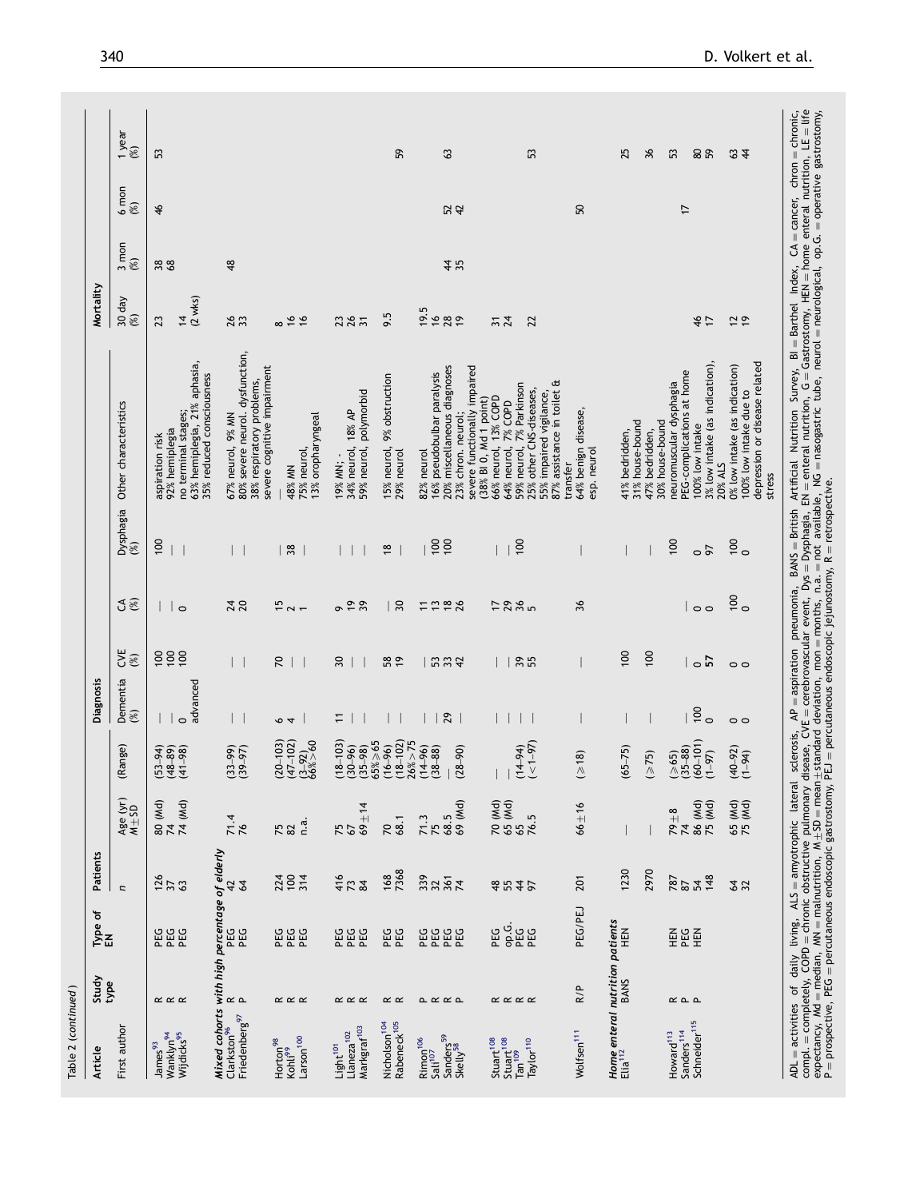Table 2 (continued)

| Article | Study type | Type of EN | Patients | | | Diagnosis | | | | | Mortality | | | |
|---|---|---|---|---|---|---|---|---|---|---|---|---|---|---|
| First author | | | n | Age (yr) M±SD | (Range) | Dementia (%) | CVE (%) | CA (%) | Dysphagia (%) | Other characteristics | 30 day (%) | 3 mon (%) | 6 mon (%) | 1 year (%) |
| James[93] | R | PEG | 126 | 80 (Md) | (53–94) | — | 100 | — | 100 | aspiration risk | 23 | 38 | 46 | 53 |
| Wanklyn[94] | R | PEG | 37 | 74 | (48–89) | — | 100 | — | — | 92% hemiplegia | | 68 | | |
| Wijdicks[95] | R | PEG | 63 | 74 (Md) | (41–98) | 0 advanced | 100 | 0 | — | no terminal stages; 63% hemiplegia, 21% aphasia, 35% reduced consciousness | 14 (2 wks) | | | |
| *Mixed cohorts with high percentage of elderly* | | | | | | | | | | | | | | |
| Clarkston[96] | R | PEG | 42 | 71.4 | (33–99) | — | — | 24 | — | 67% neurol, 9% MN | 26 | 48 | | |
| Friedenberg[97] | P | PEG | 64 | 76 | (39–97) | — | — | 20 | — | 80% severe neurol. dysfunction, 38% respiratory problems, severe cognitive impairment | 33 | | | |
| Horton[98] | R | PEG | 224 | 75 | (20–103) | 6 | 70 | 15 | — | — | 8 | | | |
| Kohli[99] | R | PEG | 100 | 82 | (47–102) | 4 | — | 2 | 38 | 48% MN | 16 | | | |
| Larson[100] | R | PEG | 314 | n.a. | (3–92) 66%>60 | — | — | 1 | — | 75% neurol, 13% oropharyngeal | 16 | | | |
| Light[101] | R | PEG | 416 | 75 | (18–103) | 11 | 30 | 9 | — | 19% MN; - | 23 | | | |
| Llaneza[102] | R | PEG | 73 | 67 | (30–96) | — | — | 19 | — | 34% neurol, 18% AP | 26 | | | |
| Markgraf[103] | R | PEG | 84 | 69±14 | (35–98) 65%≥65 | — | — | 39 | — | 59% neurol, polymorbid | 31 | | | |
| Nicholson[104] | R | PEG | 168 | 70 | (16–96) | — | 58 | — | 18 | 15% neurol, 9% obstruction | 9.5 | | | |
| Rabeneck[105] | R | PEG | 7368 | 68.1 | (18–102) 26%>75 | — | 19 | 30 | — | 29% neurol | | | | 59 |
| Rimon[106] | P | PEG | 339 | 71.3 | (14–96) | — | — | 11 | — | 82% neurol | 19.5 | | | |
| Sali[107] | R | PEG | 32 | 75 | (38–88) | — | 53 | 13 | 100 | 16% pseudobulbar paralysis | 16 | | | |
| Sanders[59] | R | PEG | 361 | 68.5 | — | 29 | 33 | 18 | 100 | 20% miscellaneous diagnoses | 28 | 44 | 52 | 63 |
| Skelly[58] | P | PEG | 74 | 69 (Md) | (28–90) | — | 42 | 26 | — | 23% chron. neurol; severe functionally impaired (38% BI 0, Md 1 point) | 19 | 35 | 42 | |
| Stuart[108] | R | PEG | 48 | 70 (Md) | — | — | — | 17 | — | 66% neurol, 13% COPD | 31 | | | |
| Stuart[108] | R | op.G. | 55 | 65 (Md) | — | — | — | 29 | — | 64% neurol, 7% COPD | 24 | | | |
| Tan[109] | R | PEG | 44 | 65 | (14–94) | — | 39 | 36 | 100 | 59% neurol, 7% Parkinson | | | | |
| Taylor[110] | R | PEG | 97 | 76.5 | (<1–97) | — | 55 | 5 | — | 25% other CNS-diseases, 55% impaired vigilance, 87% assistance in toilet & transfer | 22 | | | 53 |
| Wolfsen[111] | R/P | PEG/PEJ | 201 | 66±16 | (≥18) | — | — | 36 | — | 64% benign disease, esp. neurol | | | 50 | |
| *Home enteral nutrition patients* | | | | | | | | | | | | | | |
| Elia[112] | BANS | HEN | 1230 | — | (65–75) | — | 100 | — | — | 41% bedridden, 31% house-bound | | | | 25 |
| | | | 2970 | — | (≥75) | — | 100 | — | — | 47% bedridden, 30% house-bound | | | | 36 |
| Howard[113] | R | HEN | 787 | 79±8 | (≥65) | | | | | | | | | 53 |
| Sanders[114] | P | PEG | 87 | 74 | (35–88) | — | — | — | 100 | neuromuscular dysphagia PEG-complications at home | | | 17 | |
| Schneider[115] | P | HEN | 54 | 86 (Md) | (60–101) | 100 | 0 | 0 | 0 | 100% low intake | 46 | | | 80 |
| | | | 148 | 75 (Md) | (1–97) | 0 | 57 | 0 | 97 | 3% low intake (as indication), 20% ALS | 17 | | | 59 |
| | | | 64 | 65 (Md) | (40–92) | 0 | 0 | 100 | 100 | 0% low intake (as indication) | 12 | | | 63 |
| | | | 32 | 75 (Md) | (1–94) | 0 | 0 | 0 | 0 | 100% low intake due to depression or disease related stress | 19 | | | 44 |

ADL = activities of daily living, ALS = amyotrophic lateral sclerosis, AP = aspiration pneumonia, BANS = British Artificial Nutrition Survey, BI = Barthel Index, CA = cancer, chron = chronic, compl. = completely, COPD = chronic obstructive pulmonary disease, CVE = cerebrovascular event, Dys = Dysphagia, EN = enteral nutrition, G = Gastrostomy, HEN = home enteral nutrition, LE = life expectancy, Md = median, MN = malnutrition, M±SD = mean±standard deviation, mon = months, n.a. = not available, NG = nasogastric tube, neurol = neurological, op.G. = operative gastrostomy, P = prospective, PEG = percutaneous endoscopic gastrostomy, PEJ = percutaneous endoscopic jejunostomy, R = retrospective.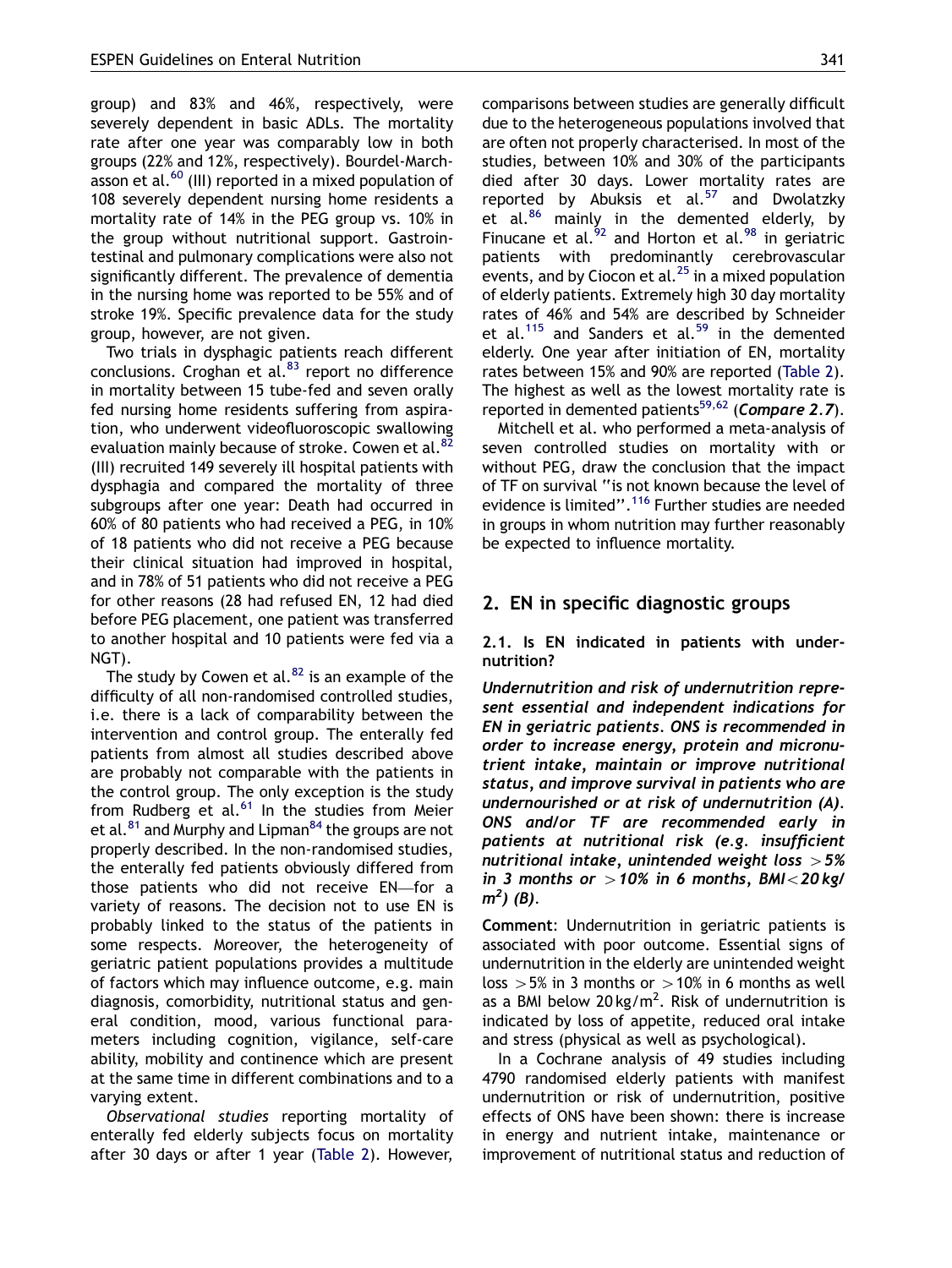group) and 83% and 46%, respectively, were severely dependent in basic ADLs. The mortality rate after one year was comparably low in both groups (22% and 12%, respectively). Bourdel-Marchasson et al.[60] (III) reported in a mixed population of 108 severely dependent nursing home residents a mortality rate of 14% in the PEG group vs. 10% in the group without nutritional support. Gastrointestinal and pulmonary complications were also not significantly different. The prevalence of dementia in the nursing home was reported to be 55% and of stroke 19%. Specific prevalence data for the study group, however, are not given.

Two trials in dysphagic patients reach different conclusions. Croghan et al.[83] report no difference in mortality between 15 tube-fed and seven orally fed nursing home residents suffering from aspiration, who underwent videofluoroscopic swallowing evaluation mainly because of stroke. Cowen et al.[82] (III) recruited 149 severely ill hospital patients with dysphagia and compared the mortality of three subgroups after one year: Death had occurred in 60% of 80 patients who had received a PEG, in 10% of 18 patients who did not receive a PEG because their clinical situation had improved in hospital, and in 78% of 51 patients who did not receive a PEG for other reasons (28 had refused EN, 12 had died before PEG placement, one patient was transferred to another hospital and 10 patients were fed via a NGT).

The study by Cowen et al.[82] is an example of the difficulty of all non-randomised controlled studies, i.e. there is a lack of comparability between the intervention and control group. The enterally fed patients from almost all studies described above are probably not comparable with the patients in the control group. The only exception is the study from Rudberg et al.[61] In the studies from Meier et al.[81] and Murphy and Lipman[84] the groups are not properly described. In the non-randomised studies, the enterally fed patients obviously differed from those patients who did not receive EN—for a variety of reasons. The decision not to use EN is probably linked to the status of the patients in some respects. Moreover, the heterogeneity of geriatric patient populations provides a multitude of factors which may influence outcome, e.g. main diagnosis, comorbidity, nutritional status and general condition, mood, various functional parameters including cognition, vigilance, self-care ability, mobility and continence which are present at the same time in different combinations and to a varying extent.

*Observational studies* reporting mortality of enterally fed elderly subjects focus on mortality after 30 days or after 1 year (Table 2). However, comparisons between studies are generally difficult due to the heterogeneous populations involved that are often not properly characterised. In most of the studies, between 10% and 30% of the participants died after 30 days. Lower mortality rates are reported by Abuksis et al.[57] and Dwolatzky et al.[86] mainly in the demented elderly, by Finucane et al.[92] and Horton et al.[98] in geriatric patients with predominantly cerebrovascular events, and by Ciocon et al.[25] in a mixed population of elderly patients. Extremely high 30 day mortality rates of 46% and 54% are described by Schneider et al.[115] and Sanders et al.[59] in the demented elderly. One year after initiation of EN, mortality rates between 15% and 90% are reported (Table 2). The highest as well as the lowest mortality rate is reported in demented patients[59,62] (***Compare 2.7***).

Mitchell et al. who performed a meta-analysis of seven controlled studies on mortality with or without PEG, draw the conclusion that the impact of TF on survival "is not known because the level of evidence is limited".[116] Further studies are needed in groups in whom nutrition may further reasonably be expected to influence mortality.

## 2. EN in specific diagnostic groups

### 2.1. Is EN indicated in patients with undernutrition?

***Undernutrition and risk of undernutrition represent essential and independent indications for EN in geriatric patients. ONS is recommended in order to increase energy, protein and micronutrient intake, maintain or improve nutritional status, and improve survival in patients who are undernourished or at risk of undernutrition (A). ONS and/or TF are recommended early in patients at nutritional risk (e.g. insufficient nutritional intake, unintended weight loss $>5\%$ in 3 months or $>10\%$ in 6 months, BMI $<20\,kg/m^2$) (B).***

**Comment**: Undernutrition in geriatric patients is associated with poor outcome. Essential signs of undernutrition in the elderly are unintended weight loss $>5\%$ in 3 months or $>10\%$ in 6 months as well as a BMI below $20\,kg/m^2$. Risk of undernutrition is indicated by loss of appetite, reduced oral intake and stress (physical as well as psychological).

In a Cochrane analysis of 49 studies including 4790 randomised elderly patients with manifest undernutrition or risk of undernutrition, positive effects of ONS have been shown: there is increase in energy and nutrient intake, maintenance or improvement of nutritional status and reduction of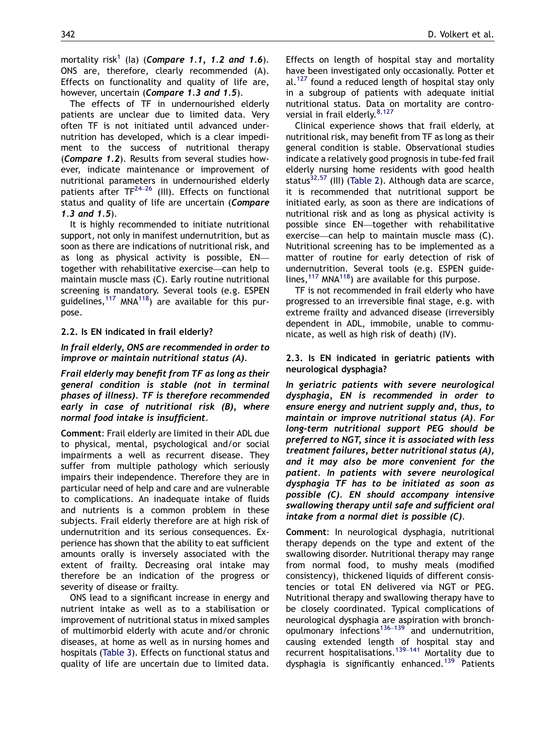mortality risk[1] (Ia) (***Compare 1.1, 1.2 and 1.6***). ONS are, therefore, clearly recommended (A). Effects on functionality and quality of life are, however, uncertain (***Compare 1.3 and 1.5***).

The effects of TF in undernourished elderly patients are unclear due to limited data. Very often TF is not initiated until advanced undernutrition has developed, which is a clear impediment to the success of nutritional therapy (***Compare 1.2***). Results from several studies however, indicate maintenance or improvement of nutritional parameters in undernourished elderly patients after TF[24–26] (III). Effects on functional status and quality of life are uncertain (***Compare 1.3 and 1.5***).

It is highly recommended to initiate nutritional support, not only in manifest undernutrition, but as soon as there are indications of nutritional risk, and as long as physical activity is possible, EN—together with rehabilitative exercise—can help to maintain muscle mass (C). Early routine nutritional screening is mandatory. Several tools (e.g. ESPEN guidelines,[117] MNA[118]) are available for this purpose.

### 2.2. Is EN indicated in frail elderly?

***In frail elderly, ONS are recommended in order to improve or maintain nutritional status (A).***

***Frail elderly may benefit from TF as long as their general condition is stable (not in terminal phases of illness). TF is therefore recommended early in case of nutritional risk (B), where normal food intake is insufficient.***

**Comment**: Frail elderly are limited in their ADL due to physical, mental, psychological and/or social impairments a well as recurrent disease. They suffer from multiple pathology which seriously impairs their independence. Therefore they are in particular need of help and care and are vulnerable to complications. An inadequate intake of fluids and nutrients is a common problem in these subjects. Frail elderly therefore are at high risk of undernutrition and its serious consequences. Experience has shown that the ability to eat sufficient amounts orally is inversely associated with the extent of frailty. Decreasing oral intake may therefore be an indication of the progress or severity of disease or frailty.

ONS lead to a significant increase in energy and nutrient intake as well as to a stabilisation or improvement of nutritional status in mixed samples of multimorbid elderly with acute and/or chronic diseases, at home as well as in nursing homes and hospitals (Table 3). Effects on functional status and quality of life are uncertain due to limited data. Effects on length of hospital stay and mortality have been investigated only occasionally. Potter et al.[127] found a reduced length of hospital stay only in a subgroup of patients with adequate initial nutritional status. Data on mortality are controversial in frail elderly.[8,127]

Clinical experience shows that frail elderly, at nutritional risk, may benefit from TF as long as their general condition is stable. Observational studies indicate a relatively good prognosis in tube-fed frail elderly nursing home residents with good health status[32,57] (III) (Table 2). Although data are scarce, it is recommended that nutritional support be initiated early, as soon as there are indications of nutritional risk and as long as physical activity is possible since EN—together with rehabilitative exercise—can help to maintain muscle mass (C). Nutritional screening has to be implemented as a matter of routine for early detection of risk of undernutrition. Several tools (e.g. ESPEN guidelines,[117] MNA[118]) are available for this purpose.

TF is not recommended in frail elderly who have progressed to an irreversible final stage, e.g. with extreme frailty and advanced disease (irreversibly dependent in ADL, immobile, unable to communicate, as well as high risk of death) (IV).

### 2.3. Is EN indicated in geriatric patients with neurological dysphagia?

***In geriatric patients with severe neurological dysphagia, EN is recommended in order to ensure energy and nutrient supply and, thus, to maintain or improve nutritional status (A). For long-term nutritional support PEG should be preferred to NGT, since it is associated with less treatment failures, better nutritional status (A), and it may also be more convenient for the patient. In patients with severe neurological dysphagia TF has to be initiated as soon as possible (C). EN should accompany intensive swallowing therapy until safe and sufficient oral intake from a normal diet is possible (C).***

**Comment**: In neurological dysphagia, nutritional therapy depends on the type and extent of the swallowing disorder. Nutritional therapy may range from normal food, to mushy meals (modified consistency), thickened liquids of different consistencies or total EN delivered via NGT or PEG. Nutritional therapy and swallowing therapy have to be closely coordinated. Typical complications of neurological dysphagia are aspiration with bronchopulmonary infections[136–139] and undernutrition, causing extended length of hospital stay and recurrent hospitalisations.[139–141] Mortality due to dysphagia is significantly enhanced.[139] Patients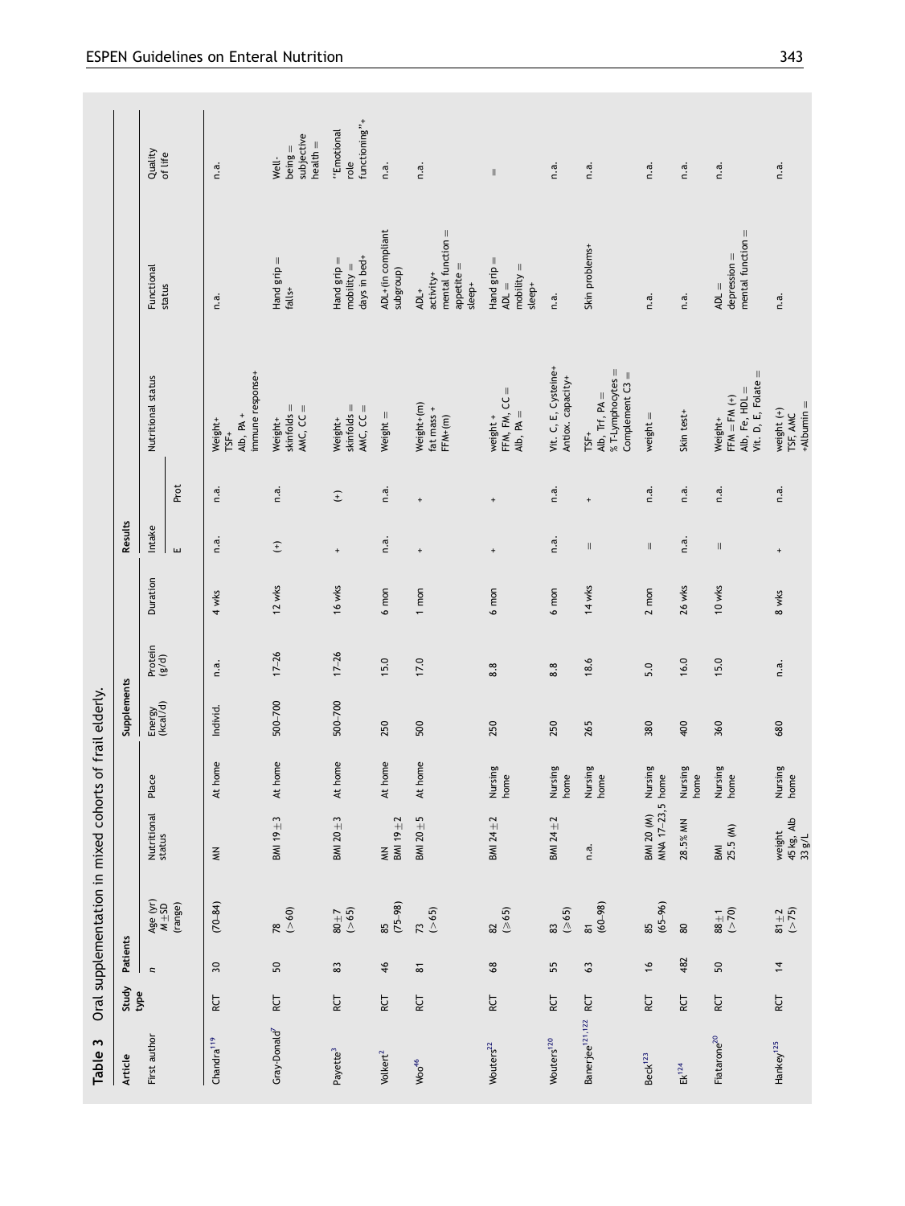**Table 3** Oral supplementation in mixed cohorts of frail elderly.

| Article | Study type | Patients | | | | Supplements | | | Results | | | | |
|---|---|---|---|---|---|---|---|---|---|---|---|---|---|
| First author | | n | Age (yr) M±SD (range) | Nutritional status | Place | Energy (kcal/d) | Protein (g/d) | Duration | Intake | | Nutritional status | Functional status | Quality of life |
| | | | | | | | | | E | Prot | | | |
| Chandra[119] | RCT | 30 | (70–84) | MN | At home | Individ. | n.a. | 4 wks | n.a. | n.a. | Weight+ TSF+ Alb, PA + immune response+ | n.a. | n.a. |
| Gray-Donald[7] | RCT | 50 | 78 (>60) | BMI 19±3 | At home | 500–700 | 17–26 | 12 wks | (+) | n.a. | Weight+ skinfolds = AMC, CC = | Hand grip = falls+ | Well-being = subjective health = |
| Payette[3] | RCT | 83 | 80±7 (>65) | BMI 20±3 | At home | 500–700 | 17–26 | 16 wks | + | (+) | Weight+ skinfolds = AMC, CC = | Hand grip = mobility = days in bed+ | "Emotional role functioning"+ |
| Volkert[2] | RCT | 46 | 85 (75–98) | MN BMI 19±2 | At home | 250 | 15.0 | 6 mon | n.a. | n.a. | Weight = | ADL+(in compliant subgroup) | n.a. |
| Woo[46] | RCT | 81 | 73 (>65) | BMI 20±5 | At home | 500 | 17.0 | 1 mon | + | + | Weight+(m) fat mass + FFM+(m) | ADL+ activity+ mental function = appetite = sleep+ | n.a. |
| Wouters[22] | RCT | 68 | 82 (≥65) | BMI 24±2 | Nursing home | 250 | 8.8 | 6 mon | + | + | weight + FFM, FM, CC = Alb, PA = | Hand grip = ADL = mobility = sleep+ | = |
| Wouters[120] | RCT | 55 | 83 (≥65) | BMI 24±2 | Nursing home | 250 | 8.8 | 6 mon | n.a. | n.a. | Vit. C, E, Cysteine+ Antiox. capacity+ | n.a. | n.a. |
| Banerjee[121,122] | RCT | 63 | 81 (60–98) | n.a. | Nursing home | 265 | 18.6 | 14 wks | = | + | TSF+ Alb, Trf, PA = % T-Lymphocytes = Complement C3 = | Skin problems+ | n.a. |
| Beck[123] | RCT | 16 | 85 (65–96) | BMI 20 (M) MNA 17–23,5 | Nursing home | 380 | 5.0 | 2 mon | = | n.a. | weight = | n.a. | n.a. |
| Ek[124] | RCT | 482 | 80 | 28.5% MN | Nursing home | 400 | 16.0 | 26 wks | n.a. | n.a. | Skin test+ | n.a. | n.a. |
| Fiatarone[20] | RCT | 50 | 88±1 (>70) | BMI 25.5 (M) | Nursing home | 360 | 15.0 | 10 wks | = | n.a. | Weight+ FFM = FM (+) Alb, Fe, HDL = Vit. D, E, Folate = | ADL = depression = mental function = | n.a. |
| Hankey[125] | RCT | 14 | 81±2 (>75) | weight 45 kg, Alb 33 g/L | Nursing home | 680 | n.a. | 8 wks | + | n.a. | weight (+) TSF, AMC +Albumin = | n.a. | n.a. |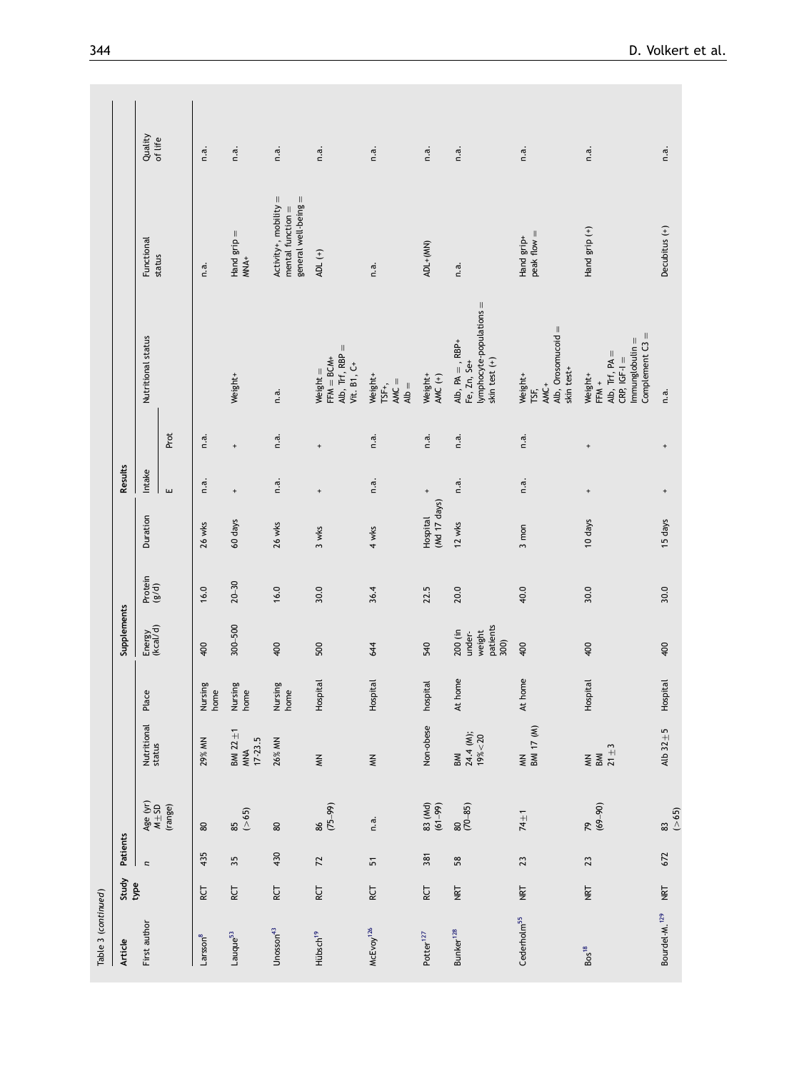Table 3 (continued)

| Article | Study type | Patients | | | | Supplements | | | Results | | | | | |
|---|---|---|---|---|---|---|---|---|---|---|---|---|---|---|
| First author | | n | Age (yr) M±SD (range) | Nutritional status | Place | Energy (kcal/d) | Protein (g/d) | Duration | Intake | | Nutritional status | Functional status | Quality of life |
| | | | | | | | | | E | Prot | | | |
| Larsson[8] | RCT | 435 | 80 | 29% MN | Nursing home | 400 | 16.0 | 26 wks | n.a. | n.a. | | n.a. | n.a. |
| Lauque[53] | RCT | 35 | 85 (>65) | BMI 22±1 MNA 17-23.5 | Nursing home | 300–500 | 20–30 | 60 days | + | + | Weight+ | Hand grip = MNA+ | n.a. |
| Unosson[43] | RCT | 430 | 80 | 26% MN | Nursing home | 400 | 16.0 | 26 wks | n.a. | n.a. | n.a. | Activity+, mobility = mental function = general well-being = | n.a. |
| Hübsch[19] | RCT | 72 | 86 (75–99) | MN | Hospital | 500 | 30.0 | 3 wks | + | + | Weight = FFM = BCM+ Alb, Trf, RBP = Vit. B1, C+ | ADL (+) | n.a. |
| McEvoy[126] | RCT | 51 | n.a. | MN | Hospital | 644 | 36.4 | 4 wks | n.a. | n.a. | Weight+ TSF+, AMC = Alb = | n.a. | n.a. |
| Potter[127] | RCT | 381 | 83 (Md) (61–99) | Non-obese | hospital | 540 | 22.5 | Hospital (Md 17 days) | + | n.a. | Weight+ AMC (+) | ADL+(MN) | n.a. |
| Bunker[128] | NRT | 58 | 80 (70–85) | BMI 24.4 (M); 19% <20 | At home | 200 (in under-weight patients 300) | 20.0 | 12 wks | n.a. | n.a. | Alb, PA = , RBP+ Fe, Zn, Se+ lymphocyte-populations = skin test (+) | n.a. | n.a. |
| Cederholm[55] | NRT | 23 | 74±1 | MN BMI 17 (M) | At home | 400 | 40.0 | 3 mon | n.a. | n.a. | Weight+ TSF, AMC+ Alb, Orosomucoid = skin test+ | Hand grip+ peak flow = | n.a. |
| Bos[18] | NRT | 23 | 79 (69–90) | MN BMI 21±3 | Hospital | 400 | 30.0 | 10 days | + | + | Weight+ FFM + Alb, Trf, PA = CRP, IGF-I = Immunglobulin = Complement C3 = | Hand grip (+) | n.a. |
| Bourdel-M.[129] | NRT | 672 | 83 (>65) | Alb 32±5 | Hospital | 400 | 30.0 | 15 days | + | + | n.a. | Decubitus (+) | n.a. |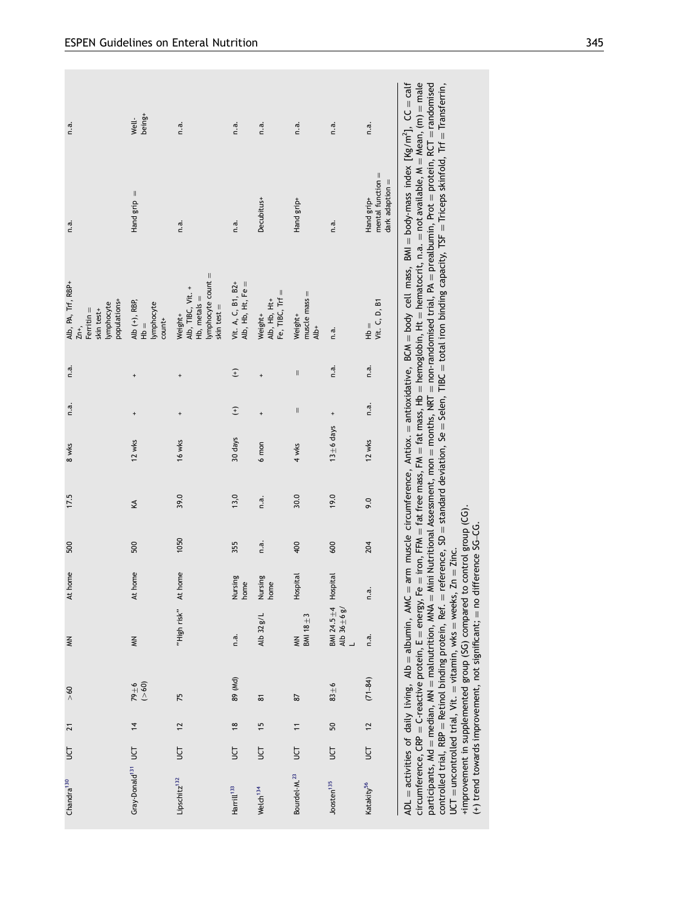| Chandra[130] | UCT | 21 | >60 | MN | At home | 500 | 17.5 | 8 wks | n.a. | n.a. | Alb, PA, Trf, RBP+ Zn+, Ferritin = skin test+ lymphocyte populations+ | n.a. | n.a. |
|---|---|---|---|---|---|---|---|---|---|---|---|---|---|
| Gray-Donald[131] | UCT | 14 | 79±6 (>60) | MN | At home | 500 | KA | 12 wks | + | + | Alb (+), RBP, Hb = lymphocyte count+ | Hand grip = | Well-being+ |
| Lipschitz[132] | UCT | 12 | 75 | "High risk" | At home | 1050 | 39.0 | 16 wks | + | + | Weight+ Alb, TIBC, Vit. + Hb, metals = lymphocyte count = skin test = | n.a. | n.a. |
| Harrill[133] | UCT | 18 | 89 (Md) | n.a. | Nursing home | 355 | 13,0 | 30 days | (+) | (+) | Vit. A, C, B1, B2+ Alb, Hb, Ht, Fe = | n.a. | n.a. |
| Welch[134] | UCT | 15 | 81 | Alb 32 g/L | Nursing home | n.a. | n.a. | 6 mon | + | + | Weight+ Alb, Hb, Ht+ Fe, TIBC, Trf = | Decubitus+ | n.a. |
| Bourdel-M.[23] | UCT | 11 | 87 | MN BMI 18±3 | Hospital | 400 | 30.0 | 4 wks | = | = | Weight+ muscle mass = Alb+ | Hand grip+ | n.a. |
| Joosten[135] | UCT | 50 | 83±6 | BMI 24.5±4 Alb 36±6 g/L | Hospital | 600 | 19.0 | 13±6 days | + | n.a. | n.a. | n.a. | n.a. |
| Katakity[56] | UCT | 12 | (71–84) | n.a. | n.a. | 204 | 9.0 | 12 wks | n.a. | n.a. | Hb = Vit. C, D, B1 | Hand grip+ mental function = dark adaption = | n.a. |

ADL = activities of daily living, Alb = albumin, AMC = arm muscle circumference, Antiox. = antioxidative, BCM = body cell mass, BMI = body-mass index [Kg/m$^2$], CC = calf circumference, CRP = C-reactive protein, E = energy, Fe = iron, FFM = fat free mass, FM = fat mass, Hb = hemoglobin, Ht = hematocrit, n.a. = not available, M = Mean, (m) = male participants, Md = median, MN = malnutrition, MNA = Mini Nutritional Assessment, mon = months, NRT = non-randomised trial, PA = prealbumin, Prot = protein, RCT = randomised controlled trial, RBP = Retinol binding protein, Ref. = reference, SD = standard deviation, Se = Selen, TIBC = total iron binding capacity, TSF = Triceps skinfold, Trf = Transferrin, UCT = uncontrolled trial, Vit. = vitamin, wks = weeks, Zn = Zinc.
+improvement in supplemented group (SG) compared to control group (CG).
(+) trend towards improvement, not significant; = no difference SG–CG.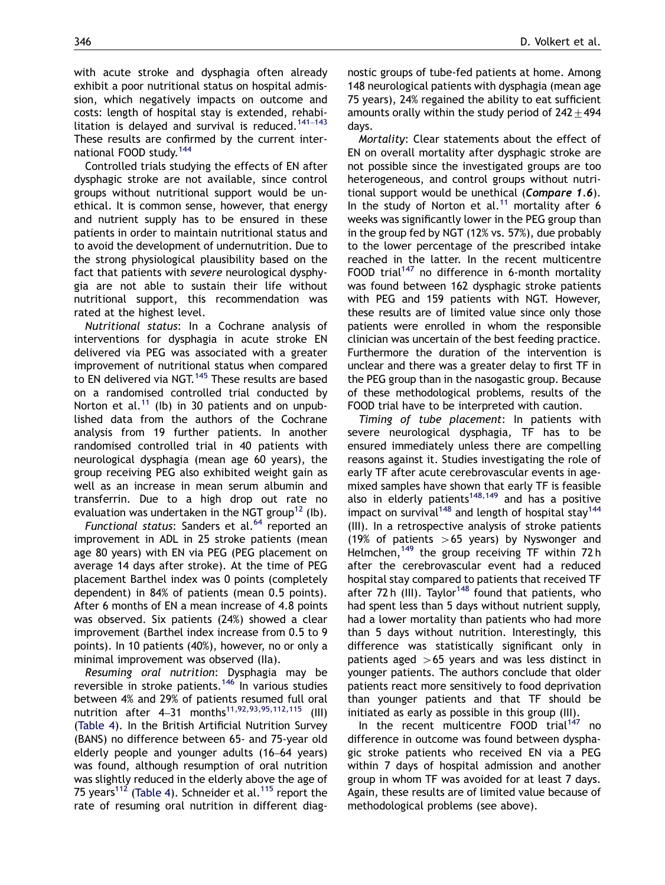with acute stroke and dysphagia often already exhibit a poor nutritional status on hospital admission, which negatively impacts on outcome and costs: length of hospital stay is extended, rehabilitation is delayed and survival is reduced.[141–143] These results are confirmed by the current international FOOD study.[144]

Controlled trials studying the effects of EN after dysphagic stroke are not available, since control groups without nutritional support would be unethical. It is common sense, however, that energy and nutrient supply has to be ensured in these patients in order to maintain nutritional status and to avoid the development of undernutrition. Due to the strong physiological plausibility based on the fact that patients with *severe* neurological dysphygia are not able to sustain their life without nutritional support, this recommendation was rated at the highest level.

*Nutritional status*: In a Cochrane analysis of interventions for dysphagia in acute stroke EN delivered via PEG was associated with a greater improvement of nutritional status when compared to EN delivered via NGT.[145] These results are based on a randomised controlled trial conducted by Norton et al.[11] (Ib) in 30 patients and on unpublished data from the authors of the Cochrane analysis from 19 further patients. In another randomised controlled trial in 40 patients with neurological dysphagia (mean age 60 years), the group receiving PEG also exhibited weight gain as well as an increase in mean serum albumin and transferrin. Due to a high drop out rate no evaluation was undertaken in the NGT group[12] (Ib).

*Functional status*: Sanders et al.[64] reported an improvement in ADL in 25 stroke patients (mean age 80 years) with EN via PEG (PEG placement on average 14 days after stroke). At the time of PEG placement Barthel index was 0 points (completely dependent) in 84% of patients (mean 0.5 points). After 6 months of EN a mean increase of 4.8 points was observed. Six patients (24%) showed a clear improvement (Barthel index increase from 0.5 to 9 points). In 10 patients (40%), however, no or only a minimal improvement was observed (IIa).

*Resuming oral nutrition*: Dysphagia may be reversible in stroke patients.[146] In various studies between 4% and 29% of patients resumed full oral nutrition after 4–31 months[11,92,93,95,112,115] (III) (Table 4). In the British Artificial Nutrition Survey (BANS) no difference between 65- and 75-year old elderly people and younger adults (16–64 years) was found, although resumption of oral nutrition was slightly reduced in the elderly above the age of 75 years[112] (Table 4). Schneider et al.[115] report the rate of resuming oral nutrition in different diagnostic groups of tube-fed patients at home. Among 148 neurological patients with dysphagia (mean age 75 years), 24% regained the ability to eat sufficient amounts orally within the study period of $242 \pm 494$ days.

*Mortality*: Clear statements about the effect of EN on overall mortality after dysphagic stroke are not possible since the investigated groups are too heterogeneous, and control groups without nutritional support would be unethical (***Compare 1.6***). In the study of Norton et al.[11] mortality after 6 weeks was significantly lower in the PEG group than in the group fed by NGT (12% vs. 57%), due probably to the lower percentage of the prescribed intake reached in the latter. In the recent multicentre FOOD trial[147] no difference in 6-month mortality was found between 162 dysphagic stroke patients with PEG and 159 patients with NGT. However, these results are of limited value since only those patients were enrolled in whom the responsible clinician was uncertain of the best feeding practice. Furthermore the duration of the intervention is unclear and there was a greater delay to first TF in the PEG group than in the nasogastic group. Because of these methodological problems, results of the FOOD trial have to be interpreted with caution.

*Timing of tube placement*: In patients with severe neurological dysphagia, TF has to be ensured immediately unless there are compelling reasons against it. Studies investigating the role of early TF after acute cerebrovascular events in age-mixed samples have shown that early TF is feasible also in elderly patients[148,149] and has a positive impact on survival[148] and length of hospital stay[144] (III). In a retrospective analysis of stroke patients (19% of patients $>65$ years) by Nyswonger and Helmchen,[149] the group receiving TF within 72 h after the cerebrovascular event had a reduced hospital stay compared to patients that received TF after 72 h (III). Taylor[148] found that patients, who had spent less than 5 days without nutrient supply, had a lower mortality than patients who had more than 5 days without nutrition. Interestingly, this difference was statistically significant only in patients aged $>65$ years and was less distinct in younger patients. The authors conclude that older patients react more sensitively to food deprivation than younger patients and that TF should be initiated as early as possible in this group (III).

In the recent multicentre FOOD trial[147] no difference in outcome was found between dysphagic stroke patients who received EN via a PEG within 7 days of hospital admission and another group in whom TF was avoided for at least 7 days. Again, these results are of limited value because of methodological problems (see above).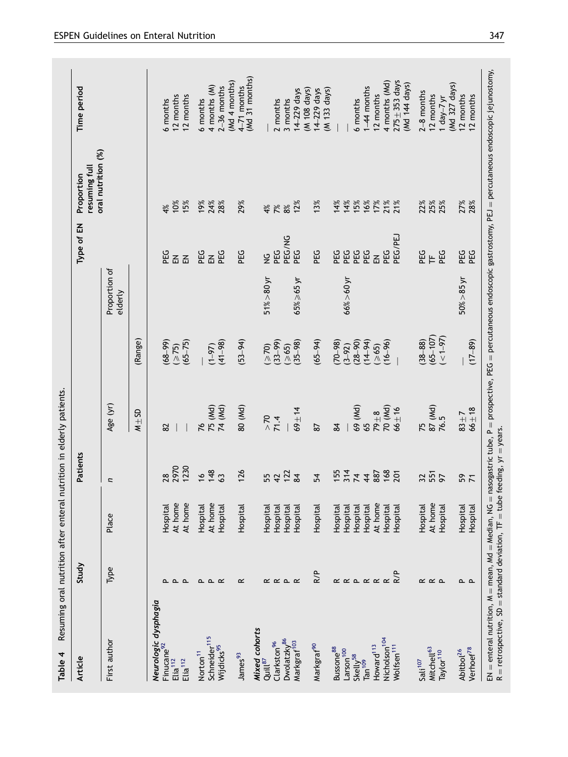**Table 4** Resuming oral nutrition after enteral nutrition in elderly patients.

| Article | Study | | Patients | | | | Type of EN | Proportion resuming full oral nutrition (%) | Time period |
|---|---|---|---|---|---|---|---|---|---|
| First author | Type | Place | n | Age (yr) | | Proportion of elderly | | | |
| | | | | M ± SD | (Range) | | | | |
| *Neurologic dysphagia* | | | | | | | | | |
| Finucane[92] | P | Hospital | 28 | 82 | (68–99) | | PEG | 4% | 6 months |
| Elia[112] | P | At home | 2970 | — | (≥75) | | EN | 10% | 12 months |
| Elia[112] | P | At home | 1230 | — | (65–75) | | EN | 15% | 12 months |
| Norton[11] | P | Hospital | 16 | 76 | — | | PEG | 19% | 6 months |
| Schneider[115] | P | At home | 148 | 75 (Md) | (1–97) | | EN | 24% | 4 months (M) |
| Wijdicks[95] | R | Hospital | 63 | 74 (Md) | (41–98) | | PEG | 28% | 2–36 months (Md 4 months) |
| James[93] | R | Hospital | 126 | 80 (Md) | (53–94) | | PEG | 29% | 4–71 months (Md 31 months) |
| *Mixed cohorts* | | | | | | | | | |
| Quill[87] | R | Hospital | 55 | >70 | (≥70) | 51% >80 yr | NG | 4% | — |
| Clarkston[96] | R | Hospital | 42 | 71.4 | (33–99) | | PEG | 7% | 2 months |
| Dwolatzky[86] | P | Hospital | 122 | — | (≥65) | | PEG/NG | 8% | 3 months |
| Markgraf[103] | R | Hospital | 84 | 69 ± 14 | (35–98) | 65% ≥65 yr | PEG | 12% | 14–229 days (M 108 days) |
| Markgraf[90] | R/P | Hospital | 54 | 87 | (65–94) | | PEG | 13% | 14–229 days (M 133 days) |
| Bussone[88] | R | Hospital | 155 | 84 | (70–98) | | PEG | 14% | — |
| Larson[100] | R | Hospital | 314 | — | (3–92) | 66% >60 yr | PEG | 14% | — |
| Skelly[58] | P | Hospital | 74 | 69 (Md) | (28–90) | | PEG | 15% | 6 months |
| Tan[109] | R | Hospital | 44 | 65 | (14–94) | | PEG | 16% | 1–44 months |
| Howard[113] | R | At home | 887 | 79 ± 8 | (≥65) | | EN | 17% | 12 months |
| Nicholson[104] | R | Hospital | 168 | 70 (Md) | (16–96) | | PEG | 21% | 4 months (Md) |
| Wolfsen[111] | R/P | Hospital | 201 | 66 ± 16 | — | | PEG/PEJ | 21% | 275 ± 353 days (Md 144 days) |
| Sali[107] | R | Hospital | 32 | 75 | (38–88) | | PEG | 22% | 2–8 months |
| Mitchell[63] | R | At home | 551 | 87 (Md) | (65–107) | | TF | 25% | 12 months |
| Taylor[110] | P | Hospital | 97 | 76.5 | (<1–97) | | PEG | 25% | 1 day–7 yr (Md 327 days) |
| Abitbol[26] | P | Hospital | 59 | 83 ± 7 | — | 50% >85 yr | PEG | 27% | 12 months |
| Verhoef[78] | P | Hospital | 71 | 66 ± 18 | (17–89) | | PEG | 28% | 12 months |

EN = enteral nutrition, M = mean, Md = Median, NG = nasogastric tube, P = prospective, PEG = percutaneous endoscopic gastrostomy, PEJ = percutaneous endoscopic jejunostomy, R = retrospective, SD = standard deviation, TF = tube feeding, yr = years.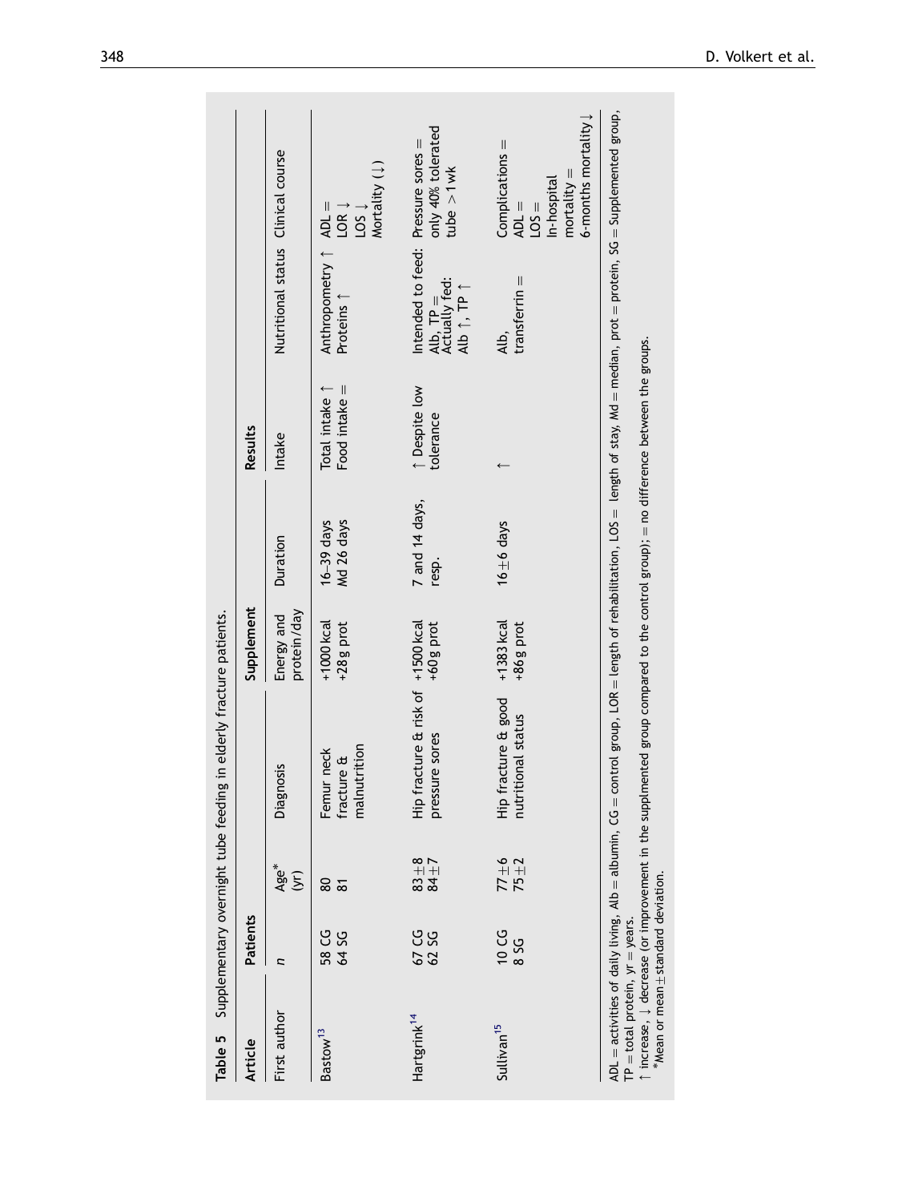**Table 5** Supplementary overnight tube feeding in elderly fracture patients.

| Article | Patients | | | Supplement | | Results | | |
|---|---|---|---|---|---|---|---|---|
| First author | n | Age* (yr) | Diagnosis | Energy and protein/day | Duration | Intake | Nutritional status | Clinical course |
| Bastow[13] | 58 CG<br>64 SG | 80<br>81 | Femur neck fracture & malnutrition | +1000 kcal<br>+28 g prot | 16–39 days<br>Md 26 days | Total intake ↑<br>Food intake = | Anthropometry ↑<br>Proteins ↑ | ADL =<br>LOR ↓<br>LOS ↓<br>Mortality (↓) |
| Hartgrink[14] | 67 CG<br>62 SG | 83±8<br>84±7 | Hip fracture & risk of pressure sores | +1500 kcal<br>+60 g prot | 7 and 14 days, resp. | ↑ Despite low tolerance | Intended to feed: Alb, TP =<br>Actually fed: Alb ↑, TP ↑ | Pressure sores =<br>only 40% tolerated tube >1 wk |
| Sullivan[15] | 10 CG<br>8 SG | 77±6<br>75±2 | Hip fracture & good nutritional status | +1383 kcal<br>+86 g prot | 16±6 days | ↑ | Alb, transferrin = | Complications =<br>ADL =<br>LOS =<br>In-hospital mortality =<br>6-months mortality ↓ |

ADL = activities of daily living, Alb = albumin, CG = control group, LOR = length of rehabilitation, LOS = length of stay, Md = median, prot = protein, SG = Supplemented group, TP = total protein, yr = years.
↑ increase, ↓ decrease (or improvement in the supplmented group compared to the control group); = no difference between the groups.
*Mean or mean ± standard deviation.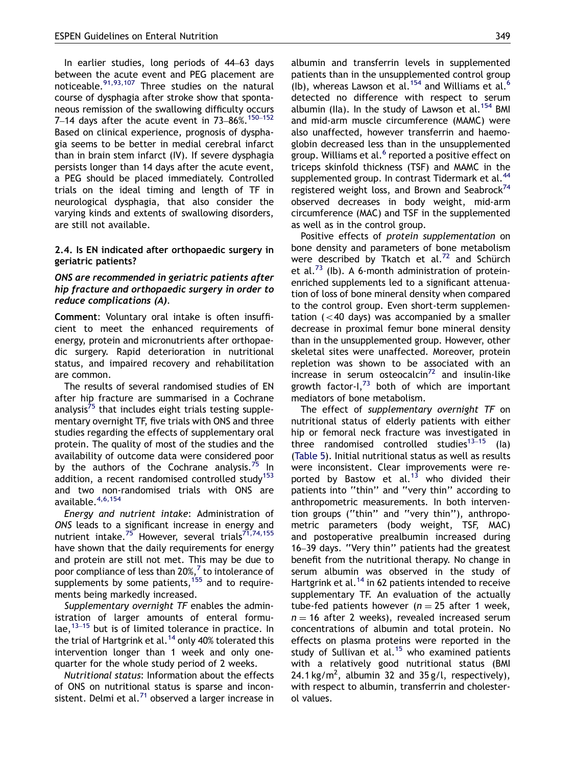In earlier studies, long periods of 44–63 days between the acute event and PEG placement are noticeable.[91,93,107] Three studies on the natural course of dysphagia after stroke show that spontaneous remission of the swallowing difficulty occurs 7–14 days after the acute event in 73–86%.[150–152] Based on clinical experience, prognosis of dysphagia seems to be better in medial cerebral infarct than in brain stem infarct (IV). If severe dysphagia persists longer than 14 days after the acute event, a PEG should be placed immediately. Controlled trials on the ideal timing and length of TF in neurological dysphagia, that also consider the varying kinds and extents of swallowing disorders, are still not available.

### 2.4. Is EN indicated after orthopaedic surgery in geriatric patients?

***ONS are recommended in geriatric patients after hip fracture and orthopaedic surgery in order to reduce complications (A).***

**Comment**: Voluntary oral intake is often insufficient to meet the enhanced requirements of energy, protein and micronutrients after orthopaedic surgery. Rapid deterioration in nutritional status, and impaired recovery and rehabilitation are common.

The results of several randomised studies of EN after hip fracture are summarised in a Cochrane analysis[75] that includes eight trials testing supplementary overnight TF, five trials with ONS and three studies regarding the effects of supplementary oral protein. The quality of most of the studies and the availability of outcome data were considered poor by the authors of the Cochrane analysis.[75] In addition, a recent randomised controlled study[153] and two non-randomised trials with ONS are available.[4,6,154]

*Energy and nutrient intake*: Administration of *ONS* leads to a significant increase in energy and nutrient intake.[75] However, several trials[71,74,155] have shown that the daily requirements for energy and protein are still not met. This may be due to poor compliance of less than 20%,[7] to intolerance of supplements by some patients,[155] and to requirements being markedly increased.

*Supplementary overnight TF* enables the administration of larger amounts of enteral formulae,[13–15] but is of limited tolerance in practice. In the trial of Hartgrink et al.[14] only 40% tolerated this intervention longer than 1 week and only one-quarter for the whole study period of 2 weeks.

*Nutritional status*: Information about the effects of ONS on nutritional status is sparse and inconsistent. Delmi et al.[71] observed a larger increase in albumin and transferrin levels in supplemented patients than in the unsupplemented control group (Ib), whereas Lawson et al.[154] and Williams et al.[6] detected no difference with respect to serum albumin (IIa). In the study of Lawson et al.[154] BMI and mid-arm muscle circumference (MAMC) were also unaffected, however transferrin and haemoglobin decreased less than in the unsupplemented group. Williams et al.[6] reported a positive effect on triceps skinfold thickness (TSF) and MAMC in the supplemented group. In contrast Tidermark et al.[44] registered weight loss, and Brown and Seabrock[74] observed decreases in body weight, mid-arm circumference (MAC) and TSF in the supplemented as well as in the control group.

Positive effects of *protein supplementation* on bone density and parameters of bone metabolism were described by Tkatch et al.[72] and Schürch et al.[73] (Ib). A 6-month administration of protein-enriched supplements led to a significant attenuation of loss of bone mineral density when compared to the control group. Even short-term supplementation (<40 days) was accompanied by a smaller decrease in proximal femur bone mineral density than in the unsupplemented group. However, other skeletal sites were unaffected. Moreover, protein repletion was shown to be associated with an increase in serum osteocalcin[72] and insulin-like growth factor-I,[73] both of which are important mediators of bone metabolism.

The effect of *supplementary overnight TF* on nutritional status of elderly patients with either hip or femoral neck fracture was investigated in three randomised controlled studies[13–15] (Ia) (Table 5). Initial nutritional status as well as results were inconsistent. Clear improvements were reported by Bastow et al.[13] who divided their patients into "thin" and "very thin" according to anthropometric measurements. In both intervention groups ("thin" and "very thin"), anthropometric parameters (body weight, TSF, MAC) and postoperative prealbumin increased during 16–39 days. "Very thin" patients had the greatest benefit from the nutritional therapy. No change in serum albumin was observed in the study of Hartgrink et al.[14] in 62 patients intended to receive supplementary TF. An evaluation of the actually tube-fed patients however ($n = 25$ after 1 week, $n = 16$ after 2 weeks), revealed increased serum concentrations of albumin and total protein. No effects on plasma proteins were reported in the study of Sullivan et al.[15] who examined patients with a relatively good nutritional status (BMI 24.1 kg/m$^2$, albumin 32 and 35 g/l, respectively), with respect to albumin, transferrin and cholesterol values.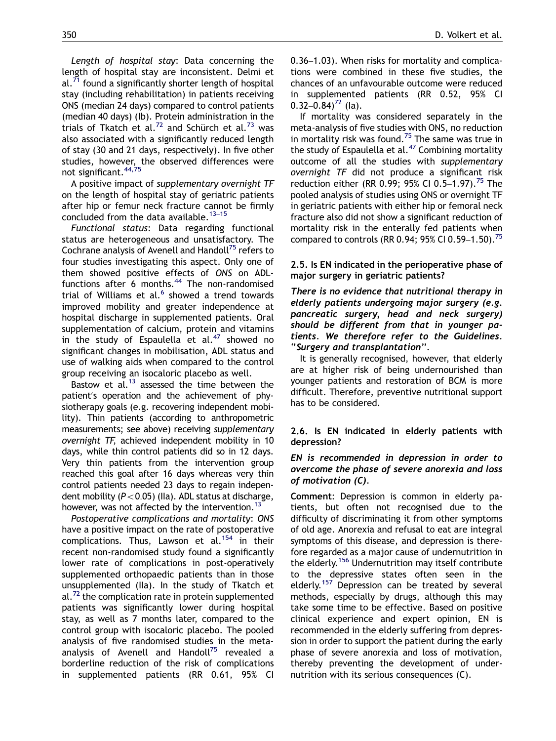*Length of hospital stay*: Data concerning the length of hospital stay are inconsistent. Delmi et al.[71] found a significantly shorter length of hospital stay (including rehabilitation) in patients receiving ONS (median 24 days) compared to control patients (median 40 days) (Ib). Protein administration in the trials of Tkatch et al.[72] and Schürch et al.[73] was also associated with a significantly reduced length of stay (30 and 21 days, respectively). In five other studies, however, the observed differences were not significant.[44,75]

A positive impact of *supplementary overnight TF* on the length of hospital stay of geriatric patients after hip or femur neck fracture cannot be firmly concluded from the data available.[13–15]

*Functional status*: Data regarding functional status are heterogeneous and unsatisfactory. The Cochrane analysis of Avenell and Handoll[75] refers to four studies investigating this aspect. Only one of them showed positive effects of *ONS* on ADL-functions after 6 months.[44] The non-randomised trial of Williams et al.[6] showed a trend towards improved mobility and greater independence at hospital discharge in supplemented patients. Oral supplementation of calcium, protein and vitamins in the study of Espaulella et al.[47] showed no significant changes in mobilisation, ADL status and use of walking aids when compared to the control group receiving an isocaloric placebo as well.

Bastow et al.[13] assessed the time between the patient's operation and the achievement of physiotherapy goals (e.g. recovering independent mobility). Thin patients (according to anthropometric measurements; see above) receiving *supplementary overnight TF*, achieved independent mobility in 10 days, while thin control patients did so in 12 days. Very thin patients from the intervention group reached this goal after 16 days whereas very thin control patients needed 23 days to regain independent mobility ($P < 0.05$) (IIa). ADL status at discharge, however, was not affected by the intervention.[13]

*Postoperative complications and mortality*: *ONS* have a positive impact on the rate of postoperative complications. Thus, Lawson et al.[154] in their recent non-randomised study found a significantly lower rate of complications in post-operatively supplemented orthopaedic patients than in those unsupplemented (IIa). In the study of Tkatch et al.[72] the complication rate in protein supplemented patients was significantly lower during hospital stay, as well as 7 months later, compared to the control group with isocaloric placebo. The pooled analysis of five randomised studies in the meta-analysis of Avenell and Handoll[75] revealed a borderline reduction of the risk of complications in supplemented patients (RR 0.61, 95% CI 0.36–1.03). When risks for mortality and complications were combined in these five studies, the chances of an unfavourable outcome were reduced in supplemented patients (RR 0.52, 95% CI 0.32–0.84)[72] (Ia).

If mortality was considered separately in the meta-analysis of five studies with ONS, no reduction in mortality risk was found.[75] The same was true in the study of Espaulella et al.[47] Combining mortality outcome of all the studies with *supplementary overnight TF* did not produce a significant risk reduction either (RR 0.99; 95% CI 0.5–1.97).[75] The pooled analysis of studies using ONS or overnight TF in geriatric patients with either hip or femoral neck fracture also did not show a significant reduction of mortality risk in the enterally fed patients when compared to controls (RR 0.94; 95% CI 0.59–1.50).[75]

### 2.5. Is EN indicated in the perioperative phase of major surgery in geriatric patients?

***There is no evidence that nutritional therapy in elderly patients undergoing major surgery (e.g. pancreatic surgery, head and neck surgery) should be different from that in younger patients. We therefore refer to the Guidelines. "Surgery and transplantation".***

It is generally recognised, however, that elderly are at higher risk of being undernourished than younger patients and restoration of BCM is more difficult. Therefore, preventive nutritional support has to be considered.

### 2.6. Is EN indicated in elderly patients with depression?

***EN is recommended in depression in order to overcome the phase of severe anorexia and loss of motivation (C).***

**Comment**: Depression is common in elderly patients, but often not recognised due to the difficulty of discriminating it from other symptoms of old age. Anorexia and refusal to eat are integral symptoms of this disease, and depression is therefore regarded as a major cause of undernutrition in the elderly.[156] Undernutrition may itself contribute to the depressive states often seen in the elderly.[157] Depression can be treated by several methods, especially by drugs, although this may take some time to be effective. Based on positive clinical experience and expert opinion, EN is recommended in the elderly suffering from depression in order to support the patient during the early phase of severe anorexia and loss of motivation, thereby preventing the development of undernutrition with its serious consequences (C).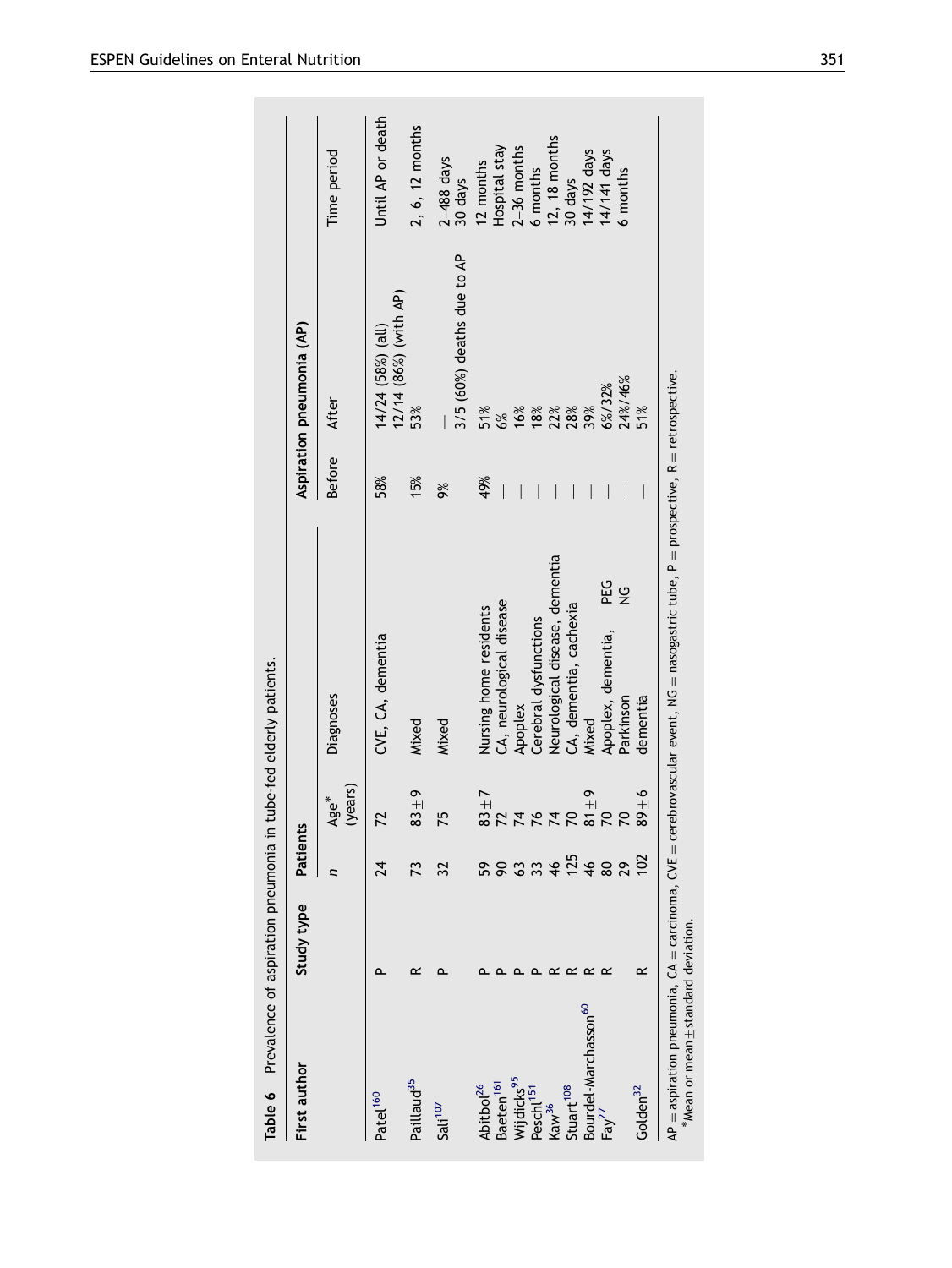**Table 6** Prevalence of aspiration pneumonia in tube-fed elderly patients.

| First author | Study type | Patients | | Diagnoses | Aspiration pneumonia (AP) | | Time period |
|---|---|---|---|---|---|---|---|
| | | n | Age* (years) | | Before | After | |
| Patel[160] | P | 24 | 72 | CVE, CA, dementia | 58% | 14/24 (58%) (all) 12/14 (86%) (with AP) | Until AP or death |
| Paillaud[35] | R | 73 | 83 ± 9 | Mixed | 15% | 53% | 2, 6, 12 months |
| Sali[107] | P | 32 | 75 | Mixed | 9% | — 3/5 (60%) deaths due to AP | 2–488 days 30 days |
| Abitbol[26] | P | 59 | 83 ± 7 | Nursing home residents | 49% | 51% | 12 months |
| Baeten[161] | P | 90 | 72 | CA, neurological disease | — | 6% | Hospital stay |
| Wijdicks[95] | P | 63 | 74 | Apoplex | — | 16% | 2–36 months |
| Peschl[151] | P | 33 | 76 | Cerebral dysfunctions | — | 18% | 6 months |
| Kaw[36] | R | 46 | 74 | Neurological disease, dementia | — | 22% | 12, 18 months |
| Stuart[108] | R | 125 | 70 | CA, dementia, cachexia | — | 28% | 30 days |
| Bourdel-Marchasson[60] | R | 46 | 81 ± 9 | Mixed | — | 39% | 14/192 days |
| Fay[27] | R | 80 | 70 | Apoplex, dementia, PEG | — | 6%/32% | 14/141 days |
| | | 29 | 70 | Parkinson NG | — | 24%/46% | |
| Golden[32] | R | 102 | 89 ± 6 | dementia | — | 51% | 6 months |

AP = aspiration pneumonia, CA = carcinoma, CVE = cerebrovascular event, NG = nasogastric tube, P = prospective, R = retrospective.
*Mean or mean ± standard deviation.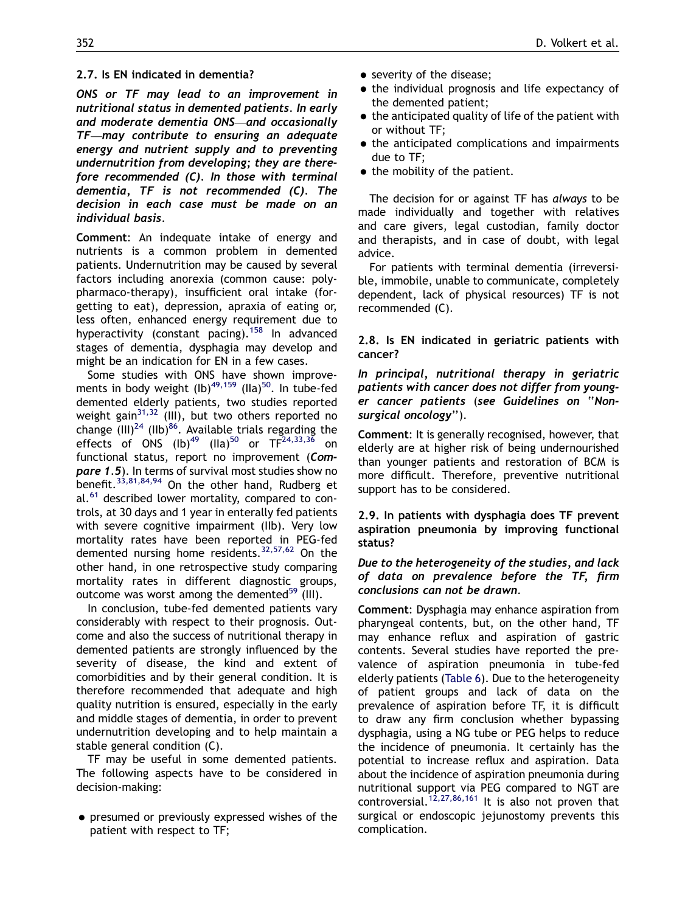### 2.7. Is EN indicated in dementia?

***ONS or TF may lead to an improvement in nutritional status in demented patients. In early and moderate dementia ONS—and occasionally TF—may contribute to ensuring an adequate energy and nutrient supply and to preventing undernutrition from developing; they are therefore recommended (C). In those with terminal dementia, TF is not recommended (C). The decision in each case must be made on an individual basis.***

**Comment**: An indequate intake of energy and nutrients is a common problem in demented patients. Undernutrition may be caused by several factors including anorexia (common cause: polypharmaco-therapy), insufficient oral intake (forgetting to eat), depression, apraxia of eating or, less often, enhanced energy requirement due to hyperactivity (constant pacing).[158] In advanced stages of dementia, dysphagia may develop and might be an indication for EN in a few cases.

Some studies with ONS have shown improvements in body weight (Ib)[49,159] (IIa)[50]. In tube-fed demented elderly patients, two studies reported weight gain[31,32] (III), but two others reported no change (III)[24] (IIb)[86]. Available trials regarding the effects of ONS (Ib)[49] (IIa)[50] or TF[24,33,36] on functional status, report no improvement (***Compare 1.5***). In terms of survival most studies show no benefit.[33,81,84,94] On the other hand, Rudberg et al.[61] described lower mortality, compared to controls, at 30 days and 1 year in enterally fed patients with severe cognitive impairment (IIb). Very low mortality rates have been reported in PEG-fed demented nursing home residents.[32,57,62] On the other hand, in one retrospective study comparing mortality rates in different diagnostic groups, outcome was worst among the demented[59] (III).

In conclusion, tube-fed demented patients vary considerably with respect to their prognosis. Outcome and also the success of nutritional therapy in demented patients are strongly influenced by the severity of disease, the kind and extent of comorbidities and by their general condition. It is therefore recommended that adequate and high quality nutrition is ensured, especially in the early and middle stages of dementia, in order to prevent undernutrition developing and to help maintain a stable general condition (C).

TF may be useful in some demented patients. The following aspects have to be considered in decision-making:

- presumed or previously expressed wishes of the patient with respect to TF;
- severity of the disease;
- the individual prognosis and life expectancy of the demented patient;
- the anticipated quality of life of the patient with or without TF;
- the anticipated complications and impairments due to TF;
- the mobility of the patient.

The decision for or against TF has *always* to be made individually and together with relatives and care givers, legal custodian, family doctor and therapists, and in case of doubt, with legal advice.

For patients with terminal dementia (irreversible, immobile, unable to communicate, completely dependent, lack of physical resources) TF is not recommended (C).

### 2.8. Is EN indicated in geriatric patients with cancer?

***In principal, nutritional therapy in geriatric patients with cancer does not differ from younger cancer patients (see Guidelines on "Non-surgical oncology").***

**Comment**: It is generally recognised, however, that elderly are at higher risk of being undernourished than younger patients and restoration of BCM is more difficult. Therefore, preventive nutritional support has to be considered.

### 2.9. In patients with dysphagia does TF prevent aspiration pneumonia by improving functional status?

***Due to the heterogeneity of the studies, and lack of data on prevalence before the TF, firm conclusions can not be drawn.***

**Comment**: Dysphagia may enhance aspiration from pharyngeal contents, but, on the other hand, TF may enhance reflux and aspiration of gastric contents. Several studies have reported the prevalence of aspiration pneumonia in tube-fed elderly patients (Table 6). Due to the heterogeneity of patient groups and lack of data on the prevalence of aspiration before TF, it is difficult to draw any firm conclusion whether bypassing dysphagia, using a NG tube or PEG helps to reduce the incidence of pneumonia. It certainly has the potential to increase reflux and aspiration. Data about the incidence of aspiration pneumonia during nutritional support via PEG compared to NGT are controversial.[12,27,86,161] It is also not proven that surgical or endoscopic jejunostomy prevents this complication.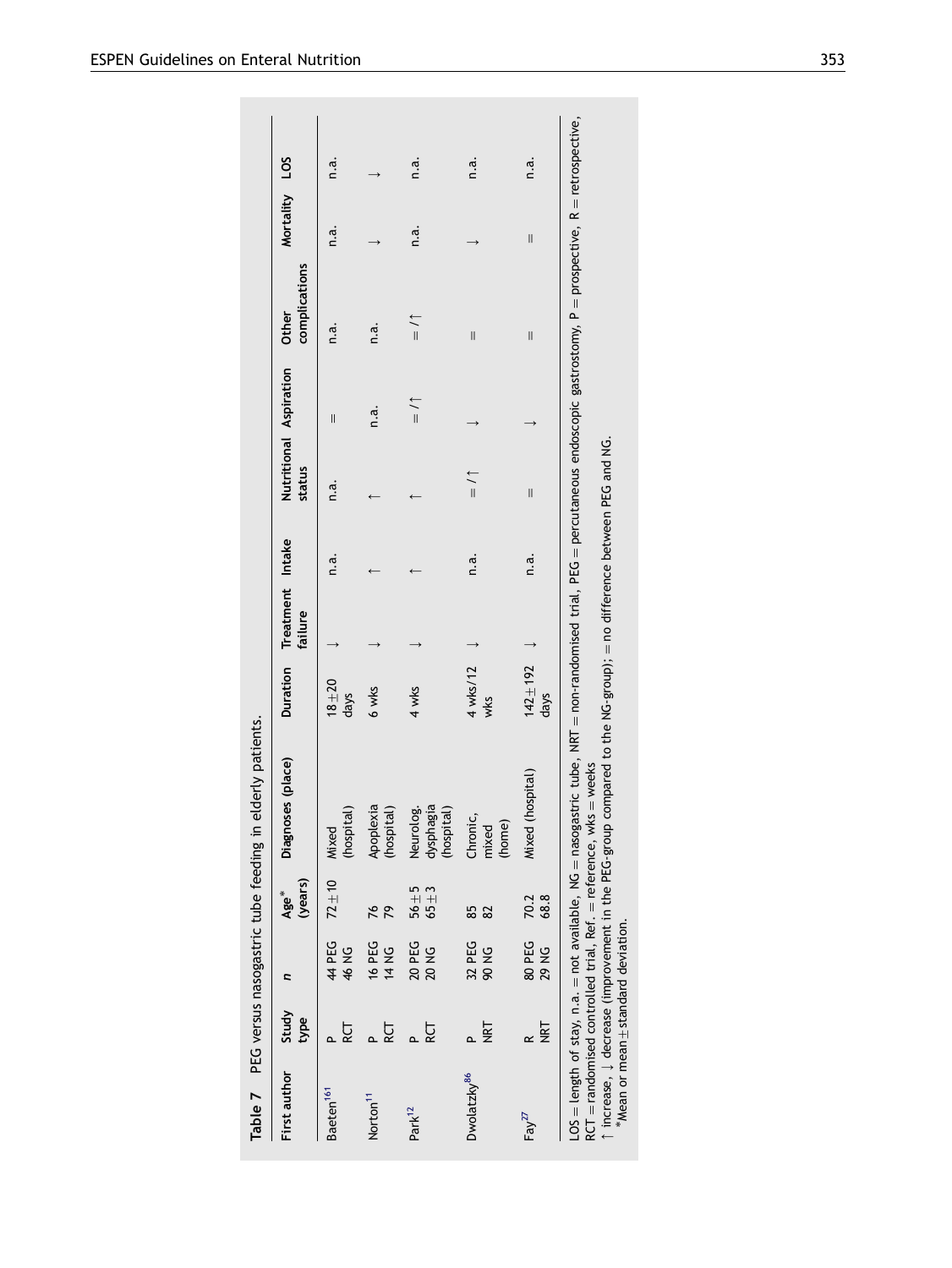**Table 7** PEG versus nasogastric tube feeding in elderly patients.

| First author | Study type | n | Age* (years) | Diagnoses (place) | Duration | Treatment failure | Intake | Nutritional status | Aspiration | Other complications | Mortality | LOS |
|---|---|---|---|---|---|---|---|---|---|---|---|---|
| Baeten[161] | P RCT | 44 PEG 46 NG | 72±10 | Mixed (hospital) | 18±20 days | ↓ | n.a. | n.a. | = | n.a. | n.a. | n.a. |
| Norton[11] | P RCT | 16 PEG 14 NG | 76 79 | Apoplexia (hospital) | 6 wks | ↓ | ↑ | ↑ | n.a. | n.a. | ↓ | ↓ |
| Park[12] | P RCT | 20 PEG 20 NG | 56±5 65±3 | Neurolog. dysphagia (hospital) | 4 wks | ↓ | ↑ | ↑ | =/↑ | =/↑ | n.a. | n.a. |
| Dwolatzky[86] | P NRT | 32 PEG 90 NG | 85 82 | Chronic, mixed (home) | 4 wks/12 wks | ↓ | n.a. | =/↑ | ↓ | = | ↓ | n.a. |
| Fay[27] | R NRT | 80 PEG 29 NG | 70.2 68.8 | Mixed (hospital) | 142±192 days | ↓ | n.a. | = | ↓ | = | = | n.a. |

LOS = length of stay, n.a. = not available, NG = nasogastric tube, NRT = non-randomised trial, PEG = percutaneous endoscopic gastrostomy, P = prospective, R = retrospective, RCT = randomised controlled trial, Ref. = reference, wks = weeks

↑ increase, ↓ decrease (improvement in the PEG-group compared to the NG-group); = no difference between PEG and NG.

*Mean or mean ± standard deviation.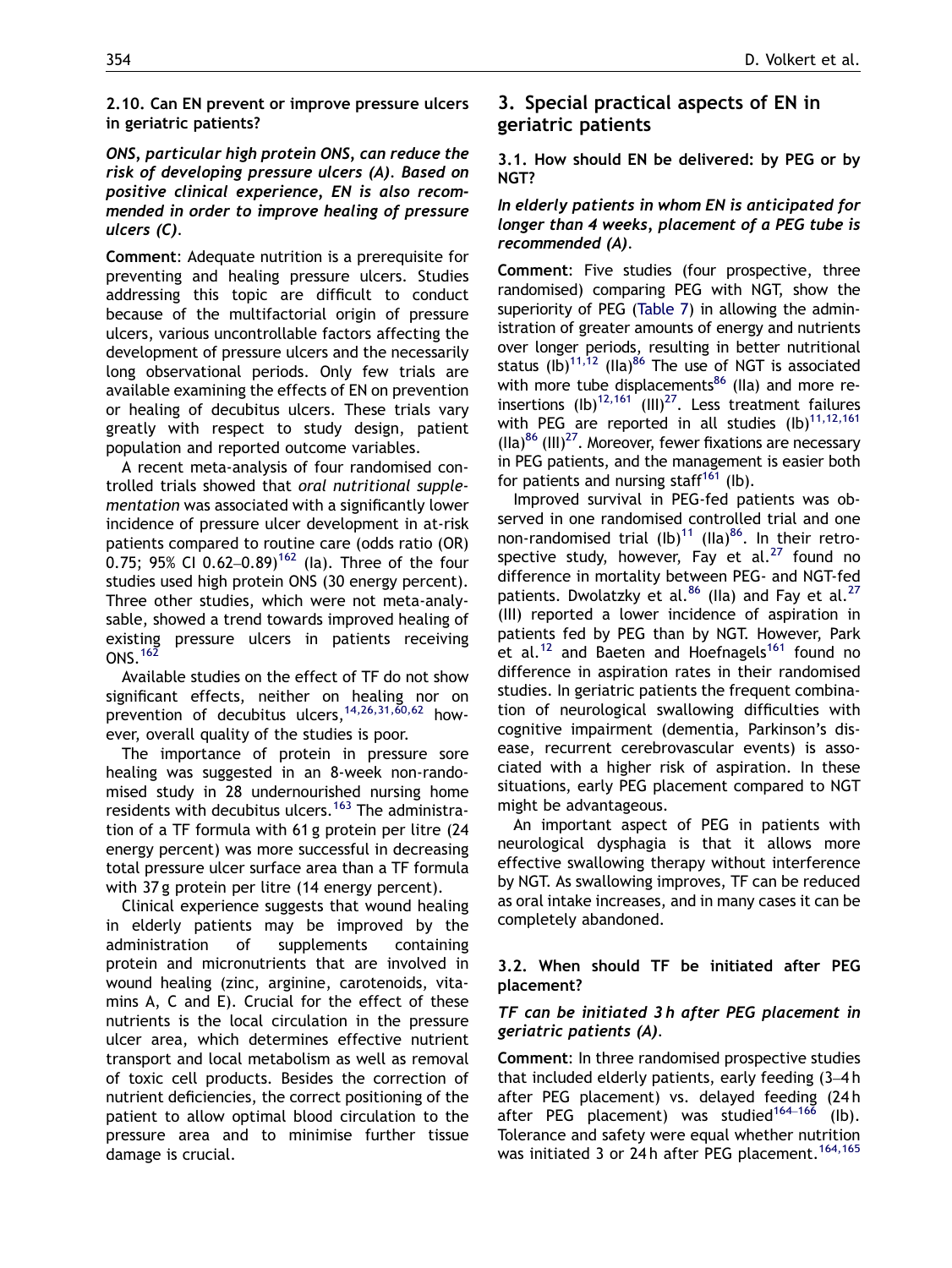### 2.10. Can EN prevent or improve pressure ulcers in geriatric patients?

***ONS, particular high protein ONS, can reduce the risk of developing pressure ulcers (A). Based on positive clinical experience, EN is also recommended in order to improve healing of pressure ulcers (C).***

**Comment**: Adequate nutrition is a prerequisite for preventing and healing pressure ulcers. Studies addressing this topic are difficult to conduct because of the multifactorial origin of pressure ulcers, various uncontrollable factors affecting the development of pressure ulcers and the necessarily long observational periods. Only few trials are available examining the effects of EN on prevention or healing of decubitus ulcers. These trials vary greatly with respect to study design, patient population and reported outcome variables.

A recent meta-analysis of four randomised controlled trials showed that *oral nutritional supplementation* was associated with a significantly lower incidence of pressure ulcer development in at-risk patients compared to routine care (odds ratio (OR) 0.75; 95% CI 0.62–0.89)[162] (Ia). Three of the four studies used high protein ONS (30 energy percent). Three other studies, which were not meta-analysable, showed a trend towards improved healing of existing pressure ulcers in patients receiving ONS.[162]

Available studies on the effect of TF do not show significant effects, neither on healing nor on prevention of decubitus ulcers,[14,26,31,60,62] however, overall quality of the studies is poor.

The importance of protein in pressure sore healing was suggested in an 8-week non-randomised study in 28 undernourished nursing home residents with decubitus ulcers.[163] The administration of a TF formula with 61 g protein per litre (24 energy percent) was more successful in decreasing total pressure ulcer surface area than a TF formula with 37 g protein per litre (14 energy percent).

Clinical experience suggests that wound healing in elderly patients may be improved by the administration of supplements containing protein and micronutrients that are involved in wound healing (zinc, arginine, carotenoids, vitamins A, C and E). Crucial for the effect of these nutrients is the local circulation in the pressure ulcer area, which determines effective nutrient transport and local metabolism as well as removal of toxic cell products. Besides the correction of nutrient deficiencies, the correct positioning of the patient to allow optimal blood circulation to the pressure area and to minimise further tissue damage is crucial.

## 3. Special practical aspects of EN in geriatric patients

### 3.1. How should EN be delivered: by PEG or by NGT?

***In elderly patients in whom EN is anticipated for longer than 4 weeks, placement of a PEG tube is recommended (A).***

**Comment**: Five studies (four prospective, three randomised) comparing PEG with NGT, show the superiority of PEG (Table 7) in allowing the administration of greater amounts of energy and nutrients over longer periods, resulting in better nutritional status (Ib)[11,12] (IIa)[86] The use of NGT is associated with more tube displacements[86] (IIa) and more reinsertions (Ib)[12,161] (III)[27]. Less treatment failures with PEG are reported in all studies (Ib)[11,12,161] (IIa)[86] (III)[27]. Moreover, fewer fixations are necessary in PEG patients, and the management is easier both for patients and nursing staff[161] (Ib).

Improved survival in PEG-fed patients was observed in one randomised controlled trial and one non-randomised trial (Ib)[11] (IIa)[86]. In their retrospective study, however, Fay et al.[27] found no difference in mortality between PEG- and NGT-fed patients. Dwolatzky et al.[86] (IIa) and Fay et al.[27] (III) reported a lower incidence of aspiration in patients fed by PEG than by NGT. However, Park et al.[12] and Baeten and Hoefnagels[161] found no difference in aspiration rates in their randomised studies. In geriatric patients the frequent combination of neurological swallowing difficulties with cognitive impairment (dementia, Parkinson's disease, recurrent cerebrovascular events) is associated with a higher risk of aspiration. In these situations, early PEG placement compared to NGT might be advantageous.

An important aspect of PEG in patients with neurological dysphagia is that it allows more effective swallowing therapy without interference by NGT. As swallowing improves, TF can be reduced as oral intake increases, and in many cases it can be completely abandoned.

### 3.2. When should TF be initiated after PEG placement?

***TF can be initiated 3 h after PEG placement in geriatric patients (A).***

**Comment**: In three randomised prospective studies that included elderly patients, early feeding (3–4 h after PEG placement) vs. delayed feeding (24 h after PEG placement) was studied[164–166] (Ib). Tolerance and safety were equal whether nutrition was initiated 3 or 24 h after PEG placement.[164,165]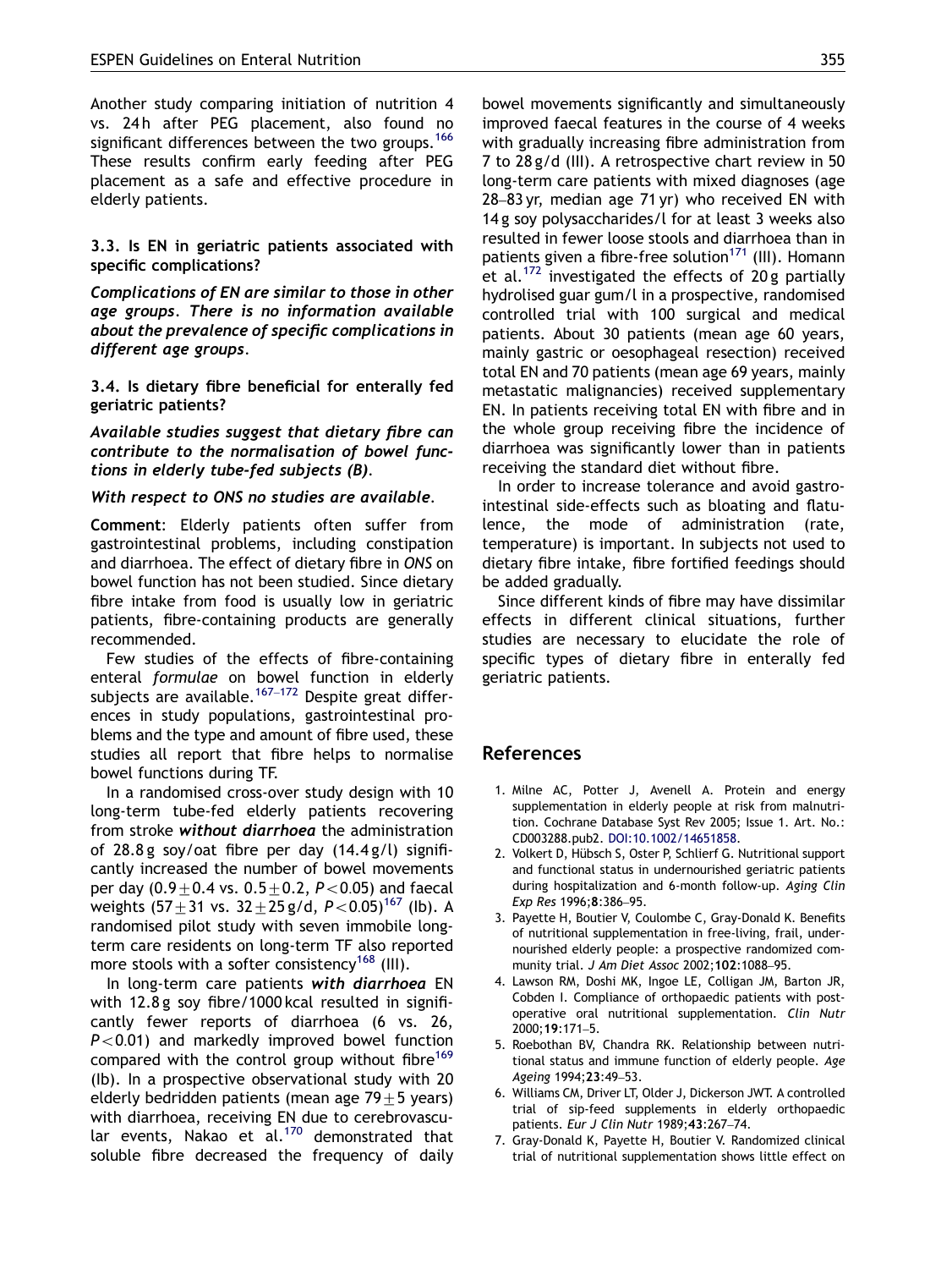Another study comparing initiation of nutrition 4 vs. 24 h after PEG placement, also found no significant differences between the two groups.[166] These results confirm early feeding after PEG placement as a safe and effective procedure in elderly patients.

### 3.3. Is EN in geriatric patients associated with specific complications?

***Complications of EN are similar to those in other age groups. There is no information available about the prevalence of specific complications in different age groups.***

### 3.4. Is dietary fibre beneficial for enterally fed geriatric patients?

***Available studies suggest that dietary fibre can contribute to the normalisation of bowel functions in elderly tube-fed subjects (B).***

***With respect to ONS no studies are available.***

**Comment**: Elderly patients often suffer from gastrointestinal problems, including constipation and diarrhoea. The effect of dietary fibre in *ONS* on bowel function has not been studied. Since dietary fibre intake from food is usually low in geriatric patients, fibre-containing products are generally recommended.

Few studies of the effects of fibre-containing enteral *formulae* on bowel function in elderly subjects are available.[167–172] Despite great differences in study populations, gastrointestinal problems and the type and amount of fibre used, these studies all report that fibre helps to normalise bowel functions during TF.

In a randomised cross-over study design with 10 long-term tube-fed elderly patients recovering from stroke ***without diarrhoea*** the administration of 28.8 g soy/oat fibre per day (14.4 g/l) significantly increased the number of bowel movements per day ($0.9 \pm 0.4$ vs. $0.5 \pm 0.2$, $P < 0.05$) and faecal weights ($57 \pm 31$ vs. $32 \pm 25$ g/d, $P < 0.05$)[167] (Ib). A randomised pilot study with seven immobile long-term care residents on long-term TF also reported more stools with a softer consistency[168] (III).

In long-term care patients ***with diarrhoea*** EN with 12.8 g soy fibre/1000 kcal resulted in significantly fewer reports of diarrhoea (6 vs. 26, $P < 0.01$) and markedly improved bowel function compared with the control group without fibre[169] (Ib). In a prospective observational study with 20 elderly bedridden patients (mean age $79 \pm 5$ years) with diarrhoea, receiving EN due to cerebrovascular events, Nakao et al.[170] demonstrated that soluble fibre decreased the frequency of daily bowel movements significantly and simultaneously improved faecal features in the course of 4 weeks with gradually increasing fibre administration from 7 to 28 g/d (III). A retrospective chart review in 50 long-term care patients with mixed diagnoses (age 28–83 yr, median age 71 yr) who received EN with 14 g soy polysaccharides/l for at least 3 weeks also resulted in fewer loose stools and diarrhoea than in patients given a fibre-free solution[171] (III). Homann et al.[172] investigated the effects of 20 g partially hydrolised guar gum/l in a prospective, randomised controlled trial with 100 surgical and medical patients. About 30 patients (mean age 60 years, mainly gastric or oesophageal resection) received total EN and 70 patients (mean age 69 years, mainly metastatic malignancies) received supplementary EN. In patients receiving total EN with fibre and in the whole group receiving fibre the incidence of diarrhoea was significantly lower than in patients receiving the standard diet without fibre.

In order to increase tolerance and avoid gastrointestinal side-effects such as bloating and flatulence, the mode of administration (rate, temperature) is important. In subjects not used to dietary fibre intake, fibre fortified feedings should be added gradually.

Since different kinds of fibre may have dissimilar effects in different clinical situations, further studies are necessary to elucidate the role of specific types of dietary fibre in enterally fed geriatric patients.

## References

1. Milne AC, Potter J, Avenell A. Protein and energy supplementation in elderly people at risk from malnutrition. Cochrane Database Syst Rev 2005; Issue 1. Art. No.: CD003288.pub2. DOI:10.1002/14651858.
2. Volkert D, Hübsch S, Oster P, Schlierf G. Nutritional support and functional status in undernourished geriatric patients during hospitalization and 6-month follow-up. *Aging Clin Exp Res* 1996;**8**:386–95.
3. Payette H, Boutier V, Coulombe C, Gray-Donald K. Benefits of nutritional supplementation in free-living, frail, undernourished elderly people: a prospective randomized community trial. *J Am Diet Assoc* 2002;**102**:1088–95.
4. Lawson RM, Doshi MK, Ingoe LE, Colligan JM, Barton JR, Cobden I. Compliance of orthopaedic patients with postoperative oral nutritional supplementation. *Clin Nutr* 2000;**19**:171–5.
5. Roebothan BV, Chandra RK. Relationship between nutritional status and immune function of elderly people. *Age Ageing* 1994;**23**:49–53.
6. Williams CM, Driver LT, Older J, Dickerson JWT. A controlled trial of sip-feed supplements in elderly orthopaedic patients. *Eur J Clin Nutr* 1989;**43**:267–74.
7. Gray-Donald K, Payette H, Boutier V. Randomized clinical trial of nutritional supplementation shows little effect on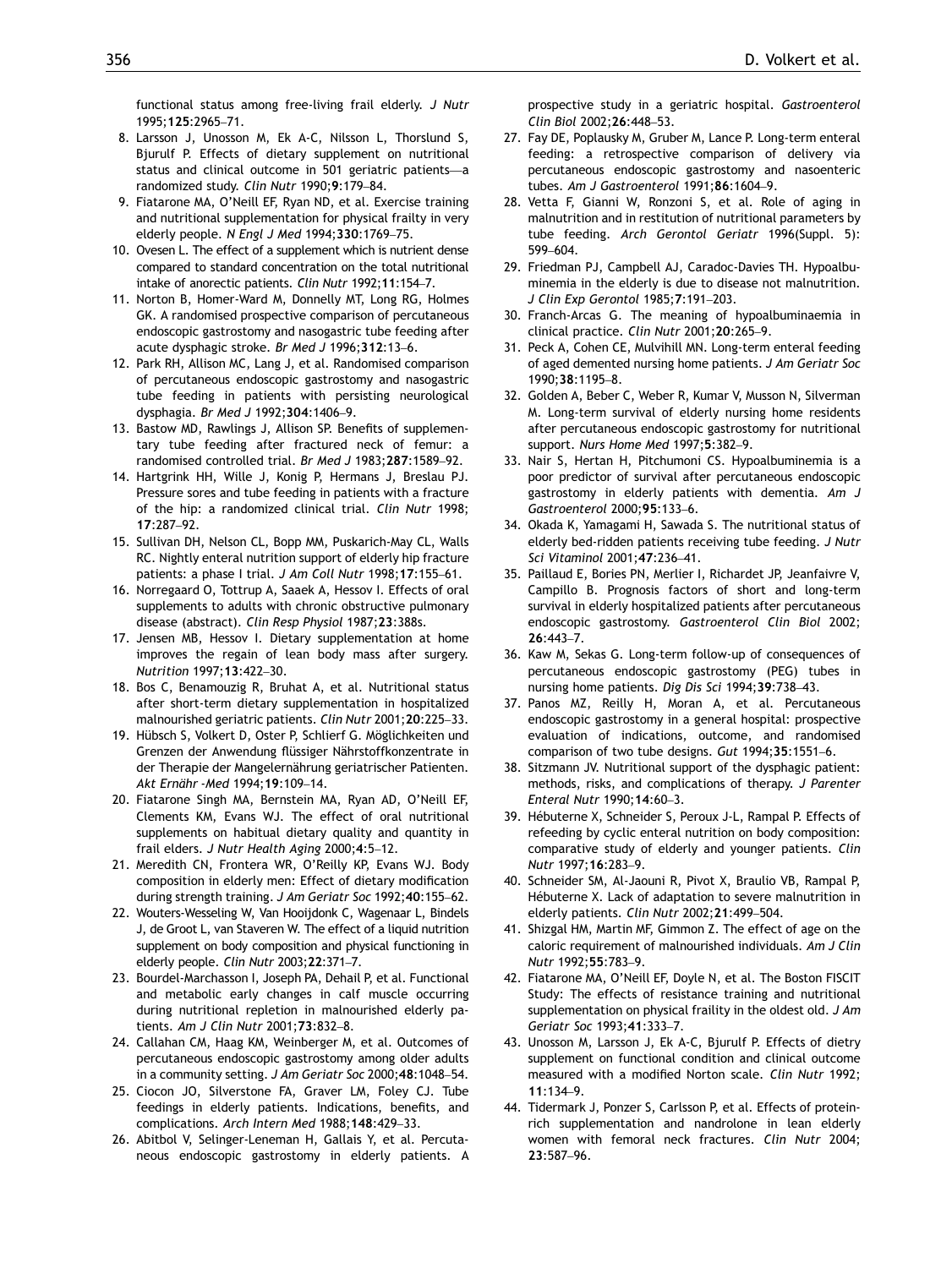functional status among free-living frail elderly. *J Nutr* 1995;**125**:2965–71.

8. Larsson J, Unosson M, Ek A-C, Nilsson L, Thorslund S, Bjurulf P. Effects of dietary supplement on nutritional status and clinical outcome in 501 geriatric patients—a randomized study. *Clin Nutr* 1990;**9**:179–84.
9. Fiatarone MA, O'Neill EF, Ryan ND, et al. Exercise training and nutritional supplementation for physical frailty in very elderly people. *N Engl J Med* 1994;**330**:1769–75.
10. Ovesen L. The effect of a supplement which is nutrient dense compared to standard concentration on the total nutritional intake of anorectic patients. *Clin Nutr* 1992;**11**:154–7.
11. Norton B, Homer-Ward M, Donnelly MT, Long RG, Holmes GK. A randomised prospective comparison of percutaneous endoscopic gastrostomy and nasogastric tube feeding after acute dysphagic stroke. *Br Med J* 1996;**312**:13–6.
12. Park RH, Allison MC, Lang J, et al. Randomised comparison of percutaneous endoscopic gastrostomy and nasogastric tube feeding in patients with persisting neurological dysphagia. *Br Med J* 1992;**304**:1406–9.
13. Bastow MD, Rawlings J, Allison SP. Benefits of supplementary tube feeding after fractured neck of femur: a randomised controlled trial. *Br Med J* 1983;**287**:1589–92.
14. Hartgrink HH, Wille J, Konig P, Hermans J, Breslau PJ. Pressure sores and tube feeding in patients with a fracture of the hip: a randomized clinical trial. *Clin Nutr* 1998; **17**:287–92.
15. Sullivan DH, Nelson CL, Bopp MM, Puskarich-May CL, Walls RC. Nightly enteral nutrition support of elderly hip fracture patients: a phase I trial. *J Am Coll Nutr* 1998;**17**:155–61.
16. Norregaard O, Tottrup A, Saaek A, Hessov I. Effects of oral supplements to adults with chronic obstructive pulmonary disease (abstract). *Clin Resp Physiol* 1987;**23**:388s.
17. Jensen MB, Hessov I. Dietary supplementation at home improves the regain of lean body mass after surgery. *Nutrition* 1997;**13**:422–30.
18. Bos C, Benamouzig R, Bruhat A, et al. Nutritional status after short-term dietary supplementation in hospitalized malnourished geriatric patients. *Clin Nutr* 2001;**20**:225–33.
19. Hübsch S, Volkert D, Oster P, Schlierf G. Möglichkeiten und Grenzen der Anwendung flüssiger Nährstoffkonzentrate in der Therapie der Mangelernährung geriatrischer Patienten. *Akt Ernähr -Med* 1994;**19**:109–14.
20. Fiatarone Singh MA, Bernstein MA, Ryan AD, O'Neill EF, Clements KM, Evans WJ. The effect of oral nutritional supplements on habitual dietary quality and quantity in frail elders. *J Nutr Health Aging* 2000;**4**:5–12.
21. Meredith CN, Frontera WR, O'Reilly KP, Evans WJ. Body composition in elderly men: Effect of dietary modification during strength training. *J Am Geriatr Soc* 1992;**40**:155–62.
22. Wouters-Wesseling W, Van Hooijdonk C, Wagenaar L, Bindels J, de Groot L, van Staveren W. The effect of a liquid nutrition supplement on body composition and physical functioning in elderly people. *Clin Nutr* 2003;**22**:371–7.
23. Bourdel-Marchasson I, Joseph PA, Dehail P, et al. Functional and metabolic early changes in calf muscle occurring during nutritional repletion in malnourished elderly patients. *Am J Clin Nutr* 2001;**73**:832–8.
24. Callahan CM, Haag KM, Weinberger M, et al. Outcomes of percutaneous endoscopic gastrostomy among older adults in a community setting. *J Am Geriatr Soc* 2000;**48**:1048–54.
25. Ciocon JO, Silverstone FA, Graver LM, Foley CJ. Tube feedings in elderly patients. Indications, benefits, and complications. *Arch Intern Med* 1988;**148**:429–33.
26. Abitbol V, Selinger-Leneman H, Gallais Y, et al. Percutaneous endoscopic gastrostomy in elderly patients. A prospective study in a geriatric hospital. *Gastroenterol Clin Biol* 2002;**26**:448–53.
27. Fay DE, Poplausky M, Gruber M, Lance P. Long-term enteral feeding: a retrospective comparison of delivery via percutaneous endoscopic gastrostomy and nasoenteric tubes. *Am J Gastroenterol* 1991;**86**:1604–9.
28. Vetta F, Gianni W, Ronzoni S, et al. Role of aging in malnutrition and in restitution of nutritional parameters by tube feeding. *Arch Gerontol Geriatr* 1996(Suppl. 5): 599–604.
29. Friedman PJ, Campbell AJ, Caradoc-Davies TH. Hypoalbuminemia in the elderly is due to disease not malnutrition. *J Clin Exp Gerontol* 1985;**7**:191–203.
30. Franch-Arcas G. The meaning of hypoalbuminaemia in clinical practice. *Clin Nutr* 2001;**20**:265–9.
31. Peck A, Cohen CE, Mulvihill MN. Long-term enteral feeding of aged demented nursing home patients. *J Am Geriatr Soc* 1990;**38**:1195–8.
32. Golden A, Beber C, Weber R, Kumar V, Musson N, Silverman M. Long-term survival of elderly nursing home residents after percutaneous endoscopic gastrostomy for nutritional support. *Nurs Home Med* 1997;**5**:382–9.
33. Nair S, Hertan H, Pitchumoni CS. Hypoalbuminemia is a poor predictor of survival after percutaneous endoscopic gastrostomy in elderly patients with dementia. *Am J Gastroenterol* 2000;**95**:133–6.
34. Okada K, Yamagami H, Sawada S. The nutritional status of elderly bed-ridden patients receiving tube feeding. *J Nutr Sci Vitaminol* 2001;**47**:236–41.
35. Paillaud E, Bories PN, Merlier I, Richardet JP, Jeanfaivre V, Campillo B. Prognosis factors of short and long-term survival in elderly hospitalized patients after percutaneous endoscopic gastrostomy. *Gastroenterol Clin Biol* 2002; **26**:443–7.
36. Kaw M, Sekas G. Long-term follow-up of consequences of percutaneous endoscopic gastrostomy (PEG) tubes in nursing home patients. *Dig Dis Sci* 1994;**39**:738–43.
37. Panos MZ, Reilly H, Moran A, et al. Percutaneous endoscopic gastrostomy in a general hospital: prospective evaluation of indications, outcome, and randomised comparison of two tube designs. *Gut* 1994;**35**:1551–6.
38. Sitzmann JV. Nutritional support of the dysphagic patient: methods, risks, and complications of therapy. *J Parenter Enteral Nutr* 1990;**14**:60–3.
39. Hébuterne X, Schneider S, Peroux J-L, Rampal P. Effects of refeeding by cyclic enteral nutrition on body composition: comparative study of elderly and younger patients. *Clin Nutr* 1997;**16**:283–9.
40. Schneider SM, Al-Jaouni R, Pivot X, Braulio VB, Rampal P, Hébuterne X. Lack of adaptation to severe malnutrition in elderly patients. *Clin Nutr* 2002;**21**:499–504.
41. Shizgal HM, Martin MF, Gimmon Z. The effect of age on the caloric requirement of malnourished individuals. *Am J Clin Nutr* 1992;**55**:783–9.
42. Fiatarone MA, O'Neill EF, Doyle N, et al. The Boston FISCIT Study: The effects of resistance training and nutritional supplementation on physical frailty in the oldest old. *J Am Geriatr Soc* 1993;**41**:333–7.
43. Unosson M, Larsson J, Ek A-C, Bjurulf P. Effects of dietry supplement on functional condition and clinical outcome measured with a modified Norton scale. *Clin Nutr* 1992; **11**:134–9.
44. Tidermark J, Ponzer S, Carlsson P, et al. Effects of protein-rich supplementation and nandrolone in lean elderly women with femoral neck fractures. *Clin Nutr* 2004; **23**:587–96.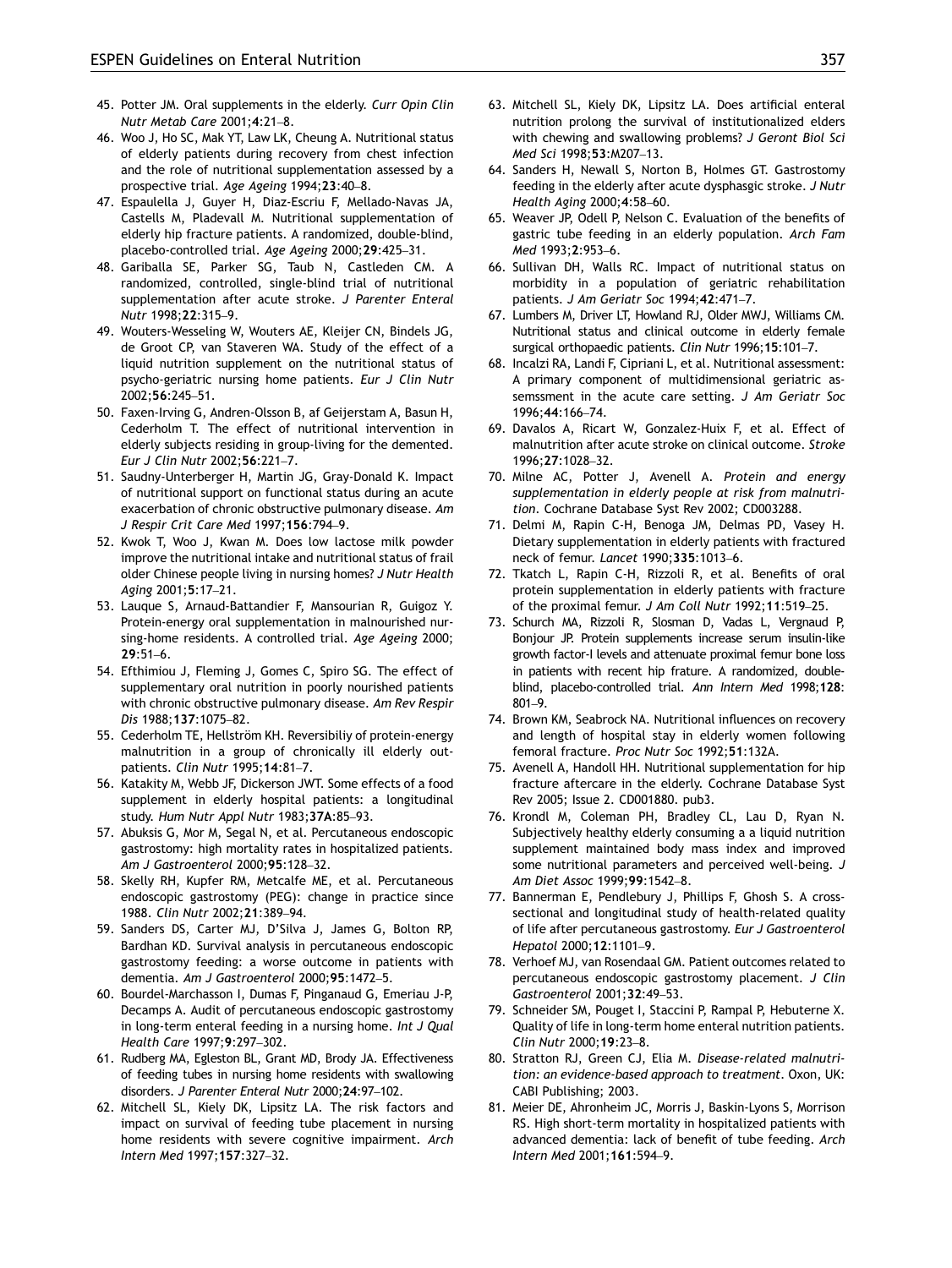45. Potter JM. Oral supplements in the elderly. *Curr Opin Clin Nutr Metab Care* 2001;**4**:21–8.
46. Woo J, Ho SC, Mak YT, Law LK, Cheung A. Nutritional status of elderly patients during recovery from chest infection and the role of nutritional supplementation assessed by a prospective trial. *Age Ageing* 1994;**23**:40–8.
47. Espaulella J, Guyer H, Diaz-Escriu F, Mellado-Navas JA, Castells M, Pladevall M. Nutritional supplementation of elderly hip fracture patients. A randomized, double-blind, placebo-controlled trial. *Age Ageing* 2000;**29**:425–31.
48. Gariballa SE, Parker SG, Taub N, Castleden CM. A randomized, controlled, single-blind trial of nutritional supplementation after acute stroke. *J Parenter Enteral Nutr* 1998;**22**:315–9.
49. Wouters-Wesseling W, Wouters AE, Kleijer CN, Bindels JG, de Groot CP, van Staveren WA. Study of the effect of a liquid nutrition supplement on the nutritional status of psycho-geriatric nursing home patients. *Eur J Clin Nutr* 2002;**56**:245–51.
50. Faxen-Irving G, Andren-Olsson B, af Geijerstam A, Basun H, Cederholm T. The effect of nutritional intervention in elderly subjects residing in group-living for the demented. *Eur J Clin Nutr* 2002;**56**:221–7.
51. Saudny-Unterberger H, Martin JG, Gray-Donald K. Impact of nutritional support on functional status during an acute exacerbation of chronic obstructive pulmonary disease. *Am J Respir Crit Care Med* 1997;**156**:794–9.
52. Kwok T, Woo J, Kwan M. Does low lactose milk powder improve the nutritional intake and nutritional status of frail older Chinese people living in nursing homes? *J Nutr Health Aging* 2001;**5**:17–21.
53. Lauque S, Arnaud-Battandier F, Mansourian R, Guigoz Y. Protein-energy oral supplementation in malnourished nursing-home residents. A controlled trial. *Age Ageing* 2000; **29**:51–6.
54. Efthimiou J, Fleming J, Gomes C, Spiro SG. The effect of supplementary oral nutrition in poorly nourished patients with chronic obstructive pulmonary disease. *Am Rev Respir Dis* 1988;**137**:1075–82.
55. Cederholm TE, Hellström KH. Reversibiliy of protein-energy malnutrition in a group of chronically ill elderly outpatients. *Clin Nutr* 1995;**14**:81–7.
56. Katakity M, Webb JF, Dickerson JWT. Some effects of a food supplement in elderly hospital patients: a longitudinal study. *Hum Nutr Appl Nutr* 1983;**37A**:85–93.
57. Abuksis G, Mor M, Segal N, et al. Percutaneous endoscopic gastrostomy: high mortality rates in hospitalized patients. *Am J Gastroenterol* 2000;**95**:128–32.
58. Skelly RH, Kupfer RM, Metcalfe ME, et al. Percutaneous endoscopic gastrostomy (PEG): change in practice since 1988. *Clin Nutr* 2002;**21**:389–94.
59. Sanders DS, Carter MJ, D'Silva J, James G, Bolton RP, Bardhan KD. Survival analysis in percutaneous endoscopic gastrostomy feeding: a worse outcome in patients with dementia. *Am J Gastroenterol* 2000;**95**:1472–5.
60. Bourdel-Marchasson I, Dumas F, Pinganaud G, Emeriau J-P, Decamps A. Audit of percutaneous endoscopic gastrostomy in long-term enteral feeding in a nursing home. *Int J Qual Health Care* 1997;**9**:297–302.
61. Rudberg MA, Egleston BL, Grant MD, Brody JA. Effectiveness of feeding tubes in nursing home residents with swallowing disorders. *J Parenter Enteral Nutr* 2000;**24**:97–102.
62. Mitchell SL, Kiely DK, Lipsitz LA. The risk factors and impact on survival of feeding tube placement in nursing home residents with severe cognitive impairment. *Arch Intern Med* 1997;**157**:327–32.
63. Mitchell SL, Kiely DK, Lipsitz LA. Does artificial enteral nutrition prolong the survival of institutionalized elders with chewing and swallowing problems? *J Geront Biol Sci Med Sci* 1998;**53**:M207–13.
64. Sanders H, Newall S, Norton B, Holmes GT. Gastrostomy feeding in the elderly after acute dysphasgic stroke. *J Nutr Health Aging* 2000;**4**:58–60.
65. Weaver JP, Odell P, Nelson C. Evaluation of the benefits of gastric tube feeding in an elderly population. *Arch Fam Med* 1993;**2**:953–6.
66. Sullivan DH, Walls RC. Impact of nutritional status on morbidity in a population of geriatric rehabilitation patients. *J Am Geriatr Soc* 1994;**42**:471–7.
67. Lumbers M, Driver LT, Howland RJ, Older MWJ, Williams CM. Nutritional status and clinical outcome in elderly female surgical orthopaedic patients. *Clin Nutr* 1996;**15**:101–7.
68. Incalzi RA, Landi F, Cipriani L, et al. Nutritional assessment: A primary component of multidimensional geriatric assemssment in the acute care setting. *J Am Geriatr Soc* 1996;**44**:166–74.
69. Davalos A, Ricart W, Gonzalez-Huix F, et al. Effect of malnutrition after acute stroke on clinical outcome. *Stroke* 1996;**27**:1028–32.
70. Milne AC, Potter J, Avenell A. *Protein and energy supplementation in elderly people at risk from malnutrition*. Cochrane Database Syst Rev 2002; CD003288.
71. Delmi M, Rapin C-H, Benoga JM, Delmas PD, Vasey H. Dietary supplementation in elderly patients with fractured neck of femur. *Lancet* 1990;**335**:1013–6.
72. Tkatch L, Rapin C-H, Rizzoli R, et al. Benefits of oral protein supplementation in elderly patients with fracture of the proximal femur. *J Am Coll Nutr* 1992;**11**:519–25.
73. Schurch MA, Rizzoli R, Slosman D, Vadas L, Vergnaud P, Bonjour JP. Protein supplements increase serum insulin-like growth factor-I levels and attenuate proximal femur bone loss in patients with recent hip frature. A randomized, double-blind, placebo-controlled trial. *Ann Intern Med* 1998;**128**: 801–9.
74. Brown KM, Seabrock NA. Nutritional influences on recovery and length of hospital stay in elderly women following femoral fracture. *Proc Nutr Soc* 1992;**51**:132A.
75. Avenell A, Handoll HH. Nutritional supplementation for hip fracture aftercare in the elderly. Cochrane Database Syst Rev 2005; Issue 2. CD001880. pub3.
76. Krondl M, Coleman PH, Bradley CL, Lau D, Ryan N. Subjectively healthy elderly consuming a a liquid nutrition supplement maintained body mass index and improved some nutritional parameters and perceived well-being. *J Am Diet Assoc* 1999;**99**:1542–8.
77. Bannerman E, Pendlebury J, Phillips F, Ghosh S. A cross-sectional and longitudinal study of health-related quality of life after percutaneous gastrostomy. *Eur J Gastroenterol Hepatol* 2000;**12**:1101–9.
78. Verhoef MJ, van Rosendaal GM. Patient outcomes related to percutaneous endoscopic gastrostomy placement. *J Clin Gastroenterol* 2001;**32**:49–53.
79. Schneider SM, Pouget I, Staccini P, Rampal P, Hebuterne X. Quality of life in long-term home enteral nutrition patients. *Clin Nutr* 2000;**19**:23–8.
80. Stratton RJ, Green CJ, Elia M. *Disease-related malnutrition: an evidence-based approach to treatment*. Oxon, UK: CABI Publishing; 2003.
81. Meier DE, Ahronheim JC, Morris J, Baskin-Lyons S, Morrison RS. High short-term mortality in hospitalized patients with advanced dementia: lack of benefit of tube feeding. *Arch Intern Med* 2001;**161**:594–9.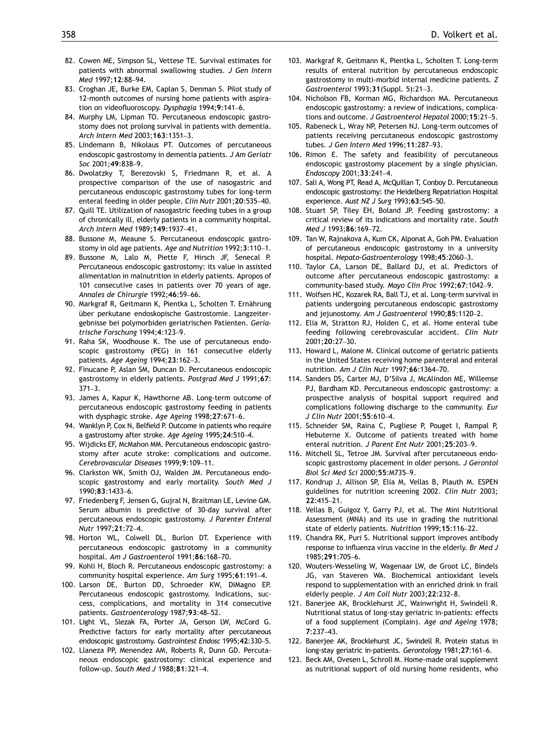82. Cowen ME, Simpson SL, Vettese TE. Survival estimates for patients with abnormal swallowing studies. *J Gen Intern Med* 1997;**12**:88–94.
83. Croghan JE, Burke EM, Caplan S, Denman S. Pilot study of 12-month outcomes of nursing home patients with aspiration on videofluoroscopy. *Dysphagia* 1994;**9**:141–6.
84. Murphy LM, Lipman TO. Percutaneous endoscopic gastrostomy does not prolong survival in patients with dementia. *Arch Intern Med* 2003;**163**:1351–3.
85. Lindemann B, Nikolaus PT. Outcomes of percutaneous endoscopic gastrostomy in dementia patients. *J Am Geriatr Soc* 2001;**49**:838–9.
86. Dwolatzky T, Berezovski S, Friedmann R, et al. A prospective comparison of the use of nasogastric and percutaneous endoscopic gastrostomy tubes for long-term enteral feeding in older people. *Clin Nutr* 2001;**20**:535–40.
87. Quill TE. Utilization of nasogastric feeding tubes in a group of chronically ill, elderly patients in a community hospital. *Arch Intern Med* 1989;**149**:1937–41.
88. Bussone M, Meaune S. Percutaneous endoscopic gastrostomy in old age patients. *Age and Nutrition* 1992;**3**:110–1.
89. Bussone M, Lalo M, Piette F, Hirsch JF, Senecal P. Percutaneous endoscopic gastrostomie: its value in assisted alimentation in malnutrition in elderly patients. Apropos of 101 consecutive cases in patients over 70 years of age. *Annales de Chirurgie* 1992;**46**:59–66.
90. Markgraf R, Geitmann K, Pientka L, Scholten T. Ernährung über perkutane endoskopische Gastrostomie. Langzeitergebnisse bei polymorbiden geriatrischen Patienten. *Geriatrische Forschung* 1994;**4**:123–9.
91. Raha SK, Woodhouse K. The use of percutaneous endoscopic gastrostomy (PEG) in 161 consecutive elderly patients. *Age Ageing* 1994;**23**:162–3.
92. Finucane P, Aslan SM, Duncan D. Percutaneous endoscopic gastrostomy in elderly patients. *Postgrad Med J* 1991;**67**:371–3.
93. James A, Kapur K, Hawthorne AB. Long-term outcome of percutaneous endoscopic gastrostomy feeding in patients with dysphagic stroke. *Age Ageing* 1998;**27**:671–6.
94. Wanklyn P, Cox N, Belfield P. Outcome in patients who require a gastrostomy after stroke. *Age Ageing* 1995;**24**:510–4.
95. Wijdicks EF, McMahon MM. Percutaneous endoscopic gastrostomy after acute stroke: complications and outcome. *Cerebrovascular Diseases* 1999;**9**:109–11.
96. Clarkston WK, Smith OJ, Walden JM. Percutaneous endoscopic gastrostomy and early mortality. *South Med J* 1990;**83**:1433–6.
97. Friedenberg F, Jensen G, Gujral N, Braitman LE, Levine GM. Serum albumin is predictive of 30-day survival after percutaneous endoscopic gastrostomy. *J Parenter Enteral Nutr* 1997;**21**:72–4.
98. Horton WL, Colwell DL, Burlon DT. Experience with percutaneous endoscopic gastrotomy in a community hospital. *Am J Gastroenterol* 1991;**86**:168–70.
99. Kohli H, Bloch R. Percutaneous endoscopic gastrostomy: a community hospital experience. *Am Surg* 1995;**61**:191–4.
100. Larson DE, Burton DD, Schroeder KW, DiMagno EP. Percutaneous endoscopic gastrostomy. Indications, success, complications, and mortality in 314 consecutive patients. *Gastroenterology* 1987;**93**:48–52.
101. Light VL, Slezak FA, Porter JA, Gerson LW, McCord G. Predictive factors for early mortality after percutaneous endoscopic gastrostomy. *Gastrointest Endosc* 1995;**42**:330–5.
102. Llaneza PP, Menendez AM, Roberts R, Dunn GD. Percutaneous endoscopic gastrostomy: clinical experience and follow-up. *South Med J* 1988;**81**:321–4.
103. Markgraf R, Geitmann K, Pientka L, Scholten T. Long-term results of enteral nutrition by percutaneous endoscopic gastrostomy in multi-morbid internal medicine patients. *Z Gastroenterol* 1993;**31**(Suppl. 5):21–3.
104. Nicholson FB, Korman MG, Richardson MA. Percutaneous endoscopic gastrostomy: a review of indications, complications and outcome. *J Gastroenterol Hepatol* 2000;**15**:21–5.
105. Rabeneck L, Wray NP, Petersen NJ. Long-term outcomes of patients receiving percutaneous endoscopic gastrostomy tubes. *J Gen Intern Med* 1996;**11**:287–93.
106. Rimon E. The safety and feasibility of percutaneous endoscopic gastrostomy placement by a single physician. *Endoscopy* 2001;**33**:241–4.
107. Sali A, Wong PT, Read A, McQuillan T, Conboy D. Percutaneous endoscopic gastrostomy: the Heidelberg Repatriation Hospital experience. *Aust NZ J Surg* 1993;**63**:545–50.
108. Stuart SP, Tiley EH, Boland JP. Feeding gastrostomy: a critical review of its indications and mortality rate. *South Med J* 1993;**86**:169–72.
109. Tan W, Rajnakova A, Kum CK, Alponat A, Goh PM. Evaluation of percutaneous endoscopic gastrostomy in a university hospital. *Hepato-Gastroenterology* 1998;**45**:2060–3.
110. Taylor CA, Larson DE, Ballard DJ, et al. Predictors of outcome after percutaneous endoscopic gastrostomy: a community-based study. *Mayo Clin Proc* 1992;**67**:1042–9.
111. Wolfsen HC, Kozarek RA, Ball TJ, et al. Long-term survival in patients undergoing percutaneous endoscopic gastrostomy and jejunostomy. *Am J Gastroenterol* 1990;**85**:1120–2.
112. Elia M, Stratton RJ, Holden C, et al. Home enteral tube feeding following cerebrovascular accident. *Clin Nutr* 2001;**20**:27–30.
113. Howard L, Malone M. Clinical outcome of geriatric patients in the United States receiving home parenteral and enteral nutrition. *Am J Clin Nutr* 1997;**66**:1364–70.
114. Sanders DS, Carter MJ, D'Silva J, McAlindon ME, Willemse PJ, Bardham KD. Percutaneous endoscopic gastrostomy: a prospective analysis of hospital support required and complications following discharge to the community. *Eur J Clin Nutr* 2001;**55**:610–4.
115. Schneider SM, Raina C, Pugliese P, Pouget I, Rampal P, Hebuterne X. Outcome of patients treated with home enteral nutrition. *J Parent Ent Nutr* 2001;**25**:203–9.
116. Mitchell SL, Tetroe JM. Survival after percutaneous endoscopic gastrostomy placement in older persons. *J Gerontol Biol Sci Med Sci* 2000;**55**:M735–9.
117. Kondrup J, Allison SP, Elia M, Vellas B, Plauth M. ESPEN guidelines for nutrition screening 2002. *Clin Nutr* 2003;**22**:415–21.
118. Vellas B, Guigoz Y, Garry PJ, et al. The Mini Nutritional Assessment (MNA) and its use in grading the nutritional state of elderly patients. *Nutrition* 1999;**15**:116–22.
119. Chandra RK, Puri S. Nutritional support improves antibody response to influenza virus vaccine in the elderly. *Br Med J* 1985;**291**:705–6.
120. Wouters-Wesseling W, Wagenaar LW, de Groot LC, Bindels JG, van Staveren WA. Biochemical antioxidant levels respond to supplementation with an enriched drink in frail elderly people. *J Am Coll Nutr* 2003;**22**:232–8.
121. Banerjee AK, Brocklehurst JC, Wainwright H, Swindell R. Nutritional status of long-stay geriatric in-patients: effects of a food supplement (Complain). *Age and Ageing* 1978;**7**:237–43.
122. Banerjee AK, Brocklehurst JC, Swindell R. Protein status in long-stay geriatric in-patients. *Gerontology* 1981;**27**:161–6.
123. Beck AM, Ovesen L, Schroll M. Home-made oral supplement as nutritional support of old nursing home residents, who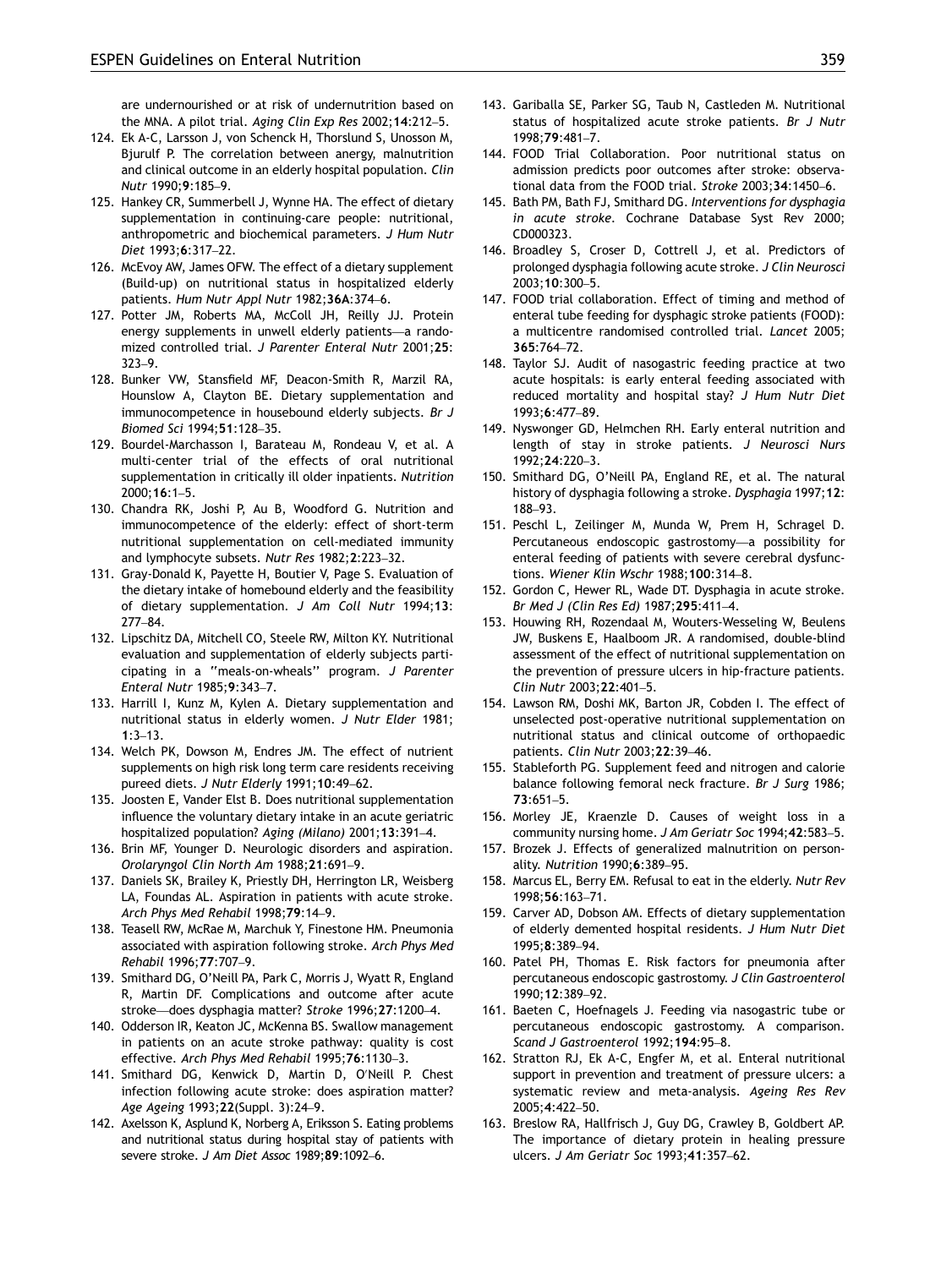are undernourished or at risk of undernutrition based on the MNA. A pilot trial. *Aging Clin Exp Res* 2002;**14**:212–5.

124. Ek A-C, Larsson J, von Schenck H, Thorslund S, Unosson M, Bjurulf P. The correlation between anergy, malnutrition and clinical outcome in an elderly hospital population. *Clin Nutr* 1990;**9**:185–9.
125. Hankey CR, Summerbell J, Wynne HA. The effect of dietary supplementation in continuing-care people: nutritional, anthropometric and biochemical parameters. *J Hum Nutr Diet* 1993;**6**:317–22.
126. McEvoy AW, James OFW. The effect of a dietary supplement (Build-up) on nutritional status in hospitalized elderly patients. *Hum Nutr Appl Nutr* 1982;**36A**:374–6.
127. Potter JM, Roberts MA, McColl JH, Reilly JJ. Protein energy supplements in unwell elderly patients—a randomized controlled trial. *J Parenter Enteral Nutr* 2001;**25**: 323–9.
128. Bunker VW, Stansfield MF, Deacon-Smith R, Marzil RA, Hounslow A, Clayton BE. Dietary supplementation and immunocompetence in housebound elderly subjects. *Br J Biomed Sci* 1994;**51**:128–35.
129. Bourdel-Marchasson I, Barateau M, Rondeau V, et al. A multi-center trial of the effects of oral nutritional supplementation in critically ill older inpatients. *Nutrition* 2000;**16**:1–5.
130. Chandra RK, Joshi P, Au B, Woodford G. Nutrition and immunocompetence of the elderly: effect of short-term nutritional supplementation on cell-mediated immunity and lymphocyte subsets. *Nutr Res* 1982;**2**:223–32.
131. Gray-Donald K, Payette H, Boutier V, Page S. Evaluation of the dietary intake of homebound elderly and the feasibility of dietary supplementation. *J Am Coll Nutr* 1994;**13**: 277–84.
132. Lipschitz DA, Mitchell CO, Steele RW, Milton KY. Nutritional evaluation and supplementation of elderly subjects participating in a "meals-on-wheels" program. *J Parenter Enteral Nutr* 1985;**9**:343–7.
133. Harrill I, Kunz M, Kylen A. Dietary supplementation and nutritional status in elderly women. *J Nutr Elder* 1981; **1**:3–13.
134. Welch PK, Dowson M, Endres JM. The effect of nutrient supplements on high risk long term care residents receiving pureed diets. *J Nutr Elderly* 1991;**10**:49–62.
135. Joosten E, Vander Elst B. Does nutritional supplementation influence the voluntary dietary intake in an acute geriatric hospitalized population? *Aging (Milano)* 2001;**13**:391–4.
136. Brin MF, Younger D. Neurologic disorders and aspiration. *Orolaryngol Clin North Am* 1988;**21**:691–9.
137. Daniels SK, Brailey K, Priestly DH, Herrington LR, Weisberg LA, Foundas AL. Aspiration in patients with acute stroke. *Arch Phys Med Rehabil* 1998;**79**:14–9.
138. Teasell RW, McRae M, Marchuk Y, Finestone HM. Pneumonia associated with aspiration following stroke. *Arch Phys Med Rehabil* 1996;**77**:707–9.
139. Smithard DG, O'Neill PA, Park C, Morris J, Wyatt R, England R, Martin DF. Complications and outcome after acute stroke—does dysphagia matter? *Stroke* 1996;**27**:1200–4.
140. Odderson IR, Keaton JC, McKenna BS. Swallow management in patients on an acute stroke pathway: quality is cost effective. *Arch Phys Med Rehabil* 1995;**76**:1130–3.
141. Smithard DG, Kenwick D, Martin D, O'Neill P. Chest infection following acute stroke: does aspiration matter? *Age Ageing* 1993;**22**(Suppl. 3):24–9.
142. Axelsson K, Asplund K, Norberg A, Eriksson S. Eating problems and nutritional status during hospital stay of patients with severe stroke. *J Am Diet Assoc* 1989;**89**:1092–6.
143. Gariballa SE, Parker SG, Taub N, Castleden M. Nutritional status of hospitalized acute stroke patients. *Br J Nutr* 1998;**79**:481–7.
144. FOOD Trial Collaboration. Poor nutritional status on admission predicts poor outcomes after stroke: observational data from the FOOD trial. *Stroke* 2003;**34**:1450–6.
145. Bath PM, Bath FJ, Smithard DG. *Interventions for dysphagia in acute stroke*. Cochrane Database Syst Rev 2000; CD000323.
146. Broadley S, Croser D, Cottrell J, et al. Predictors of prolonged dysphagia following acute stroke. *J Clin Neurosci* 2003;**10**:300–5.
147. FOOD trial collaboration. Effect of timing and method of enteral tube feeding for dysphagic stroke patients (FOOD): a multicentre randomised controlled trial. *Lancet* 2005; **365**:764–72.
148. Taylor SJ. Audit of nasogastric feeding practice at two acute hospitals: is early enteral feeding associated with reduced mortality and hospital stay? *J Hum Nutr Diet* 1993;**6**:477–89.
149. Nyswonger GD, Helmchen RH. Early enteral nutrition and length of stay in stroke patients. *J Neurosci Nurs* 1992;**24**:220–3.
150. Smithard DG, O'Neill PA, England RE, et al. The natural history of dysphagia following a stroke. *Dysphagia* 1997;**12**: 188–93.
151. Peschl L, Zeilinger M, Munda W, Prem H, Schragel D. Percutaneous endoscopic gastrostomy—a possibility for enteral feeding of patients with severe cerebral dysfunctions. *Wiener Klin Wschr* 1988;**100**:314–8.
152. Gordon C, Hewer RL, Wade DT. Dysphagia in acute stroke. *Br Med J (Clin Res Ed)* 1987;**295**:411–4.
153. Houwing RH, Rozendaal M, Wouters-Wesseling W, Beulens JW, Buskens E, Haalboom JR. A randomised, double-blind assessment of the effect of nutritional supplementation on the prevention of pressure ulcers in hip-fracture patients. *Clin Nutr* 2003;**22**:401–5.
154. Lawson RM, Doshi MK, Barton JR, Cobden I. The effect of unselected post-operative nutritional supplementation on nutritional status and clinical outcome of orthopaedic patients. *Clin Nutr* 2003;**22**:39–46.
155. Stableforth PG. Supplement feed and nitrogen and calorie balance following femoral neck fracture. *Br J Surg* 1986; **73**:651–5.
156. Morley JE, Kraenzle D. Causes of weight loss in a community nursing home. *J Am Geriatr Soc* 1994;**42**:583–5.
157. Brozek J. Effects of generalized malnutrition on personality. *Nutrition* 1990;**6**:389–95.
158. Marcus EL, Berry EM. Refusal to eat in the elderly. *Nutr Rev* 1998;**56**:163–71.
159. Carver AD, Dobson AM. Effects of dietary supplementation of elderly demented hospital residents. *J Hum Nutr Diet* 1995;**8**:389–94.
160. Patel PH, Thomas E. Risk factors for pneumonia after percutaneous endoscopic gastrostomy. *J Clin Gastroenterol* 1990;**12**:389–92.
161. Baeten C, Hoefnagels J. Feeding via nasogastric tube or percutaneous endoscopic gastrostomy. A comparison. *Scand J Gastroenterol* 1992;**194**:95–8.
162. Stratton RJ, Ek A-C, Engfer M, et al. Enteral nutritional support in prevention and treatment of pressure ulcers: a systematic review and meta-analysis. *Ageing Res Rev* 2005;**4**:422–50.
163. Breslow RA, Hallfrisch J, Guy DG, Crawley B, Goldbert AP. The importance of dietary protein in healing pressure ulcers. *J Am Geriatr Soc* 1993;**41**:357–62.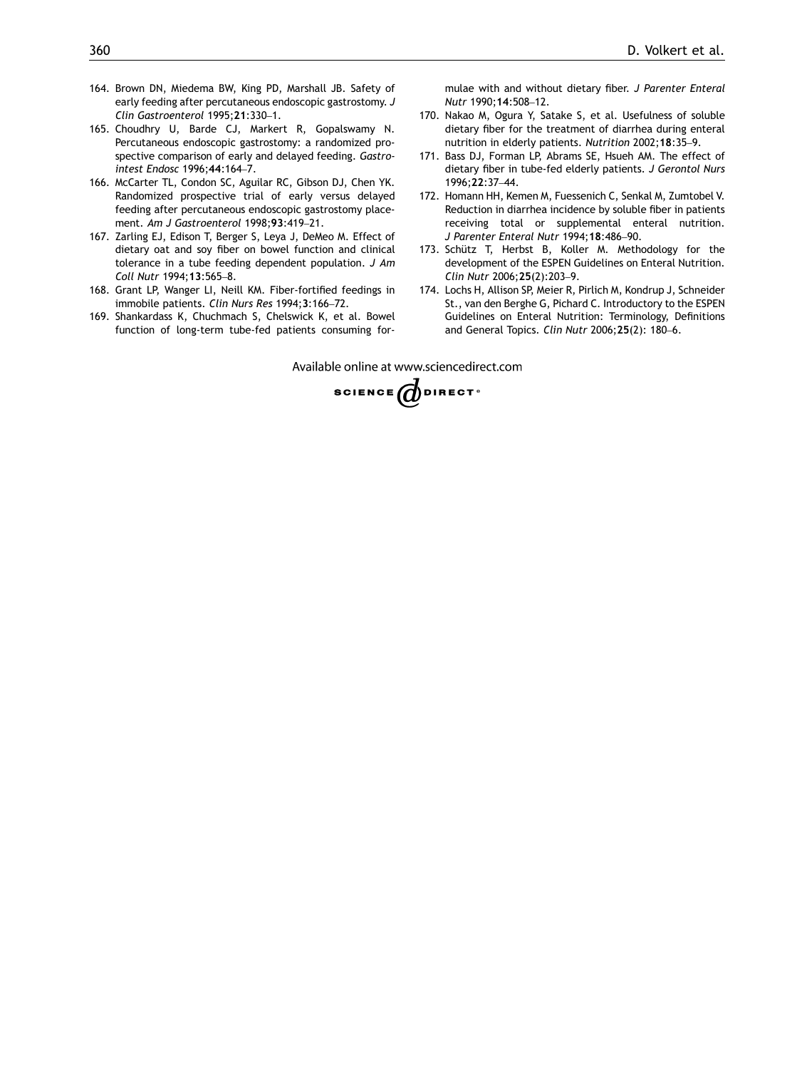164. Brown DN, Miedema BW, King PD, Marshall JB. Safety of early feeding after percutaneous endoscopic gastrostomy. *J Clin Gastroenterol* 1995;**21**:330–1.
165. Choudhry U, Barde CJ, Markert R, Gopalswamy N. Percutaneous endoscopic gastrostomy: a randomized prospective comparison of early and delayed feeding. *Gastrointest Endosc* 1996;**44**:164–7.
166. McCarter TL, Condon SC, Aguilar RC, Gibson DJ, Chen YK. Randomized prospective trial of early versus delayed feeding after percutaneous endoscopic gastrostomy placement. *Am J Gastroenterol* 1998;**93**:419–21.
167. Zarling EJ, Edison T, Berger S, Leya J, DeMeo M. Effect of dietary oat and soy fiber on bowel function and clinical tolerance in a tube feeding dependent population. *J Am Coll Nutr* 1994;**13**:565–8.
168. Grant LP, Wanger LI, Neill KM. Fiber-fortified feedings in immobile patients. *Clin Nurs Res* 1994;**3**:166–72.
169. Shankardass K, Chuchmach S, Chelswick K, et al. Bowel function of long-term tube-fed patients consuming formulae with and without dietary fiber. *J Parenter Enteral Nutr* 1990;**14**:508–12.
170. Nakao M, Ogura Y, Satake S, et al. Usefulness of soluble dietary fiber for the treatment of diarrhea during enteral nutrition in elderly patients. *Nutrition* 2002;**18**:35–9.
171. Bass DJ, Forman LP, Abrams SE, Hsueh AM. The effect of dietary fiber in tube-fed elderly patients. *J Gerontol Nurs* 1996;**22**:37–44.
172. Homann HH, Kemen M, Fuessenich C, Senkal M, Zumtobel V. Reduction in diarrhea incidence by soluble fiber in patients receiving total or supplemental enteral nutrition. *J Parenter Enteral Nutr* 1994;**18**:486–90.
173. Schütz T, Herbst B, Koller M. Methodology for the development of the ESPEN Guidelines on Enteral Nutrition. *Clin Nutr* 2006;**25**(2):203–9.
174. Lochs H, Allison SP, Meier R, Pirlich M, Kondrup J, Schneider St., van den Berghe G, Pichard C. Introductory to the ESPEN Guidelines on Enteral Nutrition: Terminology, Definitions and General Topics. *Clin Nutr* 2006;**25**(2): 180–6.

Available online at www.sciencedirect.com

SCIENCE DIRECT®